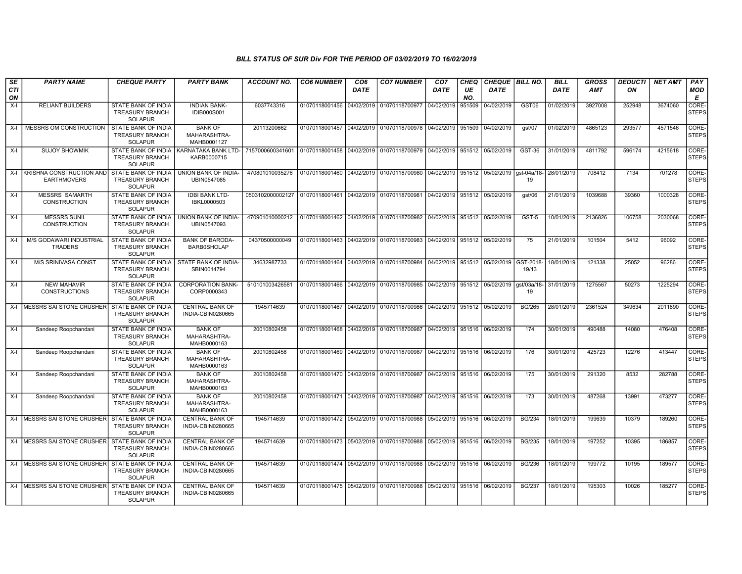*BILL STATUS OF SUR Div FOR THE PERIOD OF 03/02/2019 TO 16/02/2019*

| SECTION | PARTY NAME | CHEQUE PARTY | PARTY BANK | ACCOUNT NO. | CO6 NUMBER | CO6 DATE | CO7 NUMBER | CO7 DATE | CHEQUE NO. | CHEQUE DATE | BILL NO. | BILL DATE | GROSS AMT | DEDUCTION | NET AMT | PAY MODE |
|---|---|---|---|---|---|---|---|---|---|---|---|---|---|---|---|---|
| X-I | RELIANT BUILDERS | STATE BANK OF INDIA TREASURY BRANCH SOLAPUR | INDIAN BANK-IDIB000S001 | 6037743316 | 01070118001456 | 04/02/2019 | 01070118700977 | 04/02/2019 | 951509 | 04/02/2019 | GST06 | 01/02/2019 | 3927008 | 252948 | 3674060 | CORE-STEPS |
| X-I | MESSRS OM CONSTRUCTION | STATE BANK OF INDIA TREASURY BRANCH SOLAPUR | BANK OF MAHARASHTRA-MAHB0001127 | 20113200662 | 01070118001457 | 04/02/2019 | 01070118700978 | 04/02/2019 | 951509 | 04/02/2019 | gst/07 | 01/02/2019 | 4865123 | 293577 | 4571546 | CORE-STEPS |
| X-I | SUJOY BHOWMIK | STATE BANK OF INDIA TREASURY BRANCH SOLAPUR | KARNATAKA BANK LTD-KARB0000715 | 7157000600341601 | 01070118001458 | 04/02/2019 | 01070118700979 | 04/02/2019 | 951512 | 05/02/2019 | GST-36 | 31/01/2019 | 4811792 | 596174 | 4215618 | CORE-STEPS |
| X-I | KRISHNA CONSTRUCTION AND EARTHMOVERS | STATE BANK OF INDIA TREASURY BRANCH SOLAPUR | UNION BANK OF INDIA-UBIN0547085 | 470801010035276 | 01070118001460 | 04/02/2019 | 01070118700980 | 04/02/2019 | 951512 | 05/02/2019 | gst-04a/18-19 | 28/01/2019 | 708412 | 7134 | 701278 | CORE-STEPS |
| X-I | MESSRS SAMARTH CONSTRUCTION | STATE BANK OF INDIA TREASURY BRANCH SOLAPUR | IDBI BANK LTD-IBKL0000503 | 0503102000002127 | 01070118001461 | 04/02/2019 | 01070118700981 | 04/02/2019 | 951512 | 05/02/2019 | gst/06 | 21/01/2019 | 1039688 | 39360 | 1000328 | CORE-STEPS |
| X-I | MESSRS SUNIL CONSTRUCTION | STATE BANK OF INDIA TREASURY BRANCH SOLAPUR | UNION BANK OF INDIA-UBIN0547093 | 470901010000212 | 01070118001462 | 04/02/2019 | 01070118700982 | 04/02/2019 | 951512 | 05/02/2019 | GST-5 | 10/01/2019 | 2136826 | 106758 | 2030068 | CORE-STEPS |
| X-I | M/S GODAWARI INDUSTRIAL TRADERS | STATE BANK OF INDIA TREASURY BRANCH SOLAPUR | BANK OF BARODA-BARB0SHOLAP | 04370500000049 | 01070118001463 | 04/02/2019 | 01070118700983 | 04/02/2019 | 951512 | 05/02/2019 | 75 | 21/01/2019 | 101504 | 5412 | 96092 | CORE-STEPS |
| X-I | M/S SRINIVASA CONST | STATE BANK OF INDIA TREASURY BRANCH SOLAPUR | STATE BANK OF INDIA-SBIN0014794 | 34632987733 | 01070118001464 | 04/02/2019 | 01070118700984 | 04/02/2019 | 951512 | 05/02/2019 | GST-2018-19/13 | 18/01/2019 | 121338 | 25052 | 96286 | CORE-STEPS |
| X-I | NEW MAHAVIR CONSTRUCTIONS | STATE BANK OF INDIA TREASURY BRANCH SOLAPUR | CORPORATION BANK-CORP0000343 | 510101003426581 | 01070118001466 | 04/02/2019 | 01070118700985 | 04/02/2019 | 951512 | 05/02/2019 | gst/03a/18-19 | 31/01/2019 | 1275567 | 50273 | 1225294 | CORE-STEPS |
| X-I | MESSRS SAI STONE CRUSHER | STATE BANK OF INDIA TREASURY BRANCH SOLAPUR | CENTRAL BANK OF INDIA-CBIN0280665 | 1945714639 | 01070118001467 | 04/02/2019 | 01070118700986 | 04/02/2019 | 951512 | 05/02/2019 | BG/265 | 28/01/2019 | 2361524 | 349634 | 2011890 | CORE-STEPS |
| X-I | Sandeep Roopchandani | STATE BANK OF INDIA TREASURY BRANCH SOLAPUR | BANK OF MAHARASHTRA-MAHB0000163 | 20010802458 | 01070118001468 | 04/02/2019 | 01070118700987 | 04/02/2019 | 951516 | 06/02/2019 | 174 | 30/01/2019 | 490488 | 14080 | 476408 | CORE-STEPS |
| X-I | Sandeep Roopchandani | STATE BANK OF INDIA TREASURY BRANCH SOLAPUR | BANK OF MAHARASHTRA-MAHB0000163 | 20010802458 | 01070118001469 | 04/02/2019 | 01070118700987 | 04/02/2019 | 951516 | 06/02/2019 | 176 | 30/01/2019 | 425723 | 12276 | 413447 | CORE-STEPS |
| X-I | Sandeep Roopchandani | STATE BANK OF INDIA TREASURY BRANCH SOLAPUR | BANK OF MAHARASHTRA-MAHB0000163 | 20010802458 | 01070118001470 | 04/02/2019 | 01070118700987 | 04/02/2019 | 951516 | 06/02/2019 | 175 | 30/01/2019 | 291320 | 8532 | 282788 | CORE-STEPS |
| X-I | Sandeep Roopchandani | STATE BANK OF INDIA TREASURY BRANCH SOLAPUR | BANK OF MAHARASHTRA-MAHB0000163 | 20010802458 | 01070118001471 | 04/02/2019 | 01070118700987 | 04/02/2019 | 951516 | 06/02/2019 | 173 | 30/01/2019 | 487268 | 13991 | 473277 | CORE-STEPS |
| X-I | MESSRS SAI STONE CRUSHER | STATE BANK OF INDIA TREASURY BRANCH SOLAPUR | CENTRAL BANK OF INDIA-CBIN0280665 | 1945714639 | 01070118001472 | 05/02/2019 | 01070118700988 | 05/02/2019 | 951516 | 06/02/2019 | BG/234 | 18/01/2019 | 199639 | 10379 | 189260 | CORE-STEPS |
| X-I | MESSRS SAI STONE CRUSHER | STATE BANK OF INDIA TREASURY BRANCH SOLAPUR | CENTRAL BANK OF INDIA-CBIN0280665 | 1945714639 | 01070118001473 | 05/02/2019 | 01070118700988 | 05/02/2019 | 951516 | 06/02/2019 | BG/235 | 18/01/2019 | 197252 | 10395 | 186857 | CORE-STEPS |
| X-I | MESSRS SAI STONE CRUSHER | STATE BANK OF INDIA TREASURY BRANCH SOLAPUR | CENTRAL BANK OF INDIA-CBIN0280665 | 1945714639 | 01070118001474 | 05/02/2019 | 01070118700988 | 05/02/2019 | 951516 | 06/02/2019 | BG/236 | 18/01/2019 | 199772 | 10195 | 189577 | CORE-STEPS |
| X-I | MESSRS SAI STONE CRUSHER | STATE BANK OF INDIA TREASURY BRANCH SOLAPUR | CENTRAL BANK OF INDIA-CBIN0280665 | 1945714639 | 01070118001475 | 05/02/2019 | 01070118700988 | 05/02/2019 | 951516 | 06/02/2019 | BG/237 | 18/01/2019 | 195303 | 10026 | 185277 | CORE-STEPS |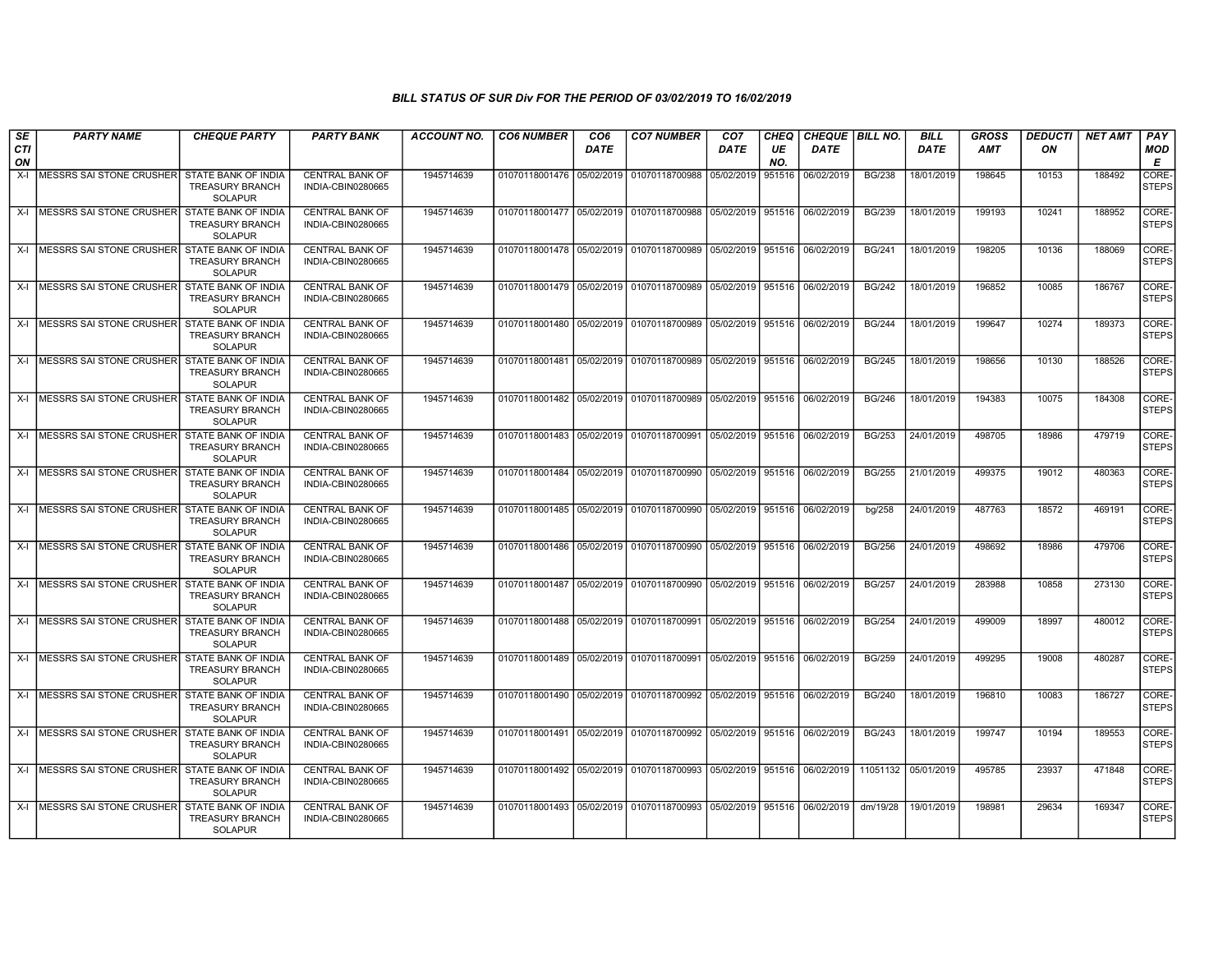### BILL STATUS OF SUR Div FOR THE PERIOD OF 03/02/2019 TO 16/02/2019

| SECTION | PARTY NAME | CHEQUE PARTY | PARTY BANK | ACCOUNT NO. | CO6 NUMBER | CO6 DATE | CO7 NUMBER | CO7 DATE | CHEQUE NO. | CHEQUE DATE | BILL NO. | BILL DATE | GROSS AMT | DEDUCTION | NET AMT | PAY MODE |
|---|---|---|---|---|---|---|---|---|---|---|---|---|---|---|---|---|
| X-I | MESSRS SAI STONE CRUSHER | STATE BANK OF INDIA TREASURY BRANCH SOLAPUR | CENTRAL BANK OF INDIA-CBIN0280665 | 1945714639 | 01070118001476 | 05/02/2019 | 01070118700988 | 05/02/2019 | 951516 | 06/02/2019 | BG/238 | 18/01/2019 | 198645 | 10153 | 188492 | CORE-STEPS |
| X-I | MESSRS SAI STONE CRUSHER | STATE BANK OF INDIA TREASURY BRANCH SOLAPUR | CENTRAL BANK OF INDIA-CBIN0280665 | 1945714639 | 01070118001477 | 05/02/2019 | 01070118700988 | 05/02/2019 | 951516 | 06/02/2019 | BG/239 | 18/01/2019 | 199193 | 10241 | 188952 | CORE-STEPS |
| X-I | MESSRS SAI STONE CRUSHER | STATE BANK OF INDIA TREASURY BRANCH SOLAPUR | CENTRAL BANK OF INDIA-CBIN0280665 | 1945714639 | 01070118001478 | 05/02/2019 | 01070118700989 | 05/02/2019 | 951516 | 06/02/2019 | BG/241 | 18/01/2019 | 198205 | 10136 | 188069 | CORE-STEPS |
| X-I | MESSRS SAI STONE CRUSHER | STATE BANK OF INDIA TREASURY BRANCH SOLAPUR | CENTRAL BANK OF INDIA-CBIN0280665 | 1945714639 | 01070118001479 | 05/02/2019 | 01070118700989 | 05/02/2019 | 951516 | 06/02/2019 | BG/242 | 18/01/2019 | 196852 | 10085 | 186767 | CORE-STEPS |
| X-I | MESSRS SAI STONE CRUSHER | STATE BANK OF INDIA TREASURY BRANCH SOLAPUR | CENTRAL BANK OF INDIA-CBIN0280665 | 1945714639 | 01070118001480 | 05/02/2019 | 01070118700989 | 05/02/2019 | 951516 | 06/02/2019 | BG/244 | 18/01/2019 | 199647 | 10274 | 189373 | CORE-STEPS |
| X-I | MESSRS SAI STONE CRUSHER | STATE BANK OF INDIA TREASURY BRANCH SOLAPUR | CENTRAL BANK OF INDIA-CBIN0280665 | 1945714639 | 01070118001481 | 05/02/2019 | 01070118700989 | 05/02/2019 | 951516 | 06/02/2019 | BG/245 | 18/01/2019 | 198656 | 10130 | 188526 | CORE-STEPS |
| X-I | MESSRS SAI STONE CRUSHER | STATE BANK OF INDIA TREASURY BRANCH SOLAPUR | CENTRAL BANK OF INDIA-CBIN0280665 | 1945714639 | 01070118001482 | 05/02/2019 | 01070118700989 | 05/02/2019 | 951516 | 06/02/2019 | BG/246 | 18/01/2019 | 194383 | 10075 | 184308 | CORE-STEPS |
| X-I | MESSRS SAI STONE CRUSHER | STATE BANK OF INDIA TREASURY BRANCH SOLAPUR | CENTRAL BANK OF INDIA-CBIN0280665 | 1945714639 | 01070118001483 | 05/02/2019 | 01070118700991 | 05/02/2019 | 951516 | 06/02/2019 | BG/253 | 24/01/2019 | 498705 | 18986 | 479719 | CORE-STEPS |
| X-I | MESSRS SAI STONE CRUSHER | STATE BANK OF INDIA TREASURY BRANCH SOLAPUR | CENTRAL BANK OF INDIA-CBIN0280665 | 1945714639 | 01070118001484 | 05/02/2019 | 01070118700990 | 05/02/2019 | 951516 | 06/02/2019 | BG/255 | 21/01/2019 | 499375 | 19012 | 480363 | CORE-STEPS |
| X-I | MESSRS SAI STONE CRUSHER | STATE BANK OF INDIA TREASURY BRANCH SOLAPUR | CENTRAL BANK OF INDIA-CBIN0280665 | 1945714639 | 01070118001485 | 05/02/2019 | 01070118700990 | 05/02/2019 | 951516 | 06/02/2019 | bg/258 | 24/01/2019 | 487763 | 18572 | 469191 | CORE-STEPS |
| X-I | MESSRS SAI STONE CRUSHER | STATE BANK OF INDIA TREASURY BRANCH SOLAPUR | CENTRAL BANK OF INDIA-CBIN0280665 | 1945714639 | 01070118001486 | 05/02/2019 | 01070118700990 | 05/02/2019 | 951516 | 06/02/2019 | BG/256 | 24/01/2019 | 498692 | 18986 | 479706 | CORE-STEPS |
| X-I | MESSRS SAI STONE CRUSHER | STATE BANK OF INDIA TREASURY BRANCH SOLAPUR | CENTRAL BANK OF INDIA-CBIN0280665 | 1945714639 | 01070118001487 | 05/02/2019 | 01070118700990 | 05/02/2019 | 951516 | 06/02/2019 | BG/257 | 24/01/2019 | 283988 | 10858 | 273130 | CORE-STEPS |
| X-I | MESSRS SAI STONE CRUSHER | STATE BANK OF INDIA TREASURY BRANCH SOLAPUR | CENTRAL BANK OF INDIA-CBIN0280665 | 1945714639 | 01070118001488 | 05/02/2019 | 01070118700991 | 05/02/2019 | 951516 | 06/02/2019 | BG/254 | 24/01/2019 | 499009 | 18997 | 480012 | CORE-STEPS |
| X-I | MESSRS SAI STONE CRUSHER | STATE BANK OF INDIA TREASURY BRANCH SOLAPUR | CENTRAL BANK OF INDIA-CBIN0280665 | 1945714639 | 01070118001489 | 05/02/2019 | 01070118700991 | 05/02/2019 | 951516 | 06/02/2019 | BG/259 | 24/01/2019 | 499295 | 19008 | 480287 | CORE-STEPS |
| X-I | MESSRS SAI STONE CRUSHER | STATE BANK OF INDIA TREASURY BRANCH SOLAPUR | CENTRAL BANK OF INDIA-CBIN0280665 | 1945714639 | 01070118001490 | 05/02/2019 | 01070118700992 | 05/02/2019 | 951516 | 06/02/2019 | BG/240 | 18/01/2019 | 196810 | 10083 | 186727 | CORE-STEPS |
| X-I | MESSRS SAI STONE CRUSHER | STATE BANK OF INDIA TREASURY BRANCH SOLAPUR | CENTRAL BANK OF INDIA-CBIN0280665 | 1945714639 | 01070118001491 | 05/02/2019 | 01070118700992 | 05/02/2019 | 951516 | 06/02/2019 | BG/243 | 18/01/2019 | 199747 | 10194 | 189553 | CORE-STEPS |
| X-I | MESSRS SAI STONE CRUSHER | STATE BANK OF INDIA TREASURY BRANCH SOLAPUR | CENTRAL BANK OF INDIA-CBIN0280665 | 1945714639 | 01070118001492 | 05/02/2019 | 01070118700993 | 05/02/2019 | 951516 | 06/02/2019 | 11051132 | 05/01/2019 | 495785 | 23937 | 471848 | CORE-STEPS |
| X-I | MESSRS SAI STONE CRUSHER | STATE BANK OF INDIA TREASURY BRANCH SOLAPUR | CENTRAL BANK OF INDIA-CBIN0280665 | 1945714639 | 01070118001493 | 05/02/2019 | 01070118700993 | 05/02/2019 | 951516 | 06/02/2019 | dm/19/28 | 19/01/2019 | 198981 | 29634 | 169347 | CORE-STEPS |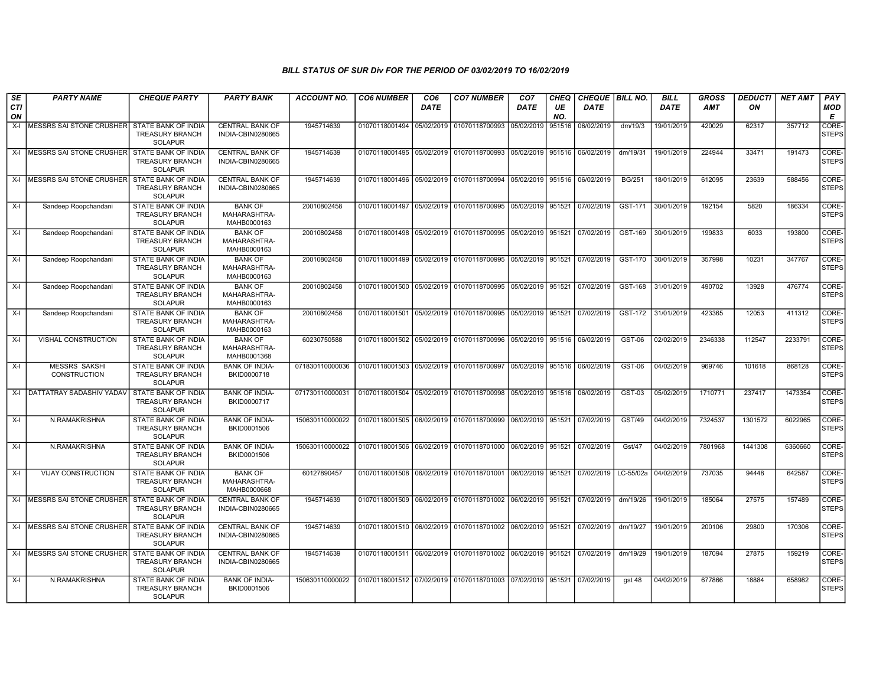# BILL STATUS OF SUR Div FOR THE PERIOD OF 03/02/2019 TO 16/02/2019

| SECTION | PARTY NAME | CHEQUE PARTY | PARTY BANK | ACCOUNT NO. | CO6 NUMBER | CO6 DATE | CO7 NUMBER | CO7 DATE | CHEQUE NO. | CHEQUE DATE | BILL NO. | BILL DATE | GROSS AMT | DEDUCTION | NET AMT | PAY MODE |
|---|---|---|---|---|---|---|---|---|---|---|---|---|---|---|---|---|
| X-I | MESSRS SAI STONE CRUSHER | STATE BANK OF INDIA TREASURY BRANCH SOLAPUR | CENTRAL BANK OF INDIA-CBIN0280665 | 1945714639 | 01070118001494 | 05/02/2019 | 01070118700993 | 05/02/2019 | 951516 | 06/02/2019 | dm/19/3 | 19/01/2019 | 420029 | 62317 | 357712 | CORE-STEPS |
| X-I | MESSRS SAI STONE CRUSHER | STATE BANK OF INDIA TREASURY BRANCH SOLAPUR | CENTRAL BANK OF INDIA-CBIN0280665 | 1945714639 | 01070118001495 | 05/02/2019 | 01070118700993 | 05/02/2019 | 951516 | 06/02/2019 | dm/19/31 | 19/01/2019 | 224944 | 33471 | 191473 | CORE-STEPS |
| X-I | MESSRS SAI STONE CRUSHER | STATE BANK OF INDIA TREASURY BRANCH SOLAPUR | CENTRAL BANK OF INDIA-CBIN0280665 | 1945714639 | 01070118001496 | 05/02/2019 | 01070118700994 | 05/02/2019 | 951516 | 06/02/2019 | BG/251 | 18/01/2019 | 612095 | 23639 | 588456 | CORE-STEPS |
| X-I | Sandeep Roopchandani | STATE BANK OF INDIA TREASURY BRANCH SOLAPUR | BANK OF MAHARASHTRA-MAHB0000163 | 20010802458 | 01070118001497 | 05/02/2019 | 01070118700995 | 05/02/2019 | 951521 | 07/02/2019 | GST-171 | 30/01/2019 | 192154 | 5820 | 186334 | CORE-STEPS |
| X-I | Sandeep Roopchandani | STATE BANK OF INDIA TREASURY BRANCH SOLAPUR | BANK OF MAHARASHTRA-MAHB0000163 | 20010802458 | 01070118001498 | 05/02/2019 | 01070118700995 | 05/02/2019 | 951521 | 07/02/2019 | GST-169 | 30/01/2019 | 199833 | 6033 | 193800 | CORE-STEPS |
| X-I | Sandeep Roopchandani | STATE BANK OF INDIA TREASURY BRANCH SOLAPUR | BANK OF MAHARASHTRA-MAHB0000163 | 20010802458 | 01070118001499 | 05/02/2019 | 01070118700995 | 05/02/2019 | 951521 | 07/02/2019 | GST-170 | 30/01/2019 | 357998 | 10231 | 347767 | CORE-STEPS |
| X-I | Sandeep Roopchandani | STATE BANK OF INDIA TREASURY BRANCH SOLAPUR | BANK OF MAHARASHTRA-MAHB0000163 | 20010802458 | 01070118001500 | 05/02/2019 | 01070118700995 | 05/02/2019 | 951521 | 07/02/2019 | GST-168 | 31/01/2019 | 490702 | 13928 | 476774 | CORE-STEPS |
| X-I | Sandeep Roopchandani | STATE BANK OF INDIA TREASURY BRANCH SOLAPUR | BANK OF MAHARASHTRA-MAHB0000163 | 20010802458 | 01070118001501 | 05/02/2019 | 01070118700995 | 05/02/2019 | 951521 | 07/02/2019 | GST-172 | 31/01/2019 | 423365 | 12053 | 411312 | CORE-STEPS |
| X-I | VISHAL CONSTRUCTION | STATE BANK OF INDIA TREASURY BRANCH SOLAPUR | BANK OF MAHARASHTRA-MAHB0001368 | 60230750588 | 01070118001502 | 05/02/2019 | 01070118700996 | 05/02/2019 | 951516 | 06/02/2019 | GST-06 | 02/02/2019 | 2346338 | 112547 | 2233791 | CORE-STEPS |
| X-I | MESSRS SAKSHI CONSTRUCTION | STATE BANK OF INDIA TREASURY BRANCH SOLAPUR | BANK OF INDIA-BKID0000718 | 071830110000036 | 01070118001503 | 05/02/2019 | 01070118700997 | 05/02/2019 | 951516 | 06/02/2019 | GST-06 | 04/02/2019 | 969746 | 101618 | 868128 | CORE-STEPS |
| X-I | DATTATRAY SADASHIV YADAV | STATE BANK OF INDIA TREASURY BRANCH SOLAPUR | BANK OF INDIA-BKID0000717 | 071730110000031 | 01070118001504 | 05/02/2019 | 01070118700998 | 05/02/2019 | 951516 | 06/02/2019 | GST-03 | 05/02/2019 | 1710771 | 237417 | 1473354 | CORE-STEPS |
| X-I | N.RAMAKRISHNA | STATE BANK OF INDIA TREASURY BRANCH SOLAPUR | BANK OF INDIA-BKID0001506 | 150630110000022 | 01070118001505 | 06/02/2019 | 01070118700999 | 06/02/2019 | 951521 | 07/02/2019 | GST/49 | 04/02/2019 | 7324537 | 1301572 | 6022965 | CORE-STEPS |
| X-I | N.RAMAKRISHNA | STATE BANK OF INDIA TREASURY BRANCH SOLAPUR | BANK OF INDIA-BKID0001506 | 150630110000022 | 01070118001506 | 06/02/2019 | 01070118701000 | 06/02/2019 | 951521 | 07/02/2019 | Gst/47 | 04/02/2019 | 7801968 | 1441308 | 6360660 | CORE-STEPS |
| X-I | VIJAY CONSTRUCTION | STATE BANK OF INDIA TREASURY BRANCH SOLAPUR | BANK OF MAHARASHTRA-MAHB0000668 | 60127890457 | 01070118001508 | 06/02/2019 | 01070118701001 | 06/02/2019 | 951521 | 07/02/2019 | LC-55/02a | 04/02/2019 | 737035 | 94448 | 642587 | CORE-STEPS |
| X-I | MESSRS SAI STONE CRUSHER | STATE BANK OF INDIA TREASURY BRANCH SOLAPUR | CENTRAL BANK OF INDIA-CBIN0280665 | 1945714639 | 01070118001509 | 06/02/2019 | 01070118701002 | 06/02/2019 | 951521 | 07/02/2019 | dm/19/26 | 19/01/2019 | 185064 | 27575 | 157489 | CORE-STEPS |
| X-I | MESSRS SAI STONE CRUSHER | STATE BANK OF INDIA TREASURY BRANCH SOLAPUR | CENTRAL BANK OF INDIA-CBIN0280665 | 1945714639 | 01070118001510 | 06/02/2019 | 01070118701002 | 06/02/2019 | 951521 | 07/02/2019 | dm/19/27 | 19/01/2019 | 200106 | 29800 | 170306 | CORE-STEPS |
| X-I | MESSRS SAI STONE CRUSHER | STATE BANK OF INDIA TREASURY BRANCH SOLAPUR | CENTRAL BANK OF INDIA-CBIN0280665 | 1945714639 | 01070118001511 | 06/02/2019 | 01070118701002 | 06/02/2019 | 951521 | 07/02/2019 | dm/19/29 | 19/01/2019 | 187094 | 27875 | 159219 | CORE-STEPS |
| X-I | N.RAMAKRISHNA | STATE BANK OF INDIA TREASURY BRANCH SOLAPUR | BANK OF INDIA-BKID0001506 | 150630110000022 | 01070118001512 | 07/02/2019 | 01070118701003 | 07/02/2019 | 951521 | 07/02/2019 | gst 48 | 04/02/2019 | 677866 | 18884 | 658982 | CORE-STEPS |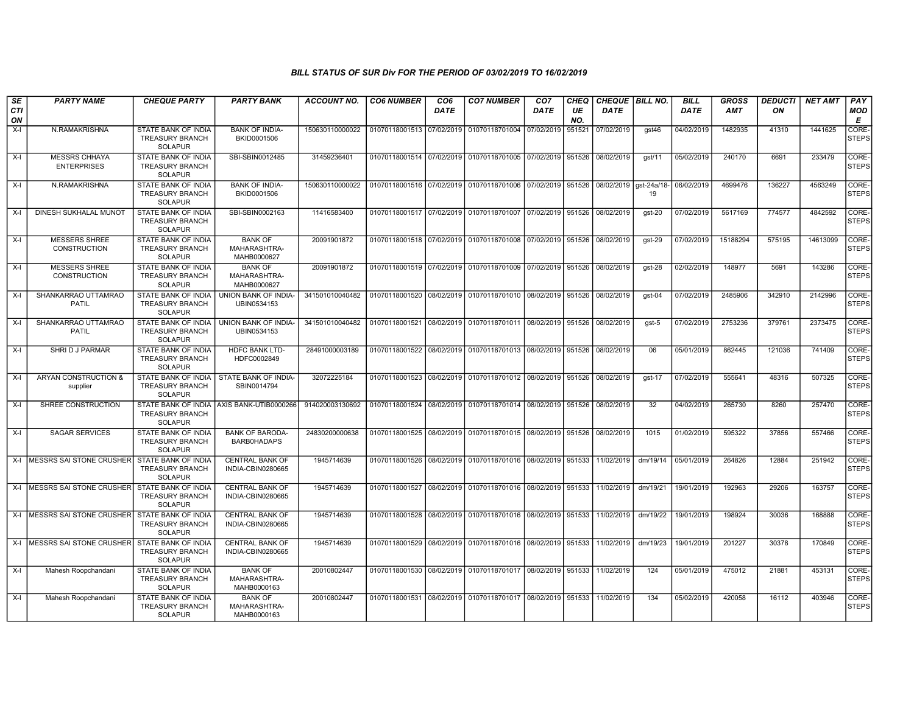## BILL STATUS OF SUR Div FOR THE PERIOD OF 03/02/2019 TO 16/02/2019

| SECTION | PARTY NAME | CHEQUE PARTY | PARTY BANK | ACCOUNT NO. | CO6 NUMBER | CO6 DATE | CO7 NUMBER | CO7 DATE | CHEQUE NO. | CHEQUE DATE | BILL NO. | BILL DATE | GROSS AMT | DEDUCTION | NET AMT | PAY MODE |
|---|---|---|---|---|---|---|---|---|---|---|---|---|---|---|---|---|
| X-I | N.RAMAKRISHNA | STATE BANK OF INDIA TREASURY BRANCH SOLAPUR | BANK OF INDIA-BKID0001506 | 150630110000022 | 01070118001513 | 07/02/2019 | 01070118701004 | 07/02/2019 | 951521 | 07/02/2019 | gst46 | 04/02/2019 | 1482935 | 41310 | 1441625 | CORE-STEPS |
| X-I | MESSRS CHHAYA ENTERPRISES | STATE BANK OF INDIA TREASURY BRANCH SOLAPUR | SBI-SBIN0012485 | 31459236401 | 01070118001514 | 07/02/2019 | 01070118701005 | 07/02/2019 | 951526 | 08/02/2019 | gst/11 | 05/02/2019 | 240170 | 6691 | 233479 | CORE-STEPS |
| X-I | N.RAMAKRISHNA | STATE BANK OF INDIA TREASURY BRANCH SOLAPUR | BANK OF INDIA-BKID0001506 | 150630110000022 | 01070118001516 | 07/02/2019 | 01070118701006 | 07/02/2019 | 951526 | 08/02/2019 | gst-24a/18-19 | 06/02/2019 | 4699476 | 136227 | 4563249 | CORE-STEPS |
| X-I | DINESH SUKHALAL MUNOT | STATE BANK OF INDIA TREASURY BRANCH SOLAPUR | SBI-SBIN0002163 | 11416583400 | 01070118001517 | 07/02/2019 | 01070118701007 | 07/02/2019 | 951526 | 08/02/2019 | gst-20 | 07/02/2019 | 5617169 | 774577 | 4842592 | CORE-STEPS |
| X-I | MESSERS SHREE CONSTRUCTION | STATE BANK OF INDIA TREASURY BRANCH SOLAPUR | BANK OF MAHARASHTRA-MAHB0000627 | 20091901872 | 01070118001518 | 07/02/2019 | 01070118701008 | 07/02/2019 | 951526 | 08/02/2019 | gst-29 | 07/02/2019 | 15188294 | 575195 | 14613099 | CORE-STEPS |
| X-I | MESSERS SHREE CONSTRUCTION | STATE BANK OF INDIA TREASURY BRANCH SOLAPUR | BANK OF MAHARASHTRA-MAHB0000627 | 20091901872 | 01070118001519 | 07/02/2019 | 01070118701009 | 07/02/2019 | 951526 | 08/02/2019 | gst-28 | 02/02/2019 | 148977 | 5691 | 143286 | CORE-STEPS |
| X-I | SHANKARRAO UTTAMRAO PATIL | STATE BANK OF INDIA TREASURY BRANCH SOLAPUR | UNION BANK OF INDIA-UBIN0534153 | 341501010040482 | 01070118001520 | 08/02/2019 | 01070118701010 | 08/02/2019 | 951526 | 08/02/2019 | gst-04 | 07/02/2019 | 2485906 | 342910 | 2142996 | CORE-STEPS |
| X-I | SHANKARRAO UTTAMRAO PATIL | STATE BANK OF INDIA TREASURY BRANCH SOLAPUR | UNION BANK OF INDIA-UBIN0534153 | 341501010040482 | 01070118001521 | 08/02/2019 | 01070118701011 | 08/02/2019 | 951526 | 08/02/2019 | gst-5 | 07/02/2019 | 2753236 | 379761 | 2373475 | CORE-STEPS |
| X-I | SHRI D J PARMAR | STATE BANK OF INDIA TREASURY BRANCH SOLAPUR | HDFC BANK LTD-HDFC0002849 | 28491000003189 | 01070118001522 | 08/02/2019 | 01070118701013 | 08/02/2019 | 951526 | 08/02/2019 | 06 | 05/01/2019 | 862445 | 121036 | 741409 | CORE-STEPS |
| X-I | ARYAN CONSTRUCTION & supplier | STATE BANK OF INDIA TREASURY BRANCH SOLAPUR | STATE BANK OF INDIA-SBIN0014794 | 32072225184 | 01070118001523 | 08/02/2019 | 01070118701012 | 08/02/2019 | 951526 | 08/02/2019 | gst-17 | 07/02/2019 | 555641 | 48316 | 507325 | CORE-STEPS |
| X-I | SHREE CONSTRUCTION | STATE BANK OF INDIA TREASURY BRANCH SOLAPUR | AXIS BANK-UTIB0000266 | 914020003130692 | 01070118001524 | 08/02/2019 | 01070118701014 | 08/02/2019 | 951526 | 08/02/2019 | 32 | 04/02/2019 | 265730 | 8260 | 257470 | CORE-STEPS |
| X-I | SAGAR SERVICES | STATE BANK OF INDIA TREASURY BRANCH SOLAPUR | BANK OF BARODA-BARB0HADAPS | 24830200000638 | 01070118001525 | 08/02/2019 | 01070118701015 | 08/02/2019 | 951526 | 08/02/2019 | 1015 | 01/02/2019 | 595322 | 37856 | 557466 | CORE-STEPS |
| X-I | MESSRS SAI STONE CRUSHER | STATE BANK OF INDIA TREASURY BRANCH SOLAPUR | CENTRAL BANK OF INDIA-CBIN0280665 | 1945714639 | 01070118001526 | 08/02/2019 | 01070118701016 | 08/02/2019 | 951533 | 11/02/2019 | dm/19/14 | 05/01/2019 | 264826 | 12884 | 251942 | CORE-STEPS |
| X-I | MESSRS SAI STONE CRUSHER | STATE BANK OF INDIA TREASURY BRANCH SOLAPUR | CENTRAL BANK OF INDIA-CBIN0280665 | 1945714639 | 01070118001527 | 08/02/2019 | 01070118701016 | 08/02/2019 | 951533 | 11/02/2019 | dm/19/21 | 19/01/2019 | 192963 | 29206 | 163757 | CORE-STEPS |
| X-I | MESSRS SAI STONE CRUSHER | STATE BANK OF INDIA TREASURY BRANCH SOLAPUR | CENTRAL BANK OF INDIA-CBIN0280665 | 1945714639 | 01070118001528 | 08/02/2019 | 01070118701016 | 08/02/2019 | 951533 | 11/02/2019 | dm/19/22 | 19/01/2019 | 198924 | 30036 | 168888 | CORE-STEPS |
| X-I | MESSRS SAI STONE CRUSHER | STATE BANK OF INDIA TREASURY BRANCH SOLAPUR | CENTRAL BANK OF INDIA-CBIN0280665 | 1945714639 | 01070118001529 | 08/02/2019 | 01070118701016 | 08/02/2019 | 951533 | 11/02/2019 | dm/19/23 | 19/01/2019 | 201227 | 30378 | 170849 | CORE-STEPS |
| X-I | Mahesh Roopchandani | STATE BANK OF INDIA TREASURY BRANCH SOLAPUR | BANK OF MAHARASHTRA-MAHB0000163 | 20010802447 | 01070118001530 | 08/02/2019 | 01070118701017 | 08/02/2019 | 951533 | 11/02/2019 | 124 | 05/01/2019 | 475012 | 21881 | 453131 | CORE-STEPS |
| X-I | Mahesh Roopchandani | STATE BANK OF INDIA TREASURY BRANCH SOLAPUR | BANK OF MAHARASHTRA-MAHB0000163 | 20010802447 | 01070118001531 | 08/02/2019 | 01070118701017 | 08/02/2019 | 951533 | 11/02/2019 | 134 | 05/02/2019 | 420058 | 16112 | 403946 | CORE-STEPS |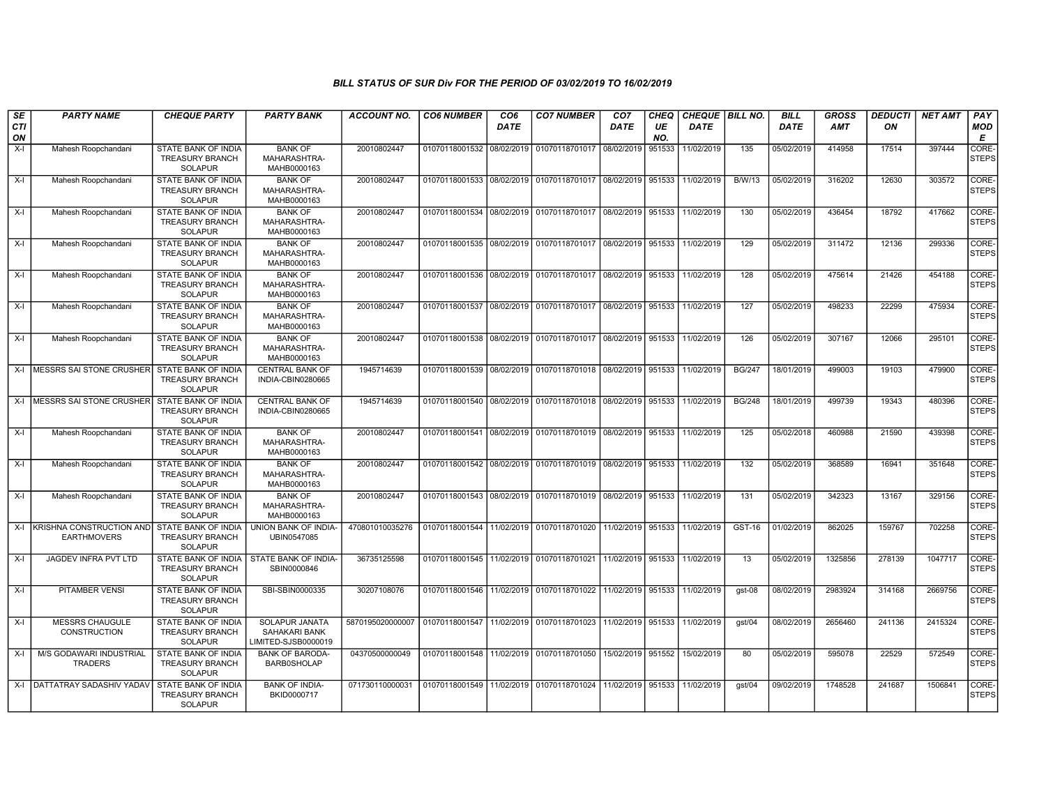*BILL STATUS OF SUR Div FOR THE PERIOD OF 03/02/2019 TO 16/02/2019*

| SECTION | PARTY NAME | CHEQUE PARTY | PARTY BANK | ACCOUNT NO. | CO6 NUMBER | CO6 DATE | CO7 NUMBER | CO7 DATE | CHEQUE NO. | CHEQUE DATE | BILL NO. | BILL DATE | GROSS AMT | DEDUCTION | NET AMT | PAY MODE |
|---|---|---|---|---|---|---|---|---|---|---|---|---|---|---|---|---|
| X-I | Mahesh Roopchandani | STATE BANK OF INDIA TREASURY BRANCH SOLAPUR | BANK OF MAHARASHTRA-MAHB0000163 | 20010802447 | 01070118001532 | 08/02/2019 | 01070118701017 | 08/02/2019 | 951533 | 11/02/2019 | 135 | 05/02/2019 | 414958 | 17514 | 397444 | CORE-STEPS |
| X-I | Mahesh Roopchandani | STATE BANK OF INDIA TREASURY BRANCH SOLAPUR | BANK OF MAHARASHTRA-MAHB0000163 | 20010802447 | 01070118001533 | 08/02/2019 | 01070118701017 | 08/02/2019 | 951533 | 11/02/2019 | B/W/13 | 05/02/2019 | 316202 | 12630 | 303572 | CORE-STEPS |
| X-I | Mahesh Roopchandani | STATE BANK OF INDIA TREASURY BRANCH SOLAPUR | BANK OF MAHARASHTRA-MAHB0000163 | 20010802447 | 01070118001534 | 08/02/2019 | 01070118701017 | 08/02/2019 | 951533 | 11/02/2019 | 130 | 05/02/2019 | 436454 | 18792 | 417662 | CORE-STEPS |
| X-I | Mahesh Roopchandani | STATE BANK OF INDIA TREASURY BRANCH SOLAPUR | BANK OF MAHARASHTRA-MAHB0000163 | 20010802447 | 01070118001535 | 08/02/2019 | 01070118701017 | 08/02/2019 | 951533 | 11/02/2019 | 129 | 05/02/2019 | 311472 | 12136 | 299336 | CORE-STEPS |
| X-I | Mahesh Roopchandani | STATE BANK OF INDIA TREASURY BRANCH SOLAPUR | BANK OF MAHARASHTRA-MAHB0000163 | 20010802447 | 01070118001536 | 08/02/2019 | 01070118701017 | 08/02/2019 | 951533 | 11/02/2019 | 128 | 05/02/2019 | 475614 | 21426 | 454188 | CORE-STEPS |
| X-I | Mahesh Roopchandani | STATE BANK OF INDIA TREASURY BRANCH SOLAPUR | BANK OF MAHARASHTRA-MAHB0000163 | 20010802447 | 01070118001537 | 08/02/2019 | 01070118701017 | 08/02/2019 | 951533 | 11/02/2019 | 127 | 05/02/2019 | 498233 | 22299 | 475934 | CORE-STEPS |
| X-I | Mahesh Roopchandani | STATE BANK OF INDIA TREASURY BRANCH SOLAPUR | BANK OF MAHARASHTRA-MAHB0000163 | 20010802447 | 01070118001538 | 08/02/2019 | 01070118701017 | 08/02/2019 | 951533 | 11/02/2019 | 126 | 05/02/2019 | 307167 | 12066 | 295101 | CORE-STEPS |
| X-I | MESSRS SAI STONE CRUSHER | STATE BANK OF INDIA TREASURY BRANCH SOLAPUR | CENTRAL BANK OF INDIA-CBIN0280665 | 1945714639 | 01070118001539 | 08/02/2019 | 01070118701018 | 08/02/2019 | 951533 | 11/02/2019 | BG/247 | 18/01/2019 | 499003 | 19103 | 479900 | CORE-STEPS |
| X-I | MESSRS SAI STONE CRUSHER | STATE BANK OF INDIA TREASURY BRANCH SOLAPUR | CENTRAL BANK OF INDIA-CBIN0280665 | 1945714639 | 01070118001540 | 08/02/2019 | 01070118701018 | 08/02/2019 | 951533 | 11/02/2019 | BG/248 | 18/01/2019 | 499739 | 19343 | 480396 | CORE-STEPS |
| X-I | Mahesh Roopchandani | STATE BANK OF INDIA TREASURY BRANCH SOLAPUR | BANK OF MAHARASHTRA-MAHB0000163 | 20010802447 | 01070118001541 | 08/02/2019 | 01070118701019 | 08/02/2019 | 951533 | 11/02/2019 | 125 | 05/02/2018 | 460988 | 21590 | 439398 | CORE-STEPS |
| X-I | Mahesh Roopchandani | STATE BANK OF INDIA TREASURY BRANCH SOLAPUR | BANK OF MAHARASHTRA-MAHB0000163 | 20010802447 | 01070118001542 | 08/02/2019 | 01070118701019 | 08/02/2019 | 951533 | 11/02/2019 | 132 | 05/02/2019 | 368589 | 16941 | 351648 | CORE-STEPS |
| X-I | Mahesh Roopchandani | STATE BANK OF INDIA TREASURY BRANCH SOLAPUR | BANK OF MAHARASHTRA-MAHB0000163 | 20010802447 | 01070118001543 | 08/02/2019 | 01070118701019 | 08/02/2019 | 951533 | 11/02/2019 | 131 | 05/02/2019 | 342323 | 13167 | 329156 | CORE-STEPS |
| X-I | KRISHNA CONSTRUCTION AND EARTHMOVERS | STATE BANK OF INDIA TREASURY BRANCH SOLAPUR | UNION BANK OF INDIA-UBIN0547085 | 470801010035276 | 01070118001544 | 11/02/2019 | 01070118701020 | 11/02/2019 | 951533 | 11/02/2019 | GST-16 | 01/02/2019 | 862025 | 159767 | 702258 | CORE-STEPS |
| X-I | JAGDEV INFRA PVT LTD | STATE BANK OF INDIA TREASURY BRANCH SOLAPUR | STATE BANK OF INDIA-SBIN0000846 | 36735125598 | 01070118001545 | 11/02/2019 | 01070118701021 | 11/02/2019 | 951533 | 11/02/2019 | 13 | 05/02/2019 | 1325856 | 278139 | 1047717 | CORE-STEPS |
| X-I | PITAMBER VENSI | STATE BANK OF INDIA TREASURY BRANCH SOLAPUR | SBI-SBIN0000335 | 30207108076 | 01070118001546 | 11/02/2019 | 01070118701022 | 11/02/2019 | 951533 | 11/02/2019 | gst-08 | 08/02/2019 | 2983924 | 314168 | 2669756 | CORE-STEPS |
| X-I | MESSRS CHAUGULE CONSTRUCTION | STATE BANK OF INDIA TREASURY BRANCH SOLAPUR | SOLAPUR JANATA SAHAKARI BANK LIMITED-SJSB0000019 | 5870195020000007 | 01070118001547 | 11/02/2019 | 01070118701023 | 11/02/2019 | 951533 | 11/02/2019 | gst/04 | 08/02/2019 | 2656460 | 241136 | 2415324 | CORE-STEPS |
| X-I | M/S GODAWARI INDUSTRIAL TRADERS | STATE BANK OF INDIA TREASURY BRANCH SOLAPUR | BANK OF BARODA-BARB0SHOLAP | 04370500000049 | 01070118001548 | 11/02/2019 | 01070118701050 | 15/02/2019 | 951552 | 15/02/2019 | 80 | 05/02/2019 | 595078 | 22529 | 572549 | CORE-STEPS |
| X-I | DATTATRAY SADASHIV YADAV | STATE BANK OF INDIA TREASURY BRANCH SOLAPUR | BANK OF INDIA-BKID0000717 | 071730110000031 | 01070118001549 | 11/02/2019 | 01070118701024 | 11/02/2019 | 951533 | 11/02/2019 | gst/04 | 09/02/2019 | 1748528 | 241687 | 1506841 | CORE-STEPS |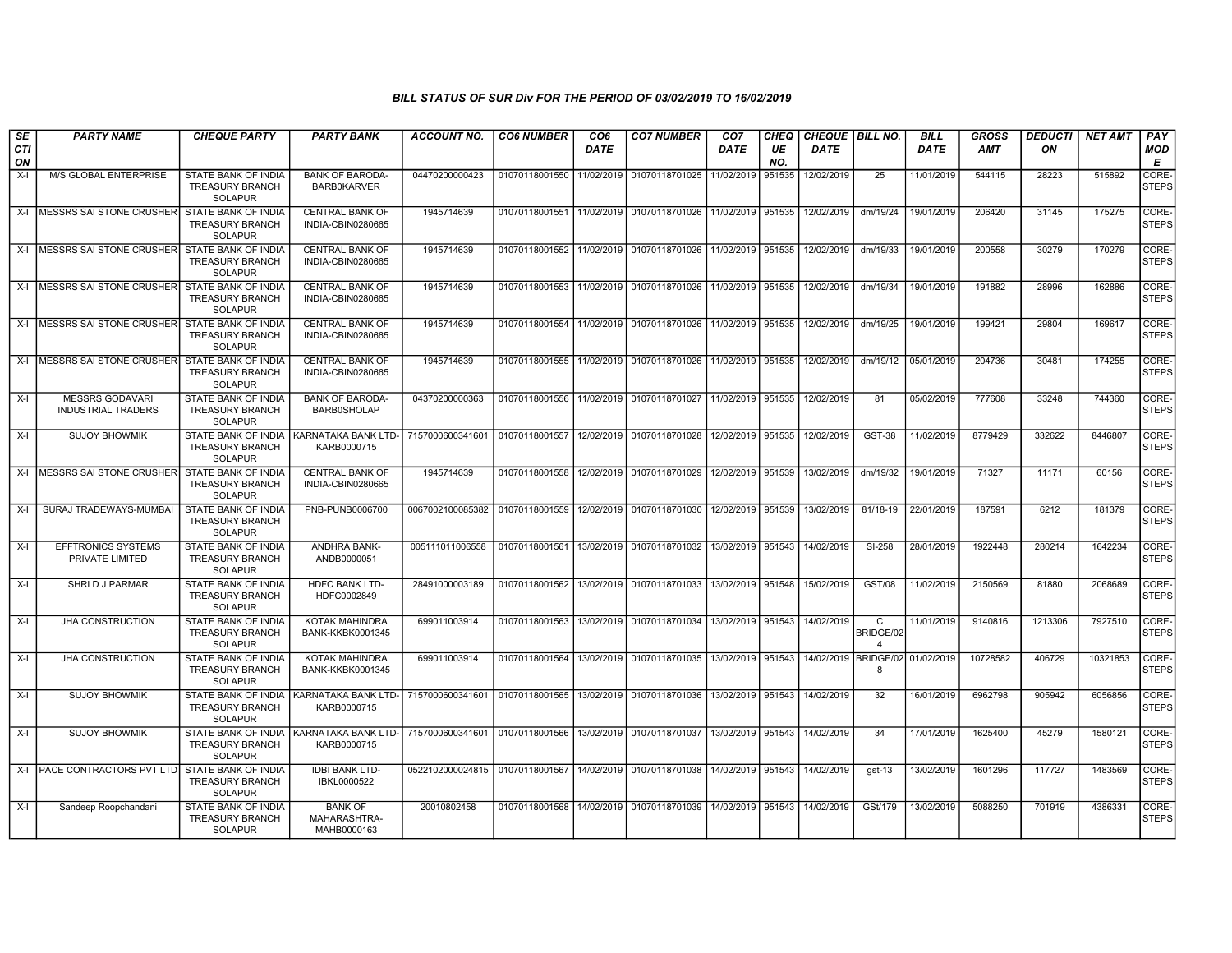## BILL STATUS OF SUR Div FOR THE PERIOD OF 03/02/2019 TO 16/02/2019

| SECTION | PARTY NAME | CHEQUE PARTY | PARTY BANK | ACCOUNT NO. | CO6 NUMBER | CO6 DATE | CO7 NUMBER | CO7 DATE | CHEQUE NO. | CHEQUE DATE | BILL NO. | BILL DATE | GROSS AMT | DEDUCTION | NET AMT | PAY MODE |
|---|---|---|---|---|---|---|---|---|---|---|---|---|---|---|---|---|
| X-I | M/S GLOBAL ENTERPRISE | STATE BANK OF INDIA TREASURY BRANCH SOLAPUR | BANK OF BARODA-BARB0KARVER | 04470200000423 | 01070118001550 | 11/02/2019 | 01070118701025 | 11/02/2019 | 951535 | 12/02/2019 | 25 | 11/01/2019 | 544115 | 28223 | 515892 | CORE-STEPS |
| X-I | MESSRS SAI STONE CRUSHER | STATE BANK OF INDIA TREASURY BRANCH SOLAPUR | CENTRAL BANK OF INDIA-CBIN0280665 | 1945714639 | 01070118001551 | 11/02/2019 | 01070118701026 | 11/02/2019 | 951535 | 12/02/2019 | dm/19/24 | 19/01/2019 | 206420 | 31145 | 175275 | CORE-STEPS |
| X-I | MESSRS SAI STONE CRUSHER | STATE BANK OF INDIA TREASURY BRANCH SOLAPUR | CENTRAL BANK OF INDIA-CBIN0280665 | 1945714639 | 01070118001552 | 11/02/2019 | 01070118701026 | 11/02/2019 | 951535 | 12/02/2019 | dm/19/33 | 19/01/2019 | 200558 | 30279 | 170279 | CORE-STEPS |
| X-I | MESSRS SAI STONE CRUSHER | STATE BANK OF INDIA TREASURY BRANCH SOLAPUR | CENTRAL BANK OF INDIA-CBIN0280665 | 1945714639 | 01070118001553 | 11/02/2019 | 01070118701026 | 11/02/2019 | 951535 | 12/02/2019 | dm/19/34 | 19/01/2019 | 191882 | 28996 | 162886 | CORE-STEPS |
| X-I | MESSRS SAI STONE CRUSHER | STATE BANK OF INDIA TREASURY BRANCH SOLAPUR | CENTRAL BANK OF INDIA-CBIN0280665 | 1945714639 | 01070118001554 | 11/02/2019 | 01070118701026 | 11/02/2019 | 951535 | 12/02/2019 | dm/19/25 | 19/01/2019 | 199421 | 29804 | 169617 | CORE-STEPS |
| X-I | MESSRS SAI STONE CRUSHER | STATE BANK OF INDIA TREASURY BRANCH SOLAPUR | CENTRAL BANK OF INDIA-CBIN0280665 | 1945714639 | 01070118001555 | 11/02/2019 | 01070118701026 | 11/02/2019 | 951535 | 12/02/2019 | dm/19/12 | 05/01/2019 | 204736 | 30481 | 174255 | CORE-STEPS |
| X-I | MESSRS GODAVARI INDUSTRIAL TRADERS | STATE BANK OF INDIA TREASURY BRANCH SOLAPUR | BANK OF BARODA-BARB0SHOLAP | 04370200000363 | 01070118001556 | 11/02/2019 | 01070118701027 | 11/02/2019 | 951535 | 12/02/2019 | 81 | 05/02/2019 | 777608 | 33248 | 744360 | CORE-STEPS |
| X-I | SUJOY BHOWMIK | STATE BANK OF INDIA TREASURY BRANCH SOLAPUR | KARNATAKA BANK LTD-KARB0000715 | 7157000600341601 | 01070118001557 | 12/02/2019 | 01070118701028 | 12/02/2019 | 951535 | 12/02/2019 | GST-38 | 11/02/2019 | 8779429 | 332622 | 8446807 | CORE-STEPS |
| X-I | MESSRS SAI STONE CRUSHER | STATE BANK OF INDIA TREASURY BRANCH SOLAPUR | CENTRAL BANK OF INDIA-CBIN0280665 | 1945714639 | 01070118001558 | 12/02/2019 | 01070118701029 | 12/02/2019 | 951539 | 13/02/2019 | dm/19/32 | 19/01/2019 | 71327 | 11171 | 60156 | CORE-STEPS |
| X-I | SURAJ TRADEWAYS-MUMBAI | STATE BANK OF INDIA TREASURY BRANCH SOLAPUR | PNB-PUNB0006700 | 0067002100085382 | 01070118001559 | 12/02/2019 | 01070118701030 | 12/02/2019 | 951539 | 13/02/2019 | 81/18-19 | 22/01/2019 | 187591 | 6212 | 181379 | CORE-STEPS |
| X-I | EFFTRONICS SYSTEMS PRIVATE LIMITED | STATE BANK OF INDIA TREASURY BRANCH SOLAPUR | ANDHRA BANK-ANDB0000051 | 005111011006558 | 01070118001561 | 13/02/2019 | 01070118701032 | 13/02/2019 | 951543 | 14/02/2019 | SI-258 | 28/01/2019 | 1922448 | 280214 | 1642234 | CORE-STEPS |
| X-I | SHRI D J PARMAR | STATE BANK OF INDIA TREASURY BRANCH SOLAPUR | HDFC BANK LTD-HDFC0002849 | 28491000003189 | 01070118001562 | 13/02/2019 | 01070118701033 | 13/02/2019 | 951548 | 15/02/2019 | GST/08 | 11/02/2019 | 2150569 | 81880 | 2068689 | CORE-STEPS |
| X-I | JHA CONSTRUCTION | STATE BANK OF INDIA TREASURY BRANCH SOLAPUR | KOTAK MAHINDRA BANK-KKBK0001345 | 699011003914 | 01070118001563 | 13/02/2019 | 01070118701034 | 13/02/2019 | 951543 | 14/02/2019 | C BRIDGE/024 | 11/01/2019 | 9140816 | 1213306 | 7927510 | CORE-STEPS |
| X-I | JHA CONSTRUCTION | STATE BANK OF INDIA TREASURY BRANCH SOLAPUR | KOTAK MAHINDRA BANK-KKBK0001345 | 699011003914 | 01070118001564 | 13/02/2019 | 01070118701035 | 13/02/2019 | 951543 | 14/02/2019 | BRIDGE/028 | 01/02/2019 | 10728582 | 406729 | 10321853 | CORE-STEPS |
| X-I | SUJOY BHOWMIK | STATE BANK OF INDIA TREASURY BRANCH SOLAPUR | KARNATAKA BANK LTD-KARB0000715 | 7157000600341601 | 01070118001565 | 13/02/2019 | 01070118701036 | 13/02/2019 | 951543 | 14/02/2019 | 32 | 16/01/2019 | 6962798 | 905942 | 6056856 | CORE-STEPS |
| X-I | SUJOY BHOWMIK | STATE BANK OF INDIA TREASURY BRANCH SOLAPUR | KARNATAKA BANK LTD-KARB0000715 | 7157000600341601 | 01070118001566 | 13/02/2019 | 01070118701037 | 13/02/2019 | 951543 | 14/02/2019 | 34 | 17/01/2019 | 1625400 | 45279 | 1580121 | CORE-STEPS |
| X-I | PACE CONTRACTORS PVT LTD | STATE BANK OF INDIA TREASURY BRANCH SOLAPUR | IDBI BANK LTD-IBKL0000522 | 0522102000024815 | 01070118001567 | 14/02/2019 | 01070118701038 | 14/02/2019 | 951543 | 14/02/2019 | gst-13 | 13/02/2019 | 1601296 | 117727 | 1483569 | CORE-STEPS |
| X-I | Sandeep Roopchandani | STATE BANK OF INDIA TREASURY BRANCH SOLAPUR | BANK OF MAHARASHTRA-MAHB0000163 | 20010802458 | 01070118001568 | 14/02/2019 | 01070118701039 | 14/02/2019 | 951543 | 14/02/2019 | GSt/179 | 13/02/2019 | 5088250 | 701919 | 4386331 | CORE-STEPS |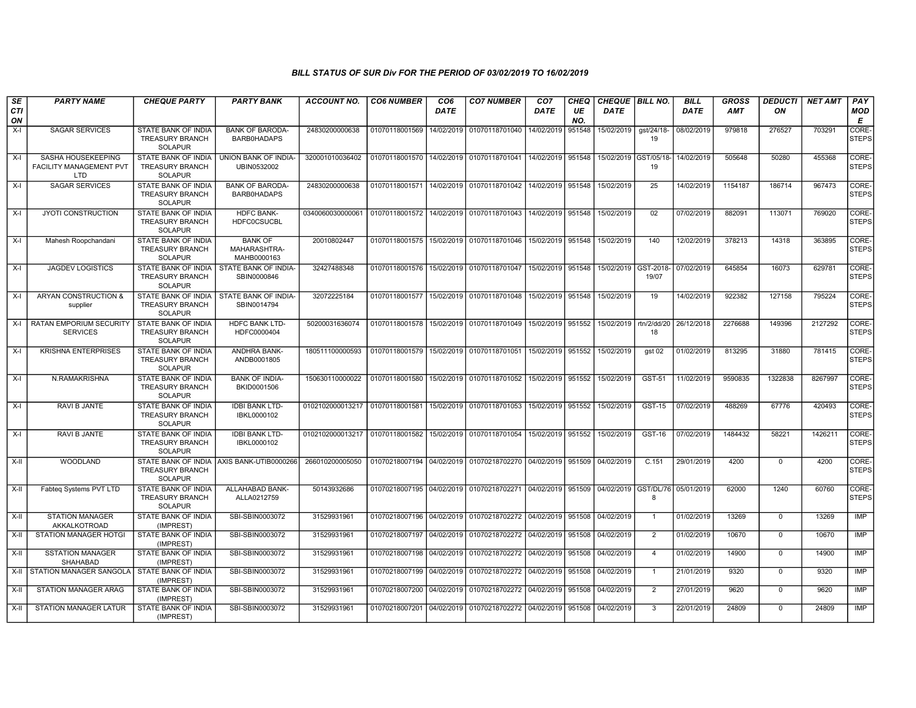### BILL STATUS OF SUR Div FOR THE PERIOD OF 03/02/2019 TO 16/02/2019

| SECTION | PARTY NAME | CHEQUE PARTY | PARTY BANK | ACCOUNT NO. | CO6 NUMBER | CO6 DATE | CO7 NUMBER | CO7 DATE | CHEQUE NO. | CHEQUE DATE | BILL NO. | BILL DATE | GROSS AMT | DEDUCTION | NET AMT | PAY MODE |
|---|---|---|---|---|---|---|---|---|---|---|---|---|---|---|---|---|
| X-I | SAGAR SERVICES | STATE BANK OF INDIA TREASURY BRANCH SOLAPUR | BANK OF BARODA-BARB0HADAPS | 24830200000638 | 01070118001569 | 14/02/2019 | 01070118701040 | 14/02/2019 | 951548 | 15/02/2019 | gst/24/18-19 | 08/02/2019 | 979818 | 276527 | 703291 | CORE-STEPS |
| X-I | SASHA HOUSEKEEPING FACILITY MANAGEMENT PVT LTD | STATE BANK OF INDIA TREASURY BRANCH SOLAPUR | UNION BANK OF INDIA-UBIN0532002 | 320001010036402 | 01070118001570 | 14/02/2019 | 01070118701041 | 14/02/2019 | 951548 | 15/02/2019 | GST/05/18-19 | 14/02/2019 | 505648 | 50280 | 455368 | CORE-STEPS |
| X-I | SAGAR SERVICES | STATE BANK OF INDIA TREASURY BRANCH SOLAPUR | BANK OF BARODA-BARB0HADAPS | 24830200000638 | 01070118001571 | 14/02/2019 | 01070118701042 | 14/02/2019 | 951548 | 15/02/2019 | 25 | 14/02/2019 | 1154187 | 186714 | 967473 | CORE-STEPS |
| X-I | JYOTI CONSTRUCTION | STATE BANK OF INDIA TREASURY BRANCH SOLAPUR | HDFC BANK-HDFC0CSUCBL | 0340060030000061 | 01070118001572 | 14/02/2019 | 01070118701043 | 14/02/2019 | 951548 | 15/02/2019 | 02 | 07/02/2019 | 882091 | 113071 | 769020 | CORE-STEPS |
| X-I | Mahesh Roopchandani | STATE BANK OF INDIA TREASURY BRANCH SOLAPUR | BANK OF MAHARASHTRA-MAHB0000163 | 20010802447 | 01070118001575 | 15/02/2019 | 01070118701046 | 15/02/2019 | 951548 | 15/02/2019 | 140 | 12/02/2019 | 378213 | 14318 | 363895 | CORE-STEPS |
| X-I | JAGDEV LOGISTICS | STATE BANK OF INDIA TREASURY BRANCH SOLAPUR | STATE BANK OF INDIA-SBIN0000846 | 32427488348 | 01070118001576 | 15/02/2019 | 01070118701047 | 15/02/2019 | 951548 | 15/02/2019 | GST-2018-19/07 | 07/02/2019 | 645854 | 16073 | 629781 | CORE-STEPS |
| X-I | ARYAN CONSTRUCTION & supplier | STATE BANK OF INDIA TREASURY BRANCH SOLAPUR | STATE BANK OF INDIA-SBIN0014794 | 32072225184 | 01070118001577 | 15/02/2019 | 01070118701048 | 15/02/2019 | 951548 | 15/02/2019 | 19 | 14/02/2019 | 922382 | 127158 | 795224 | CORE-STEPS |
| X-I | RATAN EMPORIUM SECURITY SERVICES | STATE BANK OF INDIA TREASURY BRANCH SOLAPUR | HDFC BANK LTD-HDFC0000404 | 50200031636074 | 01070118001578 | 15/02/2019 | 01070118701049 | 15/02/2019 | 951552 | 15/02/2019 | rtn/2/dd/2018 | 26/12/2018 | 2276688 | 149396 | 2127292 | CORE-STEPS |
| X-I | KRISHNA ENTERPRISES | STATE BANK OF INDIA TREASURY BRANCH SOLAPUR | ANDHRA BANK-ANDB0001805 | 180511100000593 | 01070118001579 | 15/02/2019 | 01070118701051 | 15/02/2019 | 951552 | 15/02/2019 | gst 02 | 01/02/2019 | 813295 | 31880 | 781415 | CORE-STEPS |
| X-I | N.RAMAKRISHNA | STATE BANK OF INDIA TREASURY BRANCH SOLAPUR | BANK OF INDIA-BKID0001506 | 150630110000022 | 01070118001580 | 15/02/2019 | 01070118701052 | 15/02/2019 | 951552 | 15/02/2019 | GST-51 | 11/02/2019 | 9590835 | 1322838 | 8267997 | CORE-STEPS |
| X-I | RAVI B JANTE | STATE BANK OF INDIA TREASURY BRANCH SOLAPUR | IDBI BANK LTD-IBKL0000102 | 0102102000013217 | 01070118001581 | 15/02/2019 | 01070118701053 | 15/02/2019 | 951552 | 15/02/2019 | GST-15 | 07/02/2019 | 488269 | 67776 | 420493 | CORE-STEPS |
| X-I | RAVI B JANTE | STATE BANK OF INDIA TREASURY BRANCH SOLAPUR | IDBI BANK LTD-IBKL0000102 | 0102102000013217 | 01070118001582 | 15/02/2019 | 01070118701054 | 15/02/2019 | 951552 | 15/02/2019 | GST-16 | 07/02/2019 | 1484432 | 58221 | 1426211 | CORE-STEPS |
| X-II | WOODLAND | STATE BANK OF INDIA TREASURY BRANCH SOLAPUR | AXIS BANK-UTIB0000266 | 266010200005050 | 01070218007194 | 04/02/2019 | 01070218702270 | 04/02/2019 | 951509 | 04/02/2019 | C.151 | 29/01/2019 | 4200 | 0 | 4200 | CORE-STEPS |
| X-II | Fabteq Systems PVT LTD | STATE BANK OF INDIA TREASURY BRANCH SOLAPUR | ALLAHABAD BANK-ALLA0212759 | 50143932686 | 01070218007195 | 04/02/2019 | 01070218702271 | 04/02/2019 | 951509 | 04/02/2019 | GST/DL/768 | 05/01/2019 | 62000 | 1240 | 60760 | CORE-STEPS |
| X-II | STATION MANAGER AKKALKOTROAD | STATE BANK OF INDIA (IMPREST) | SBI-SBIN0003072 | 31529931961 | 01070218007196 | 04/02/2019 | 01070218702272 | 04/02/2019 | 951508 | 04/02/2019 | 1 | 01/02/2019 | 13269 | 0 | 13269 | IMP |
| X-II | STATION MANAGER HOTGI | STATE BANK OF INDIA (IMPREST) | SBI-SBIN0003072 | 31529931961 | 01070218007197 | 04/02/2019 | 01070218702272 | 04/02/2019 | 951508 | 04/02/2019 | 2 | 01/02/2019 | 10670 | 0 | 10670 | IMP |
| X-II | SSTATION MANAGER SHAHABAD | STATE BANK OF INDIA (IMPREST) | SBI-SBIN0003072 | 31529931961 | 01070218007198 | 04/02/2019 | 01070218702272 | 04/02/2019 | 951508 | 04/02/2019 | 4 | 01/02/2019 | 14900 | 0 | 14900 | IMP |
| X-II | STATION MANAGER SANGOLA | STATE BANK OF INDIA (IMPREST) | SBI-SBIN0003072 | 31529931961 | 01070218007199 | 04/02/2019 | 01070218702272 | 04/02/2019 | 951508 | 04/02/2019 | 1 | 21/01/2019 | 9320 | 0 | 9320 | IMP |
| X-II | STATION MANAGER ARAG | STATE BANK OF INDIA (IMPREST) | SBI-SBIN0003072 | 31529931961 | 01070218007200 | 04/02/2019 | 01070218702272 | 04/02/2019 | 951508 | 04/02/2019 | 2 | 27/01/2019 | 9620 | 0 | 9620 | IMP |
| X-II | STATION MANAGER LATUR | STATE BANK OF INDIA (IMPREST) | SBI-SBIN0003072 | 31529931961 | 01070218007201 | 04/02/2019 | 01070218702272 | 04/02/2019 | 951508 | 04/02/2019 | 3 | 22/01/2019 | 24809 | 0 | 24809 | IMP |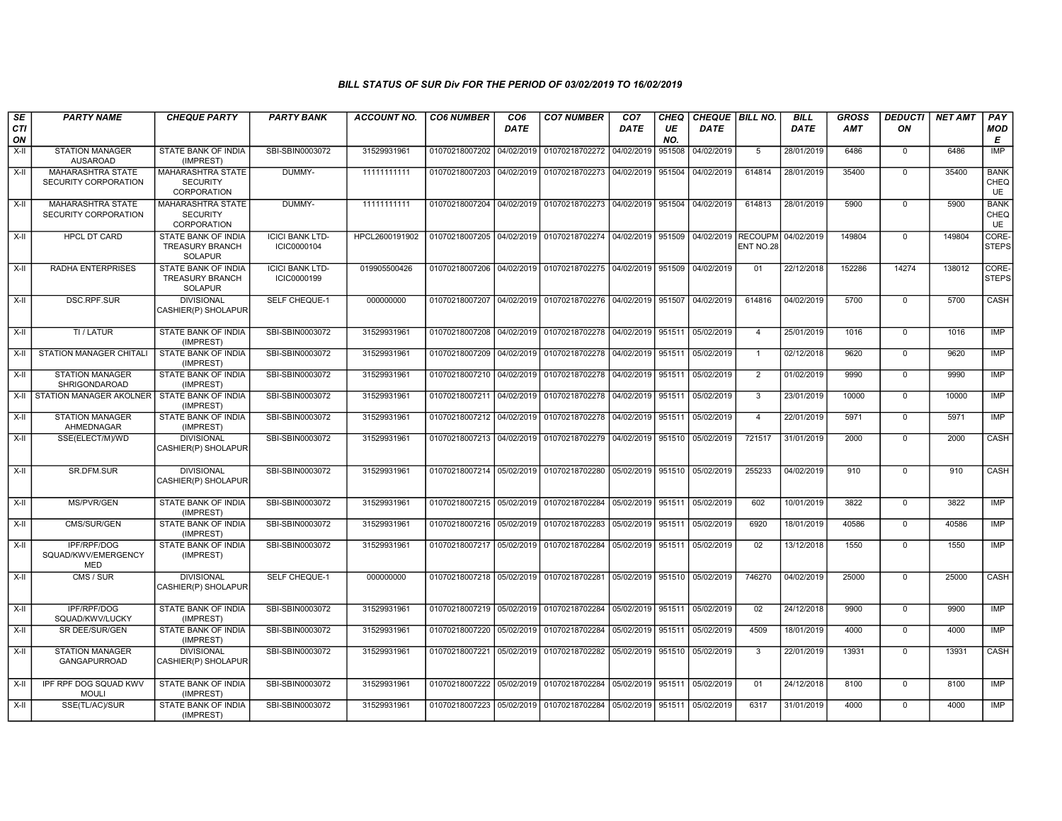*BILL STATUS OF SUR Div FOR THE PERIOD OF 03/02/2019 TO 16/02/2019*

| SECTION | PARTY NAME | CHEQUE PARTY | PARTY BANK | ACCOUNT NO. | CO6 NUMBER | CO6 DATE | CO7 NUMBER | CO7 DATE | CHEQUE NO. | CHEQUE DATE | BILL NO. | BILL DATE | GROSS AMT | DEDUCTION | NET AMT | PAY MODE |
|---|---|---|---|---|---|---|---|---|---|---|---|---|---|---|---|---|
| X-II | STATION MANAGER AUSAROAD | STATE BANK OF INDIA (IMPREST) | SBI-SBIN0003072 | 31529931961 | 01070218007202 | 04/02/2019 | 01070218702272 | 04/02/2019 | 951508 | 04/02/2019 | 5 | 28/01/2019 | 6486 | 0 | 6486 | IMP |
| X-II | MAHARASHTRA STATE SECURITY CORPORATION | MAHARASHTRA STATE SECURITY CORPORATION | DUMMY- | 11111111111 | 01070218007203 | 04/02/2019 | 01070218702273 | 04/02/2019 | 951504 | 04/02/2019 | 614814 | 28/01/2019 | 35400 | 0 | 35400 | BANK CHEQUE |
| X-II | MAHARASHTRA STATE SECURITY CORPORATION | MAHARASHTRA STATE SECURITY CORPORATION | DUMMY- | 11111111111 | 01070218007204 | 04/02/2019 | 01070218702273 | 04/02/2019 | 951504 | 04/02/2019 | 614813 | 28/01/2019 | 5900 | 0 | 5900 | BANK CHEQUE |
| X-II | HPCL DT CARD | STATE BANK OF INDIA TREASURY BRANCH SOLAPUR | ICICI BANK LTD-ICIC0000104 | HPCL2600191902 | 01070218007205 | 04/02/2019 | 01070218702274 | 04/02/2019 | 951509 | 04/02/2019 | RECOUPMENT NO.28 | 04/02/2019 | 149804 | 0 | 149804 | CORE-STEPS |
| X-II | RADHA ENTERPRISES | STATE BANK OF INDIA TREASURY BRANCH SOLAPUR | ICICI BANK LTD-ICIC0000199 | 019905500426 | 01070218007206 | 04/02/2019 | 01070218702275 | 04/02/2019 | 951509 | 04/02/2019 | 01 | 22/12/2018 | 152286 | 14274 | 138012 | CORE-STEPS |
| X-II | DSC.RPF.SUR | DIVISIONAL CASHIER(P) SHOLAPUR | SELF CHEQUE-1 | 000000000 | 01070218007207 | 04/02/2019 | 01070218702276 | 04/02/2019 | 951507 | 04/02/2019 | 614816 | 04/02/2019 | 5700 | 0 | 5700 | CASH |
| X-II | TI / LATUR | STATE BANK OF INDIA (IMPREST) | SBI-SBIN0003072 | 31529931961 | 01070218007208 | 04/02/2019 | 01070218702278 | 04/02/2019 | 951511 | 05/02/2019 | 4 | 25/01/2019 | 1016 | 0 | 1016 | IMP |
| X-II | STATION MANAGER CHITALI | STATE BANK OF INDIA (IMPREST) | SBI-SBIN0003072 | 31529931961 | 01070218007209 | 04/02/2019 | 01070218702278 | 04/02/2019 | 951511 | 05/02/2019 | 1 | 02/12/2018 | 9620 | 0 | 9620 | IMP |
| X-II | STATION MANAGER SHRIGONDAROAD | STATE BANK OF INDIA (IMPREST) | SBI-SBIN0003072 | 31529931961 | 01070218007210 | 04/02/2019 | 01070218702278 | 04/02/2019 | 951511 | 05/02/2019 | 2 | 01/02/2019 | 9990 | 0 | 9990 | IMP |
| X-II | STATION MANAGER AKOLNER | STATE BANK OF INDIA (IMPREST) | SBI-SBIN0003072 | 31529931961 | 01070218007211 | 04/02/2019 | 01070218702278 | 04/02/2019 | 951511 | 05/02/2019 | 3 | 23/01/2019 | 10000 | 0 | 10000 | IMP |
| X-II | STATION MANAGER AHMEDNAGAR | STATE BANK OF INDIA (IMPREST) | SBI-SBIN0003072 | 31529931961 | 01070218007212 | 04/02/2019 | 01070218702278 | 04/02/2019 | 951511 | 05/02/2019 | 4 | 22/01/2019 | 5971 | 0 | 5971 | IMP |
| X-II | SSE(ELECT/M)/WD | DIVISIONAL CASHIER(P) SHOLAPUR | SBI-SBIN0003072 | 31529931961 | 01070218007213 | 04/02/2019 | 01070218702279 | 04/02/2019 | 951510 | 05/02/2019 | 721517 | 31/01/2019 | 2000 | 0 | 2000 | CASH |
| X-II | SR.DFM.SUR | DIVISIONAL CASHIER(P) SHOLAPUR | SBI-SBIN0003072 | 31529931961 | 01070218007214 | 05/02/2019 | 01070218702280 | 05/02/2019 | 951510 | 05/02/2019 | 255233 | 04/02/2019 | 910 | 0 | 910 | CASH |
| X-II | MS/PVR/GEN | STATE BANK OF INDIA (IMPREST) | SBI-SBIN0003072 | 31529931961 | 01070218007215 | 05/02/2019 | 01070218702284 | 05/02/2019 | 951511 | 05/02/2019 | 602 | 10/01/2019 | 3822 | 0 | 3822 | IMP |
| X-II | CMS/SUR/GEN | STATE BANK OF INDIA (IMPREST) | SBI-SBIN0003072 | 31529931961 | 01070218007216 | 05/02/2019 | 01070218702283 | 05/02/2019 | 951511 | 05/02/2019 | 6920 | 18/01/2019 | 40586 | 0 | 40586 | IMP |
| X-II | IPF/RPF/DOG SQUAD/KWV/EMERGENCY MED | STATE BANK OF INDIA (IMPREST) | SBI-SBIN0003072 | 31529931961 | 01070218007217 | 05/02/2019 | 01070218702284 | 05/02/2019 | 951511 | 05/02/2019 | 02 | 13/12/2018 | 1550 | 0 | 1550 | IMP |
| X-II | CMS / SUR | DIVISIONAL CASHIER(P) SHOLAPUR | SELF CHEQUE-1 | 000000000 | 01070218007218 | 05/02/2019 | 01070218702281 | 05/02/2019 | 951510 | 05/02/2019 | 746270 | 04/02/2019 | 25000 | 0 | 25000 | CASH |
| X-II | IPF/RPF/DOG SQUAD/KWV/LUCKY | STATE BANK OF INDIA (IMPREST) | SBI-SBIN0003072 | 31529931961 | 01070218007219 | 05/02/2019 | 01070218702284 | 05/02/2019 | 951511 | 05/02/2019 | 02 | 24/12/2018 | 9900 | 0 | 9900 | IMP |
| X-II | SR DEE/SUR/GEN | STATE BANK OF INDIA (IMPREST) | SBI-SBIN0003072 | 31529931961 | 01070218007220 | 05/02/2019 | 01070218702284 | 05/02/2019 | 951511 | 05/02/2019 | 4509 | 18/01/2019 | 4000 | 0 | 4000 | IMP |
| X-II | STATION MANAGER GANGAPURROAD | DIVISIONAL CASHIER(P) SHOLAPUR | SBI-SBIN0003072 | 31529931961 | 01070218007221 | 05/02/2019 | 01070218702282 | 05/02/2019 | 951510 | 05/02/2019 | 3 | 22/01/2019 | 13931 | 0 | 13931 | CASH |
| X-II | IPF RPF DOG SQUAD KWV MOULI | STATE BANK OF INDIA (IMPREST) | SBI-SBIN0003072 | 31529931961 | 01070218007222 | 05/02/2019 | 01070218702284 | 05/02/2019 | 951511 | 05/02/2019 | 01 | 24/12/2018 | 8100 | 0 | 8100 | IMP |
| X-II | SSE(TL/AC)/SUR | STATE BANK OF INDIA (IMPREST) | SBI-SBIN0003072 | 31529931961 | 01070218007223 | 05/02/2019 | 01070218702284 | 05/02/2019 | 951511 | 05/02/2019 | 6317 | 31/01/2019 | 4000 | 0 | 4000 | IMP |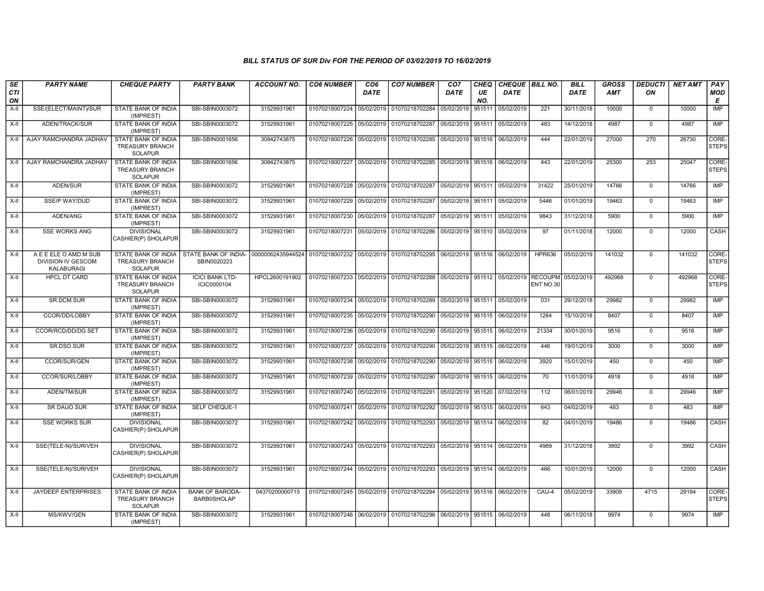# BILL STATUS OF SUR Div FOR THE PERIOD OF 03/02/2019 TO 16/02/2019

| SECTION | PARTY NAME | CHEQUE PARTY | PARTY BANK | ACCOUNT NO. | CO6 NUMBER | CO6 DATE | CO7 NUMBER | CO7 DATE | CHEQUE NO. | CHEQUE DATE | BILL NO. | BILL DATE | GROSS AMT | DEDUCTION | NET AMT | PAY MODE |
|---|---|---|---|---|---|---|---|---|---|---|---|---|---|---|---|---|
| X-II | SSE/(ELECT/MAINT)/SUR | STATE BANK OF INDIA (IMPREST) | SBI-SBIN0003072 | 31529931961 | 01070218007224 | 05/02/2019 | 01070218702284 | 05/02/2019 | 951511 | 05/02/2019 | 221 | 30/11/2018 | 10000 | 0 | 10000 | IMP |
| X-II | ADEN/TRACK/SUR | STATE BANK OF INDIA (IMPREST) | SBI-SBIN0003072 | 31529931961 | 01070218007225 | 05/02/2019 | 01070218702287 | 05/02/2019 | 951511 | 05/02/2019 | 483 | 14/12/2018 | 4987 | 0 | 4987 | IMP |
| X-II | AJAY RAMCHANDRA JADHAV | STATE BANK OF INDIA TREASURY BRANCH SOLAPUR | SBI-SBIN0001656 | 30842743875 | 01070218007226 | 05/02/2019 | 01070218702285 | 05/02/2019 | 951516 | 06/02/2019 | 444 | 22/01/2019 | 27000 | 270 | 26730 | CORE-STEPS |
| X-II | AJAY RAMCHANDRA JADHAV | STATE BANK OF INDIA TREASURY BRANCH SOLAPUR | SBI-SBIN0001656 | 30842743875 | 01070218007227 | 05/02/2019 | 01070218702285 | 05/02/2019 | 951516 | 06/02/2019 | 443 | 22/01/2019 | 25300 | 253 | 25047 | CORE-STEPS |
| X-II | ADEN/SUR | STATE BANK OF INDIA (IMPREST) | SBI-SBIN0003072 | 31529931961 | 01070218007228 | 05/02/2019 | 01070218702287 | 05/02/2019 | 951511 | 05/02/2019 | 31422 | 25/01/2019 | 14766 | 0 | 14766 | IMP |
| X-II | SSE/P WAY/DUD | STATE BANK OF INDIA (IMPREST) | SBI-SBIN0003072 | 31529931961 | 01070218007229 | 05/02/2019 | 01070218702287 | 05/02/2019 | 951511 | 05/02/2019 | 5446 | 01/01/2019 | 19463 | 0 | 19463 | IMP |
| X-II | ADEN/ANG | STATE BANK OF INDIA (IMPREST) | SBI-SBIN0003072 | 31529931961 | 01070218007230 | 05/02/2019 | 01070218702287 | 05/02/2019 | 951511 | 05/02/2019 | 9843 | 31/12/2018 | 5900 | 0 | 5900 | IMP |
| X-II | SSE WORKS ANG | DIVISIONAL CASHIER(P) SHOLAPUR | SBI-SBIN0003072 | 31529931961 | 01070218007231 | 05/02/2019 | 01070218702286 | 05/02/2019 | 951510 | 05/02/2019 | 97 | 01/11/2018 | 12000 | 0 | 12000 | CASH |
| X-II | A E E ELE O AMD M SUB DIVISION IV GESCOM KALABURAGI | STATE BANK OF INDIA TREASURY BRANCH SOLAPUR | STATE BANK OF INDIA-SBIN0020223 | 00000062435944524 | 01070218007232 | 05/02/2019 | 01070218702295 | 06/02/2019 | 951516 | 06/02/2019 | HPR636 | 05/02/2019 | 141032 | 0 | 141032 | CORE-STEPS |
| X-II | HPCL DT CARD | STATE BANK OF INDIA TREASURY BRANCH SOLAPUR | ICICI BANK LTD-ICIC0000104 | HPCL2600191902 | 01070218007233 | 05/02/2019 | 01070218702288 | 05/02/2019 | 951512 | 05/02/2019 | RECOUPMENT NO.30 | 05/02/2019 | 492968 | 0 | 492968 | CORE-STEPS |
| X-II | SR.DCM.SUR | STATE BANK OF INDIA (IMPREST) | SBI-SBIN0003072 | 31529931961 | 01070218007234 | 05/02/2019 | 01070218702289 | 05/02/2019 | 951511 | 05/02/2019 | 031 | 29/12/2018 | 29982 | 0 | 29982 | IMP |
| X-II | CCOR/DD/LOBBY | STATE BANK OF INDIA (IMPREST) | SBI-SBIN0003072 | 31529931961 | 01070218007235 | 05/02/2019 | 01070218702290 | 05/02/2019 | 951515 | 06/02/2019 | 1284 | 15/10/2018 | 8407 | 0 | 8407 | IMP |
| X-II | CCOR/RCD/DD/DG SET | STATE BANK OF INDIA (IMPREST) | SBI-SBIN0003072 | 31529931961 | 01070218007236 | 05/02/2019 | 01070218702290 | 05/02/2019 | 951515 | 06/02/2019 | 21334` | 30/01/2019 | 9516 | 0 | 9516 | IMP |
| X-II | SR.DSO.SUR | STATE BANK OF INDIA (IMPREST) | SBI-SBIN0003072 | 31529931961 | 01070218007237 | 05/02/2019 | 01070218702290 | 05/02/2019 | 951515 | 06/02/2019 | 446 | 19/01/2019 | 3000 | 0 | 3000 | IMP |
| X-II | CCOR/SUR/GEN | STATE BANK OF INDIA (IMPREST) | SBI-SBIN0003072 | 31529931961 | 01070218007238 | 05/02/2019 | 01070218702290 | 05/02/2019 | 951515 | 06/02/2019 | 3920 | 15/01/2019 | 450 | 0 | 450 | IMP |
| X-II | CCOR/SUR/LOBBY | STATE BANK OF INDIA (IMPREST) | SBI-SBIN0003072 | 31529931961 | 01070218007239 | 05/02/2019 | 01070218702290 | 05/02/2019 | 951515 | 06/02/2019 | 70 | 11/01/2019 | 4918 | 0 | 4918 | IMP |
| X-II | ADEN/TM/SUR | STATE BANK OF INDIA (IMPREST) | SBI-SBIN0003072 | 31529931961 | 01070218007240 | 05/02/2019 | 01070218702291 | 05/02/2019 | 951520 | 07/02/2019 | 112 | 06/01/2019 | 29946 | 0 | 29946 | IMP |
| X-II | SR DAUO SUR | STATE BANK OF INDIA (IMPREST) | SELF CHEQUE-1 | | 01070218007241 | 05/02/2019 | 01070218702292 | 05/02/2019 | 951515 | 06/02/2019 | 643 | 04/02/2019 | 483 | 0 | 483 | IMP |
| X-II | SSE WORKS SUR | DIVISIONAL CASHIER(P) SHOLAPUR | SBI-SBIN0003072 | 31529931961 | 01070218007242 | 05/02/2019 | 01070218702293 | 05/02/2019 | 951514 | 06/02/2019 | 82 | 04/01/2019 | 19486 | 0 | 19486 | CASH |
| X-II | SSE(TELE-N)/SUR/VEH | DIVISIONAL CASHIER(P) SHOLAPUR | SBI-SBIN0003072 | 31529931961 | 01070218007243 | 05/02/2019 | 01070218702293 | 05/02/2019 | 951514 | 06/02/2019 | 4989 | 31/12/2018 | 3992 | 0 | 3992 | CASH |
| X-II | SSE(TELE-N)/SUR/VEH | DIVISIONAL CASHIER(P) SHOLAPUR | SBI-SBIN0003072 | 31529931961 | 01070218007244 | 05/02/2019 | 01070218702293 | 05/02/2019 | 951514 | 06/02/2019 | 466 | 10/01/2019 | 12000 | 0 | 12000 | CASH |
| X-II | JAYDEEP ENTERPRISES | STATE BANK OF INDIA TREASURY BRANCH SOLAPUR | BANK OF BARODA-BARB0SHOLAP | 04370200000715 | 01070218007245 | 05/02/2019 | 01070218702294 | 05/02/2019 | 951516 | 06/02/2019 | CAU-4 | 05/02/2019 | 33909 | 4715 | 29194 | CORE-STEPS |
| X-II | MS/KWV/GEN | STATE BANK OF INDIA (IMPREST) | SBI-SBIN0003072 | 31529931961 | 01070218007246 | 06/02/2019 | 01070218702296 | 06/02/2019 | 951515 | 06/02/2019 | 448 | 06/11/2018 | 9974 | 0 | 9974 | IMP |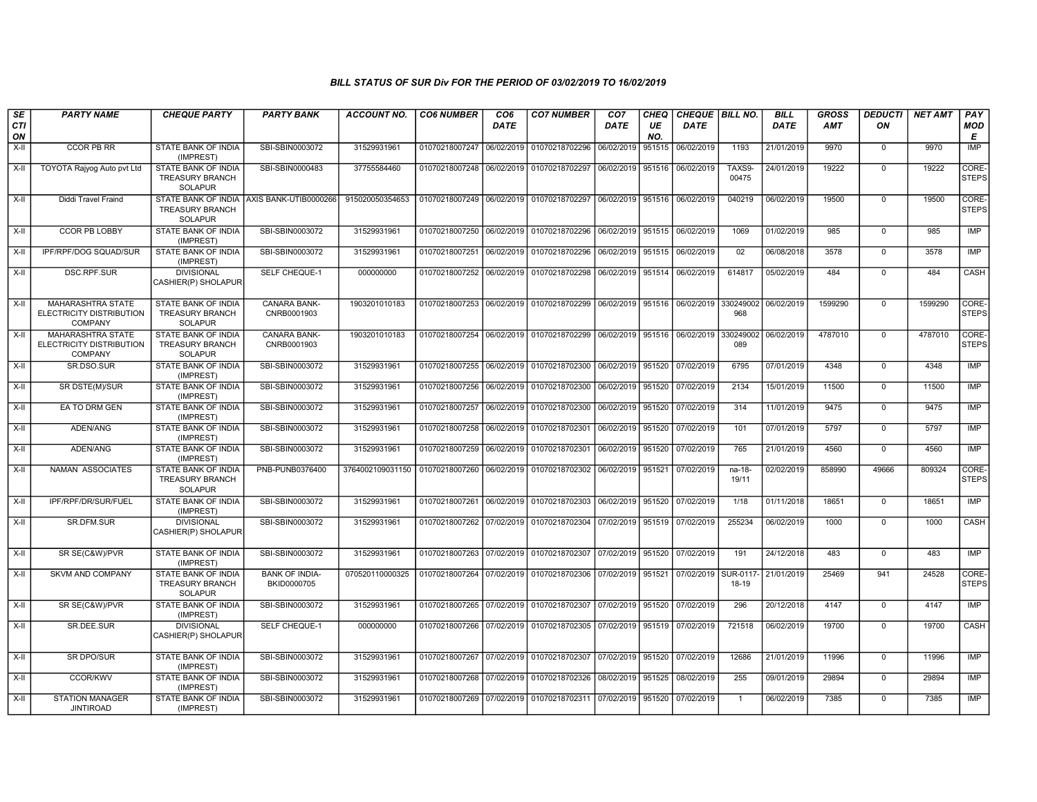*BILL STATUS OF SUR Div FOR THE PERIOD OF 03/02/2019 TO 16/02/2019*

| SECTION | PARTY NAME | CHEQUE PARTY | PARTY BANK | ACCOUNT NO. | CO6 NUMBER | CO6 DATE | CO7 NUMBER | CO7 DATE | CHEQUE NO. | CHEQUE DATE | BILL NO. | BILL DATE | GROSS AMT | DEDUCTION | NET AMT | PAY MODE |
|---|---|---|---|---|---|---|---|---|---|---|---|---|---|---|---|---|
| X-II | CCOR PB RR | STATE BANK OF INDIA (IMPREST) | SBI-SBIN0003072 | 31529931961 | 01070218007247 | 06/02/2019 | 01070218702296 | 06/02/2019 | 951515 | 06/02/2019 | 1193 | 21/01/2019 | 9970 | 0 | 9970 | IMP |
| X-II | TOYOTA Rajyog Auto pvt Ltd | STATE BANK OF INDIA TREASURY BRANCH SOLAPUR | SBI-SBIN0000483 | 37755584460 | 01070218007248 | 06/02/2019 | 01070218702297 | 06/02/2019 | 951516 | 06/02/2019 | TAXS9-00475 | 24/01/2019 | 19222 | 0 | 19222 | CORE-STEPS |
| X-II | Diddi Travel Fraind | STATE BANK OF INDIA TREASURY BRANCH SOLAPUR | AXIS BANK-UTIB0000266 | 915020050354653 | 01070218007249 | 06/02/2019 | 01070218702297 | 06/02/2019 | 951516 | 06/02/2019 | 040219 | 06/02/2019 | 19500 | 0 | 19500 | CORE-STEPS |
| X-II | CCOR PB LOBBY | STATE BANK OF INDIA (IMPREST) | SBI-SBIN0003072 | 31529931961 | 01070218007250 | 06/02/2019 | 01070218702296 | 06/02/2019 | 951515 | 06/02/2019 | 1069 | 01/02/2019 | 985 | 0 | 985 | IMP |
| X-II | IPF/RPF/DOG SQUAD/SUR | STATE BANK OF INDIA (IMPREST) | SBI-SBIN0003072 | 31529931961 | 01070218007251 | 06/02/2019 | 01070218702296 | 06/02/2019 | 951515 | 06/02/2019 | 02 | 06/08/2018 | 3578 | 0 | 3578 | IMP |
| X-II | DSC.RPF.SUR | DIVISIONAL CASHIER(P) SHOLAPUR | SELF CHEQUE-1 | 000000000 | 01070218007252 | 06/02/2019 | 01070218702298 | 06/02/2019 | 951514 | 06/02/2019 | 614817 | 05/02/2019 | 484 | 0 | 484 | CASH |
| X-II | MAHARASHTRA STATE ELECTRICITY DISTRIBUTION COMPANY | STATE BANK OF INDIA TREASURY BRANCH SOLAPUR | CANARA BANK-CNRB0001903 | 1903201010183 | 01070218007253 | 06/02/2019 | 01070218702299 | 06/02/2019 | 951516 | 06/02/2019 | 330249002968 | 06/02/2019 | 1599290 | 0 | 1599290 | CORE-STEPS |
| X-II | MAHARASHTRA STATE ELECTRICITY DISTRIBUTION COMPANY | STATE BANK OF INDIA TREASURY BRANCH SOLAPUR | CANARA BANK-CNRB0001903 | 1903201010183 | 01070218007254 | 06/02/2019 | 01070218702299 | 06/02/2019 | 951516 | 06/02/2019 | 330249002089 | 06/02/2019 | 4787010 | 0 | 4787010 | CORE-STEPS |
| X-II | SR.DSO.SUR | STATE BANK OF INDIA (IMPREST) | SBI-SBIN0003072 | 31529931961 | 01070218007255 | 06/02/2019 | 01070218702300 | 06/02/2019 | 951520 | 07/02/2019 | 6795 | 07/01/2019 | 4348 | 0 | 4348 | IMP |
| X-II | SR DSTE(M)/SUR | STATE BANK OF INDIA (IMPREST) | SBI-SBIN0003072 | 31529931961 | 01070218007256 | 06/02/2019 | 01070218702300 | 06/02/2019 | 951520 | 07/02/2019 | 2134 | 15/01/2019 | 11500 | 0 | 11500 | IMP |
| X-II | EA TO DRM GEN | STATE BANK OF INDIA (IMPREST) | SBI-SBIN0003072 | 31529931961 | 01070218007257 | 06/02/2019 | 01070218702300 | 06/02/2019 | 951520 | 07/02/2019 | 314 | 11/01/2019 | 9475 | 0 | 9475 | IMP |
| X-II | ADEN/ANG | STATE BANK OF INDIA (IMPREST) | SBI-SBIN0003072 | 31529931961 | 01070218007258 | 06/02/2019 | 01070218702301 | 06/02/2019 | 951520 | 07/02/2019 | 101 | 07/01/2019 | 5797 | 0 | 5797 | IMP |
| X-II | ADEN/ANG | STATE BANK OF INDIA (IMPREST) | SBI-SBIN0003072 | 31529931961 | 01070218007259 | 06/02/2019 | 01070218702301 | 06/02/2019 | 951520 | 07/02/2019 | 765 | 21/01/2019 | 4560 | 0 | 4560 | IMP |
| X-II | NAMAN ASSOCIATES | STATE BANK OF INDIA TREASURY BRANCH SOLAPUR | PNB-PUNB0376400 | 3764002109031150 | 01070218007260 | 06/02/2019 | 01070218702302 | 06/02/2019 | 951521 | 07/02/2019 | na-18-19/11 | 02/02/2019 | 858990 | 49666 | 809324 | CORE-STEPS |
| X-II | IPF/RPF/DR/SUR/FUEL | STATE BANK OF INDIA (IMPREST) | SBI-SBIN0003072 | 31529931961 | 01070218007261 | 06/02/2019 | 01070218702303 | 06/02/2019 | 951520 | 07/02/2019 | 1/18 | 01/11/2018 | 18651 | 0 | 18651 | IMP |
| X-II | SR.DFM.SUR | DIVISIONAL CASHIER(P) SHOLAPUR | SBI-SBIN0003072 | 31529931961 | 01070218007262 | 07/02/2019 | 01070218702304 | 07/02/2019 | 951519 | 07/02/2019 | 255234 | 06/02/2019 | 1000 | 0 | 1000 | CASH |
| X-II | SR SE(C&W)/PVR | STATE BANK OF INDIA (IMPREST) | SBI-SBIN0003072 | 31529931961 | 01070218007263 | 07/02/2019 | 01070218702307 | 07/02/2019 | 951520 | 07/02/2019 | 191 | 24/12/2018 | 483 | 0 | 483 | IMP |
| X-II | SKVM AND COMPANY | STATE BANK OF INDIA TREASURY BRANCH SOLAPUR | BANK OF INDIA-BKID0000705 | 070520110000325 | 01070218007264 | 07/02/2019 | 01070218702306 | 07/02/2019 | 951521 | 07/02/2019 | SUR-0117-18-19 | 21/01/2019 | 25469 | 941 | 24528 | CORE-STEPS |
| X-II | SR SE(C&W)/PVR | STATE BANK OF INDIA (IMPREST) | SBI-SBIN0003072 | 31529931961 | 01070218007265 | 07/02/2019 | 01070218702307 | 07/02/2019 | 951520 | 07/02/2019 | 296 | 20/12/2018 | 4147 | 0 | 4147 | IMP |
| X-II | SR.DEE.SUR | DIVISIONAL CASHIER(P) SHOLAPUR | SELF CHEQUE-1 | 000000000 | 01070218007266 | 07/02/2019 | 01070218702305 | 07/02/2019 | 951519 | 07/02/2019 | 721518 | 06/02/2019 | 19700 | 0 | 19700 | CASH |
| X-II | SR DPO/SUR | STATE BANK OF INDIA (IMPREST) | SBI-SBIN0003072 | 31529931961 | 01070218007267 | 07/02/2019 | 01070218702307 | 07/02/2019 | 951520 | 07/02/2019 | 12686 | 21/01/2019 | 11996 | 0 | 11996 | IMP |
| X-II | CCOR/KWV | STATE BANK OF INDIA (IMPREST) | SBI-SBIN0003072 | 31529931961 | 01070218007268 | 07/02/2019 | 01070218702326 | 08/02/2019 | 951525 | 08/02/2019 | 255 | 09/01/2019 | 29894 | 0 | 29894 | IMP |
| X-II | STATION MANAGER JINTIROAD | STATE BANK OF INDIA (IMPREST) | SBI-SBIN0003072 | 31529931961 | 01070218007269 | 07/02/2019 | 01070218702311 | 07/02/2019 | 951520 | 07/02/2019 | 1 | 06/02/2019 | 7385 | 0 | 7385 | IMP |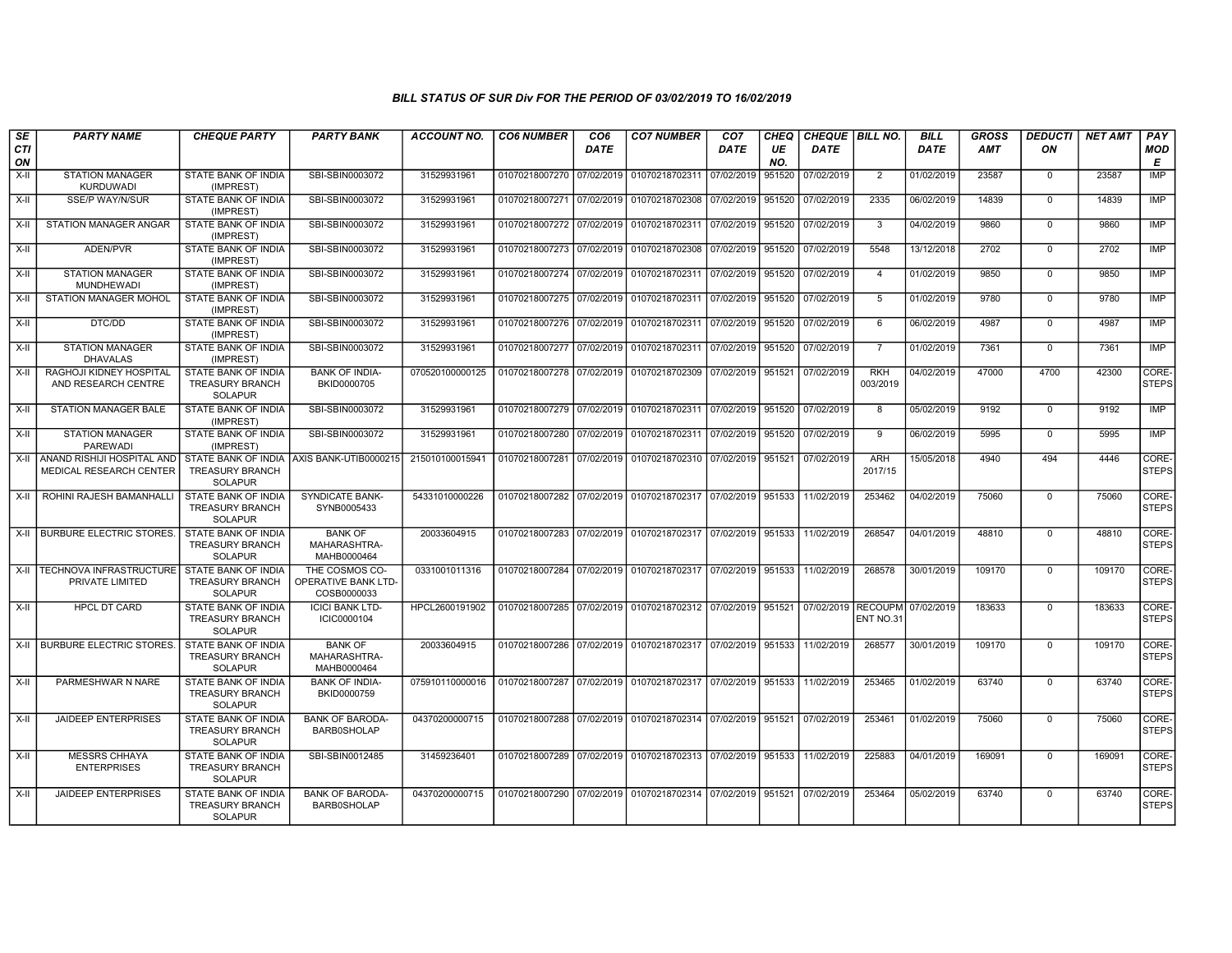# BILL STATUS OF SUR Div FOR THE PERIOD OF 03/02/2019 TO 16/02/2019

| SECTION | PARTY NAME | CHEQUE PARTY | PARTY BANK | ACCOUNT NO. | CO6 NUMBER | CO6 DATE | CO7 NUMBER | CO7 DATE | CHEQUE NO. | CHEQUE DATE | BILL NO. | BILL DATE | GROSS AMT | DEDUCTION | NET AMT | PAY MODE |
|---|---|---|---|---|---|---|---|---|---|---|---|---|---|---|---|---|
| X-II | STATION MANAGER KURDUWADI | STATE BANK OF INDIA (IMPREST) | SBI-SBIN0003072 | 31529931961 | 01070218007270 | 07/02/2019 | 01070218702311 | 07/02/2019 | 951520 | 07/02/2019 | 2 | 01/02/2019 | 23587 | 0 | 23587 | IMP |
| X-II | SSE/P WAY/N/SUR | STATE BANK OF INDIA (IMPREST) | SBI-SBIN0003072 | 31529931961 | 01070218007271 | 07/02/2019 | 01070218702308 | 07/02/2019 | 951520 | 07/02/2019 | 2335 | 06/02/2019 | 14839 | 0 | 14839 | IMP |
| X-II | STATION MANAGER ANGAR | STATE BANK OF INDIA (IMPREST) | SBI-SBIN0003072 | 31529931961 | 01070218007272 | 07/02/2019 | 01070218702311 | 07/02/2019 | 951520 | 07/02/2019 | 3 | 04/02/2019 | 9860 | 0 | 9860 | IMP |
| X-II | ADEN/PVR | STATE BANK OF INDIA (IMPREST) | SBI-SBIN0003072 | 31529931961 | 01070218007273 | 07/02/2019 | 01070218702308 | 07/02/2019 | 951520 | 07/02/2019 | 5548 | 13/12/2018 | 2702 | 0 | 2702 | IMP |
| X-II | STATION MANAGER MUNDHEWADI | STATE BANK OF INDIA (IMPREST) | SBI-SBIN0003072 | 31529931961 | 01070218007274 | 07/02/2019 | 01070218702311 | 07/02/2019 | 951520 | 07/02/2019 | 4 | 01/02/2019 | 9850 | 0 | 9850 | IMP |
| X-II | STATION MANAGER MOHOL | STATE BANK OF INDIA (IMPREST) | SBI-SBIN0003072 | 31529931961 | 01070218007275 | 07/02/2019 | 01070218702311 | 07/02/2019 | 951520 | 07/02/2019 | 5 | 01/02/2019 | 9780 | 0 | 9780 | IMP |
| X-II | DTC/DD | STATE BANK OF INDIA (IMPREST) | SBI-SBIN0003072 | 31529931961 | 01070218007276 | 07/02/2019 | 01070218702311 | 07/02/2019 | 951520 | 07/02/2019 | 6 | 06/02/2019 | 4987 | 0 | 4987 | IMP |
| X-II | STATION MANAGER DHAVALAS | STATE BANK OF INDIA (IMPREST) | SBI-SBIN0003072 | 31529931961 | 01070218007277 | 07/02/2019 | 01070218702311 | 07/02/2019 | 951520 | 07/02/2019 | 7 | 01/02/2019 | 7361 | 0 | 7361 | IMP |
| X-II | RAGHOJI KIDNEY HOSPITAL AND RESEARCH CENTRE | STATE BANK OF INDIA TREASURY BRANCH SOLAPUR | BANK OF INDIA-BKID0000705 | 070520100000125 | 01070218007278 | 07/02/2019 | 01070218702309 | 07/02/2019 | 951521 | 07/02/2019 | RKH 003/2019 | 04/02/2019 | 47000 | 4700 | 42300 | CORE-STEPS |
| X-II | STATION MANAGER BALE | STATE BANK OF INDIA (IMPREST) | SBI-SBIN0003072 | 31529931961 | 01070218007279 | 07/02/2019 | 01070218702311 | 07/02/2019 | 951520 | 07/02/2019 | 8 | 05/02/2019 | 9192 | 0 | 9192 | IMP |
| X-II | STATION MANAGER PAREWADI | STATE BANK OF INDIA (IMPREST) | SBI-SBIN0003072 | 31529931961 | 01070218007280 | 07/02/2019 | 01070218702311 | 07/02/2019 | 951520 | 07/02/2019 | 9 | 06/02/2019 | 5995 | 0 | 5995 | IMP |
| X-II | ANAND RISHIJI HOSPITAL AND MEDICAL RESEARCH CENTER | STATE BANK OF INDIA TREASURY BRANCH SOLAPUR | AXIS BANK-UTIB0000215 | 215010100015941 | 01070218007281 | 07/02/2019 | 01070218702310 | 07/02/2019 | 951521 | 07/02/2019 | ARH 2017/15 | 15/05/2018 | 4940 | 494 | 4446 | CORE-STEPS |
| X-II | ROHINI RAJESH BAMANHALLI | STATE BANK OF INDIA TREASURY BRANCH SOLAPUR | SYNDICATE BANK-SYNB0005433 | 54331010000226 | 01070218007282 | 07/02/2019 | 01070218702317 | 07/02/2019 | 951533 | 11/02/2019 | 253462 | 04/02/2019 | 75060 | 0 | 75060 | CORE-STEPS |
| X-II | BURBURE ELECTRIC STORES. | STATE BANK OF INDIA TREASURY BRANCH SOLAPUR | BANK OF MAHARASHTRA-MAHB0000464 | 20033604915 | 01070218007283 | 07/02/2019 | 01070218702317 | 07/02/2019 | 951533 | 11/02/2019 | 268547 | 04/01/2019 | 48810 | 0 | 48810 | CORE-STEPS |
| X-II | TECHNOVA INFRASTRUCTURE PRIVATE LIMITED | STATE BANK OF INDIA TREASURY BRANCH SOLAPUR | THE COSMOS CO-OPERATIVE BANK LTD-COSB0000033 | 0331001011316 | 01070218007284 | 07/02/2019 | 01070218702317 | 07/02/2019 | 951533 | 11/02/2019 | 268578 | 30/01/2019 | 109170 | 0 | 109170 | CORE-STEPS |
| X-II | HPCL DT CARD | STATE BANK OF INDIA TREASURY BRANCH SOLAPUR | ICICI BANK LTD-ICIC0000104 | HPCL2600191902 | 01070218007285 | 07/02/2019 | 01070218702312 | 07/02/2019 | 951521 | 07/02/2019 | RECOUPMENT NO.31 | 07/02/2019 | 183633 | 0 | 183633 | CORE-STEPS |
| X-II | BURBURE ELECTRIC STORES. | STATE BANK OF INDIA TREASURY BRANCH SOLAPUR | BANK OF MAHARASHTRA-MAHB0000464 | 20033604915 | 01070218007286 | 07/02/2019 | 01070218702317 | 07/02/2019 | 951533 | 11/02/2019 | 268577 | 30/01/2019 | 109170 | 0 | 109170 | CORE-STEPS |
| X-II | PARMESHWAR N NARE | STATE BANK OF INDIA TREASURY BRANCH SOLAPUR | BANK OF INDIA-BKID0000759 | 075910110000016 | 01070218007287 | 07/02/2019 | 01070218702317 | 07/02/2019 | 951533 | 11/02/2019 | 253465 | 01/02/2019 | 63740 | 0 | 63740 | CORE-STEPS |
| X-II | JAIDEEP ENTERPRISES | STATE BANK OF INDIA TREASURY BRANCH SOLAPUR | BANK OF BARODA-BARB0SHOLAP | 04370200000715 | 01070218007288 | 07/02/2019 | 01070218702314 | 07/02/2019 | 951521 | 07/02/2019 | 253461 | 01/02/2019 | 75060 | 0 | 75060 | CORE-STEPS |
| X-II | MESSRS CHHAYA ENTERPRISES | STATE BANK OF INDIA TREASURY BRANCH SOLAPUR | SBI-SBIN0012485 | 31459236401 | 01070218007289 | 07/02/2019 | 01070218702313 | 07/02/2019 | 951533 | 11/02/2019 | 225883 | 04/01/2019 | 169091 | 0 | 169091 | CORE-STEPS |
| X-II | JAIDEEP ENTERPRISES | STATE BANK OF INDIA TREASURY BRANCH SOLAPUR | BANK OF BARODA-BARB0SHOLAP | 04370200000715 | 01070218007290 | 07/02/2019 | 01070218702314 | 07/02/2019 | 951521 | 07/02/2019 | 253464 | 05/02/2019 | 63740 | 0 | 63740 | CORE-STEPS |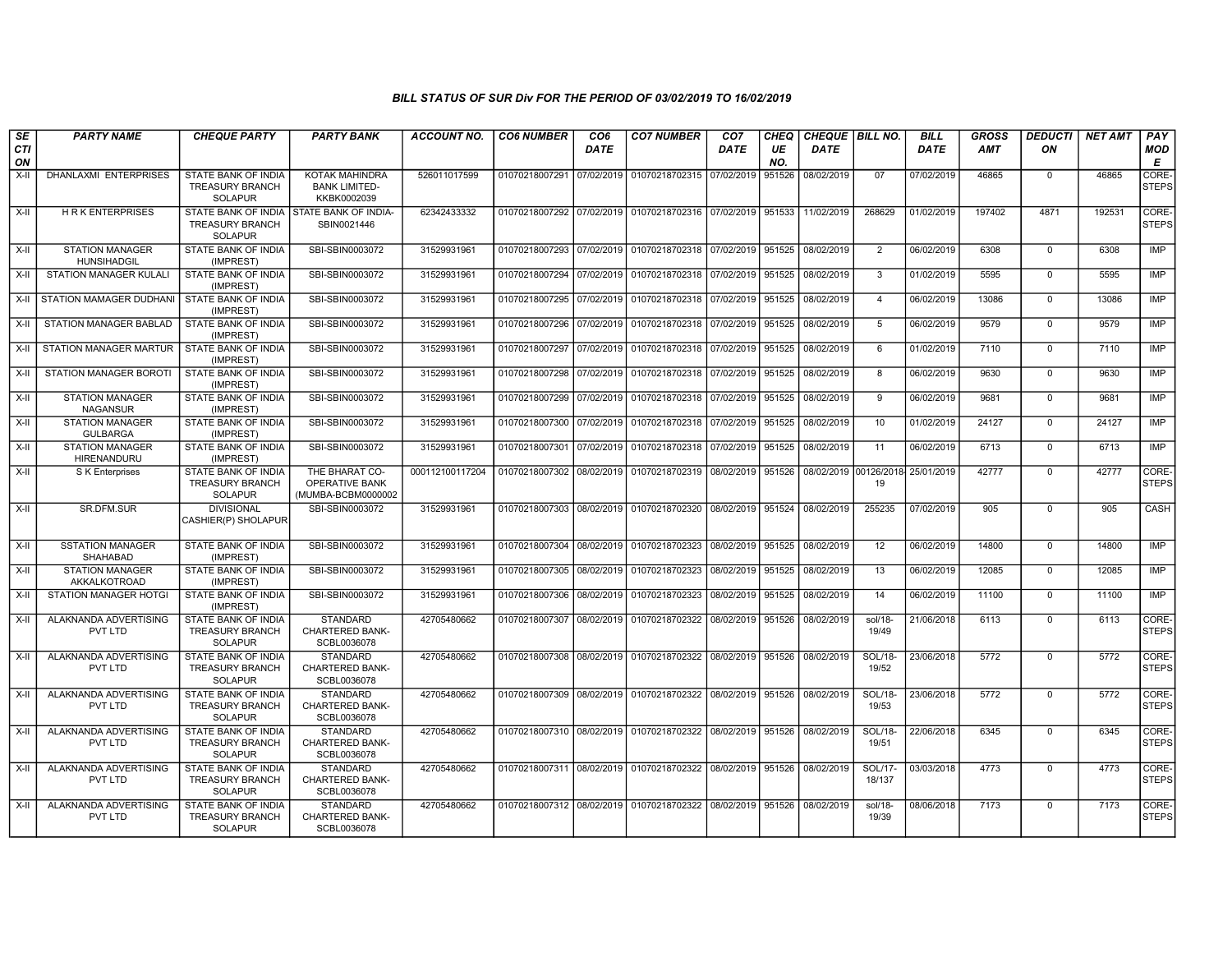# BILL STATUS OF SUR Div FOR THE PERIOD OF 03/02/2019 TO 16/02/2019

| SECTION | PARTY NAME | CHEQUE PARTY | PARTY BANK | ACCOUNT NO. | CO6 NUMBER | CO6 DATE | CO7 NUMBER | CO7 DATE | CHEQUE NO. | CHEQUE DATE | BILL NO. | BILL DATE | GROSS AMT | DEDUCTION | NET AMT | PAY MODE |
|---|---|---|---|---|---|---|---|---|---|---|---|---|---|---|---|---|
| X-II | DHANLAXMI ENTERPRISES | STATE BANK OF INDIA TREASURY BRANCH SOLAPUR | KOTAK MAHINDRA BANK LIMITED-KKBK0002039 | 526011017599 | 01070218007291 | 07/02/2019 | 01070218702315 | 07/02/2019 | 951526 | 08/02/2019 | 07 | 07/02/2019 | 46865 | 0 | 46865 | CORE-STEPS |
| X-II | H R K ENTERPRISES | STATE BANK OF INDIA TREASURY BRANCH SOLAPUR | STATE BANK OF INDIA-SBIN0021446 | 62342433332 | 01070218007292 | 07/02/2019 | 01070218702316 | 07/02/2019 | 951533 | 11/02/2019 | 268629 | 01/02/2019 | 197402 | 4871 | 192531 | CORE-STEPS |
| X-II | STATION MANAGER HUNSIHADGIL | STATE BANK OF INDIA (IMPREST) | SBI-SBIN0003072 | 31529931961 | 01070218007293 | 07/02/2019 | 01070218702318 | 07/02/2019 | 951525 | 08/02/2019 | 2 | 06/02/2019 | 6308 | 0 | 6308 | IMP |
| X-II | STATION MANAGER KULALI | STATE BANK OF INDIA (IMPREST) | SBI-SBIN0003072 | 31529931961 | 01070218007294 | 07/02/2019 | 01070218702318 | 07/02/2019 | 951525 | 08/02/2019 | 3 | 01/02/2019 | 5595 | 0 | 5595 | IMP |
| X-II | STATION MAMAGER DUDHANI | STATE BANK OF INDIA (IMPREST) | SBI-SBIN0003072 | 31529931961 | 01070218007295 | 07/02/2019 | 01070218702318 | 07/02/2019 | 951525 | 08/02/2019 | 4 | 06/02/2019 | 13086 | 0 | 13086 | IMP |
| X-II | STATION MANAGER BABLAD | STATE BANK OF INDIA (IMPREST) | SBI-SBIN0003072 | 31529931961 | 01070218007296 | 07/02/2019 | 01070218702318 | 07/02/2019 | 951525 | 08/02/2019 | 5 | 06/02/2019 | 9579 | 0 | 9579 | IMP |
| X-II | STATION MANAGER MARTUR | STATE BANK OF INDIA (IMPREST) | SBI-SBIN0003072 | 31529931961 | 01070218007297 | 07/02/2019 | 01070218702318 | 07/02/2019 | 951525 | 08/02/2019 | 6 | 01/02/2019 | 7110 | 0 | 7110 | IMP |
| X-II | STATION MANAGER BOROTI | STATE BANK OF INDIA (IMPREST) | SBI-SBIN0003072 | 31529931961 | 01070218007298 | 07/02/2019 | 01070218702318 | 07/02/2019 | 951525 | 08/02/2019 | 8 | 06/02/2019 | 9630 | 0 | 9630 | IMP |
| X-II | STATION MANAGER NAGANSUR | STATE BANK OF INDIA (IMPREST) | SBI-SBIN0003072 | 31529931961 | 01070218007299 | 07/02/2019 | 01070218702318 | 07/02/2019 | 951525 | 08/02/2019 | 9 | 06/02/2019 | 9681 | 0 | 9681 | IMP |
| X-II | STATION MANAGER GULBARGA | STATE BANK OF INDIA (IMPREST) | SBI-SBIN0003072 | 31529931961 | 01070218007300 | 07/02/2019 | 01070218702318 | 07/02/2019 | 951525 | 08/02/2019 | 10 | 01/02/2019 | 24127 | 0 | 24127 | IMP |
| X-II | STATION MANAGER HIRENANDURU | STATE BANK OF INDIA (IMPREST) | SBI-SBIN0003072 | 31529931961 | 01070218007301 | 07/02/2019 | 01070218702318 | 07/02/2019 | 951525 | 08/02/2019 | 11 | 06/02/2019 | 6713 | 0 | 6713 | IMP |
| X-II | S K Enterprises | STATE BANK OF INDIA TREASURY BRANCH SOLAPUR | THE BHARAT CO-OPERATIVE BANK (MUMBA-BCBM0000002 | 000112100117204 | 01070218007302 | 08/02/2019 | 01070218702319 | 08/02/2019 | 951526 | 08/02/2019 | 00126/2018-19 | 25/01/2019 | 42777 | 0 | 42777 | CORE-STEPS |
| X-II | SR.DFM.SUR | DIVISIONAL CASHIER(P) SHOLAPUR | SBI-SBIN0003072 | 31529931961 | 01070218007303 | 08/02/2019 | 01070218702320 | 08/02/2019 | 951524 | 08/02/2019 | 255235 | 07/02/2019 | 905 | 0 | 905 | CASH |
| X-II | SSTATION MANAGER SHAHABAD | STATE BANK OF INDIA (IMPREST) | SBI-SBIN0003072 | 31529931961 | 01070218007304 | 08/02/2019 | 01070218702323 | 08/02/2019 | 951525 | 08/02/2019 | 12 | 06/02/2019 | 14800 | 0 | 14800 | IMP |
| X-II | STATION MANAGER AKKALKOTROAD | STATE BANK OF INDIA (IMPREST) | SBI-SBIN0003072 | 31529931961 | 01070218007305 | 08/02/2019 | 01070218702323 | 08/02/2019 | 951525 | 08/02/2019 | 13 | 06/02/2019 | 12085 | 0 | 12085 | IMP |
| X-II | STATION MANAGER HOTGI | STATE BANK OF INDIA (IMPREST) | SBI-SBIN0003072 | 31529931961 | 01070218007306 | 08/02/2019 | 01070218702323 | 08/02/2019 | 951525 | 08/02/2019 | 14 | 06/02/2019 | 11100 | 0 | 11100 | IMP |
| X-II | ALAKNANDA ADVERTISING PVT LTD | STATE BANK OF INDIA TREASURY BRANCH SOLAPUR | STANDARD CHARTERED BANK-SCBL0036078 | 42705480662 | 01070218007307 | 08/02/2019 | 01070218702322 | 08/02/2019 | 951526 | 08/02/2019 | sol/18-19/49 | 21/06/2018 | 6113 | 0 | 6113 | CORE-STEPS |
| X-II | ALAKNANDA ADVERTISING PVT LTD | STATE BANK OF INDIA TREASURY BRANCH SOLAPUR | STANDARD CHARTERED BANK-SCBL0036078 | 42705480662 | 01070218007308 | 08/02/2019 | 01070218702322 | 08/02/2019 | 951526 | 08/02/2019 | SOL/18-19/52 | 23/06/2018 | 5772 | 0 | 5772 | CORE-STEPS |
| X-II | ALAKNANDA ADVERTISING PVT LTD | STATE BANK OF INDIA TREASURY BRANCH SOLAPUR | STANDARD CHARTERED BANK-SCBL0036078 | 42705480662 | 01070218007309 | 08/02/2019 | 01070218702322 | 08/02/2019 | 951526 | 08/02/2019 | SOL/18-19/53 | 23/06/2018 | 5772 | 0 | 5772 | CORE-STEPS |
| X-II | ALAKNANDA ADVERTISING PVT LTD | STATE BANK OF INDIA TREASURY BRANCH SOLAPUR | STANDARD CHARTERED BANK-SCBL0036078 | 42705480662 | 01070218007310 | 08/02/2019 | 01070218702322 | 08/02/2019 | 951526 | 08/02/2019 | SOL/18-19/51 | 22/06/2018 | 6345 | 0 | 6345 | CORE-STEPS |
| X-II | ALAKNANDA ADVERTISING PVT LTD | STATE BANK OF INDIA TREASURY BRANCH SOLAPUR | STANDARD CHARTERED BANK-SCBL0036078 | 42705480662 | 01070218007311 | 08/02/2019 | 01070218702322 | 08/02/2019 | 951526 | 08/02/2019 | SOL/17-18/137 | 03/03/2018 | 4773 | 0 | 4773 | CORE-STEPS |
| X-II | ALAKNANDA ADVERTISING PVT LTD | STATE BANK OF INDIA TREASURY BRANCH SOLAPUR | STANDARD CHARTERED BANK-SCBL0036078 | 42705480662 | 01070218007312 | 08/02/2019 | 01070218702322 | 08/02/2019 | 951526 | 08/02/2019 | sol/18-19/39 | 08/06/2018 | 7173 | 0 | 7173 | CORE-STEPS |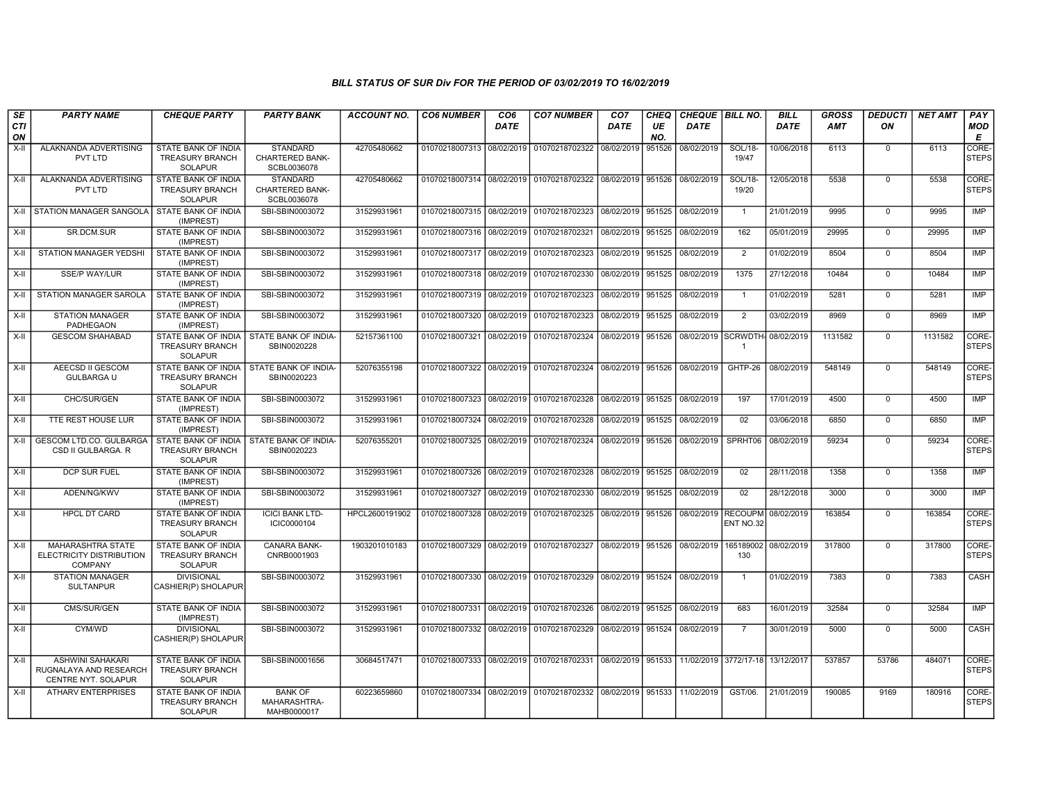## BILL STATUS OF SUR Div FOR THE PERIOD OF 03/02/2019 TO 16/02/2019

| SECTION | PARTY NAME | CHEQUE PARTY | PARTY BANK | ACCOUNT NO. | CO6 NUMBER | CO6 DATE | CO7 NUMBER | CO7 DATE | CHEQUE NO. | CHEQUE DATE | BILL NO. | BILL DATE | GROSS AMT | DEDUCTION | NET AMT | PAY MODE |
|---|---|---|---|---|---|---|---|---|---|---|---|---|---|---|---|---|
| X-II | ALAKNANDA ADVERTISING PVT LTD | STATE BANK OF INDIA TREASURY BRANCH SOLAPUR | STANDARD CHARTERED BANK-SCBL0036078 | 42705480662 | 01070218007313 | 08/02/2019 | 01070218702322 | 08/02/2019 | 951526 | 08/02/2019 | SOL/18-19/47 | 10/06/2018 | 6113 | 0 | 6113 | CORE-STEPS |
| X-II | ALAKNANDA ADVERTISING PVT LTD | STATE BANK OF INDIA TREASURY BRANCH SOLAPUR | STANDARD CHARTERED BANK-SCBL0036078 | 42705480662 | 01070218007314 | 08/02/2019 | 01070218702322 | 08/02/2019 | 951526 | 08/02/2019 | SOL/18-19/20 | 12/05/2018 | 5538 | 0 | 5538 | CORE-STEPS |
| X-II | STATION MANAGER SANGOLA | STATE BANK OF INDIA (IMPREST) | SBI-SBIN0003072 | 31529931961 | 01070218007315 | 08/02/2019 | 01070218702323 | 08/02/2019 | 951525 | 08/02/2019 | 1 | 21/01/2019 | 9995 | 0 | 9995 | IMP |
| X-II | SR.DCM.SUR | STATE BANK OF INDIA (IMPREST) | SBI-SBIN0003072 | 31529931961 | 01070218007316 | 08/02/2019 | 01070218702321 | 08/02/2019 | 951525 | 08/02/2019 | 162 | 05/01/2019 | 29995 | 0 | 29995 | IMP |
| X-II | STATION MANAGER YEDSHI | STATE BANK OF INDIA (IMPREST) | SBI-SBIN0003072 | 31529931961 | 01070218007317 | 08/02/2019 | 01070218702323 | 08/02/2019 | 951525 | 08/02/2019 | 2 | 01/02/2019 | 8504 | 0 | 8504 | IMP |
| X-II | SSE/P WAY/LUR | STATE BANK OF INDIA (IMPREST) | SBI-SBIN0003072 | 31529931961 | 01070218007318 | 08/02/2019 | 01070218702330 | 08/02/2019 | 951525 | 08/02/2019 | 1375 | 27/12/2018 | 10484 | 0 | 10484 | IMP |
| X-II | STATION MANAGER SAROLA | STATE BANK OF INDIA (IMPREST) | SBI-SBIN0003072 | 31529931961 | 01070218007319 | 08/02/2019 | 01070218702323 | 08/02/2019 | 951525 | 08/02/2019 | 1 | 01/02/2019 | 5281 | 0 | 5281 | IMP |
| X-II | STATION MANAGER PADHEGAON | STATE BANK OF INDIA (IMPREST) | SBI-SBIN0003072 | 31529931961 | 01070218007320 | 08/02/2019 | 01070218702323 | 08/02/2019 | 951525 | 08/02/2019 | 2 | 03/02/2019 | 8969 | 0 | 8969 | IMP |
| X-II | GESCOM SHAHABAD | STATE BANK OF INDIA TREASURY BRANCH SOLAPUR | STATE BANK OF INDIA-SBIN0020228 | 52157361100 | 01070218007321 | 08/02/2019 | 01070218702324 | 08/02/2019 | 951526 | 08/02/2019 | SCRWDTH-1 | 08/02/2019 | 1131582 | 0 | 1131582 | CORE-STEPS |
| X-II | AEECSD II GESCOM GULBARGA U | STATE BANK OF INDIA TREASURY BRANCH SOLAPUR | STATE BANK OF INDIA-SBIN0020223 | 52076355198 | 01070218007322 | 08/02/2019 | 01070218702324 | 08/02/2019 | 951526 | 08/02/2019 | GHTP-26 | 08/02/2019 | 548149 | 0 | 548149 | CORE-STEPS |
| X-II | CHC/SUR/GEN | STATE BANK OF INDIA (IMPREST) | SBI-SBIN0003072 | 31529931961 | 01070218007323 | 08/02/2019 | 01070218702328 | 08/02/2019 | 951525 | 08/02/2019 | 197 | 17/01/2019 | 4500 | 0 | 4500 | IMP |
| X-II | TTE REST HOUSE LUR | STATE BANK OF INDIA (IMPREST) | SBI-SBIN0003072 | 31529931961 | 01070218007324 | 08/02/2019 | 01070218702328 | 08/02/2019 | 951525 | 08/02/2019 | 02 | 03/06/2018 | 6850 | 0 | 6850 | IMP |
| X-II | GESCOM LTD.CO. GULBARGA CSD II GULBARGA. R | STATE BANK OF INDIA TREASURY BRANCH SOLAPUR | STATE BANK OF INDIA-SBIN0020223 | 52076355201 | 01070218007325 | 08/02/2019 | 01070218702324 | 08/02/2019 | 951526 | 08/02/2019 | SPRHT06 | 08/02/2019 | 59234 | 0 | 59234 | CORE-STEPS |
| X-II | DCP SUR FUEL | STATE BANK OF INDIA (IMPREST) | SBI-SBIN0003072 | 31529931961 | 01070218007326 | 08/02/2019 | 01070218702328 | 08/02/2019 | 951525 | 08/02/2019 | 02 | 28/11/2018 | 1358 | 0 | 1358 | IMP |
| X-II | ADEN/NG/KWV | STATE BANK OF INDIA (IMPREST) | SBI-SBIN0003072 | 31529931961 | 01070218007327 | 08/02/2019 | 01070218702330 | 08/02/2019 | 951525 | 08/02/2019 | 02 | 28/12/2018 | 3000 | 0 | 3000 | IMP |
| X-II | HPCL DT CARD | STATE BANK OF INDIA TREASURY BRANCH SOLAPUR | ICICI BANK LTD-ICIC0000104 | HPCL2600191902 | 01070218007328 | 08/02/2019 | 01070218702325 | 08/02/2019 | 951526 | 08/02/2019 | RECOUPMENT NO.32 | 08/02/2019 | 163854 | 0 | 163854 | CORE-STEPS |
| X-II | MAHARASHTRA STATE ELECTRICITY DISTRIBUTION COMPANY | STATE BANK OF INDIA TREASURY BRANCH SOLAPUR | CANARA BANK-CNRB0001903 | 1903201010183 | 01070218007329 | 08/02/2019 | 01070218702327 | 08/02/2019 | 951526 | 08/02/2019 | 165189002130 | 08/02/2019 | 317800 | 0 | 317800 | CORE-STEPS |
| X-II | STATION MANAGER SULTANPUR | DIVISIONAL CASHIER(P) SHOLAPUR | SBI-SBIN0003072 | 31529931961 | 01070218007330 | 08/02/2019 | 01070218702329 | 08/02/2019 | 951524 | 08/02/2019 | 1 | 01/02/2019 | 7383 | 0 | 7383 | CASH |
| X-II | CMS/SUR/GEN | STATE BANK OF INDIA (IMPREST) | SBI-SBIN0003072 | 31529931961 | 01070218007331 | 08/02/2019 | 01070218702326 | 08/02/2019 | 951525 | 08/02/2019 | 683 | 16/01/2019 | 32584 | 0 | 32584 | IMP |
| X-II | CYM/WD | DIVISIONAL CASHIER(P) SHOLAPUR | SBI-SBIN0003072 | 31529931961 | 01070218007332 | 08/02/2019 | 01070218702329 | 08/02/2019 | 951524 | 08/02/2019 | 7 | 30/01/2019 | 5000 | 0 | 5000 | CASH |
| X-II | ASHWINI SAHAKARI RUGNALAYA AND RESEARCH CENTRE NYT. SOLAPUR | STATE BANK OF INDIA TREASURY BRANCH SOLAPUR | SBI-SBIN0001656 | 30684517471 | 01070218007333 | 08/02/2019 | 01070218702331 | 08/02/2019 | 951533 | 11/02/2019 | 3772/17-18 | 13/12/2017 | 537857 | 53786 | 484071 | CORE-STEPS |
| X-II | ATHARV ENTERPRISES | STATE BANK OF INDIA TREASURY BRANCH SOLAPUR | BANK OF MAHARASHTRA-MAHB0000017 | 60223659860 | 01070218007334 | 08/02/2019 | 01070218702332 | 08/02/2019 | 951533 | 11/02/2019 | GST/06. | 21/01/2019 | 190085 | 9169 | 180916 | CORE-STEPS |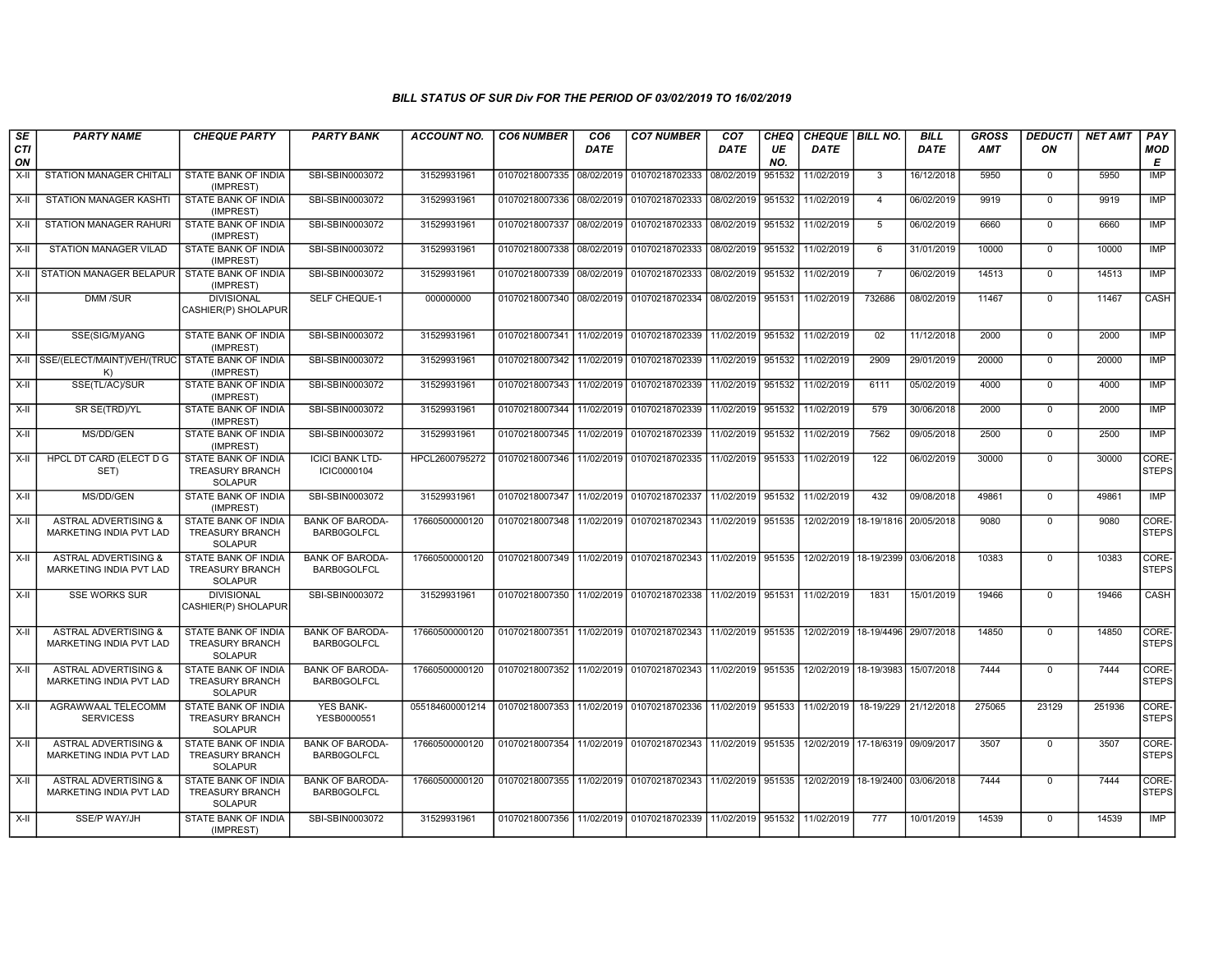### BILL STATUS OF SUR Div FOR THE PERIOD OF 03/02/2019 TO 16/02/2019

| SECTION | PARTY NAME | CHEQUE PARTY | PARTY BANK | ACCOUNT NO. | CO6 NUMBER | CO6 DATE | CO7 NUMBER | CO7 DATE | CHEQUE NO. | CHEQUE DATE | BILL NO. | BILL DATE | GROSS AMT | DEDUCTION | NET AMT | PAY MODE |
|---|---|---|---|---|---|---|---|---|---|---|---|---|---|---|---|---|
| X-II | STATION MANAGER CHITALI | STATE BANK OF INDIA (IMPREST) | SBI-SBIN0003072 | 31529931961 | 01070218007335 | 08/02/2019 | 01070218702333 | 08/02/2019 | 951532 | 11/02/2019 | 3 | 16/12/2018 | 5950 | 0 | 5950 | IMP |
| X-II | STATION MANAGER KASHTI | STATE BANK OF INDIA (IMPREST) | SBI-SBIN0003072 | 31529931961 | 01070218007336 | 08/02/2019 | 01070218702333 | 08/02/2019 | 951532 | 11/02/2019 | 4 | 06/02/2019 | 9919 | 0 | 9919 | IMP |
| X-II | STATION MANAGER RAHURI | STATE BANK OF INDIA (IMPREST) | SBI-SBIN0003072 | 31529931961 | 01070218007337 | 08/02/2019 | 01070218702333 | 08/02/2019 | 951532 | 11/02/2019 | 5 | 06/02/2019 | 6660 | 0 | 6660 | IMP |
| X-II | STATION MANAGER VILAD | STATE BANK OF INDIA (IMPREST) | SBI-SBIN0003072 | 31529931961 | 01070218007338 | 08/02/2019 | 01070218702333 | 08/02/2019 | 951532 | 11/02/2019 | 6 | 31/01/2019 | 10000 | 0 | 10000 | IMP |
| X-II | STATION MANAGER BELAPUR | STATE BANK OF INDIA (IMPREST) | SBI-SBIN0003072 | 31529931961 | 01070218007339 | 08/02/2019 | 01070218702333 | 08/02/2019 | 951532 | 11/02/2019 | 7 | 06/02/2019 | 14513 | 0 | 14513 | IMP |
| X-II | DMM /SUR | DIVISIONAL CASHIER(P) SHOLAPUR | SELF CHEQUE-1 | 000000000 | 01070218007340 | 08/02/2019 | 01070218702334 | 08/02/2019 | 951531 | 11/02/2019 | 732686 | 08/02/2019 | 11467 | 0 | 11467 | CASH |
| X-II | SSE(SIG/M)/ANG | STATE BANK OF INDIA (IMPREST) | SBI-SBIN0003072 | 31529931961 | 01070218007341 | 11/02/2019 | 01070218702339 | 11/02/2019 | 951532 | 11/02/2019 | 02 | 11/12/2018 | 2000 | 0 | 2000 | IMP |
| X-II | SSE/(ELECT/MAINT)VEH/(TRUCK) | STATE BANK OF INDIA (IMPREST) | SBI-SBIN0003072 | 31529931961 | 01070218007342 | 11/02/2019 | 01070218702339 | 11/02/2019 | 951532 | 11/02/2019 | 2909 | 29/01/2019 | 20000 | 0 | 20000 | IMP |
| X-II | SSE(TL/AC)/SUR | STATE BANK OF INDIA (IMPREST) | SBI-SBIN0003072 | 31529931961 | 01070218007343 | 11/02/2019 | 01070218702339 | 11/02/2019 | 951532 | 11/02/2019 | 6111 | 05/02/2019 | 4000 | 0 | 4000 | IMP |
| X-II | SR SE(TRD)/YL | STATE BANK OF INDIA (IMPREST) | SBI-SBIN0003072 | 31529931961 | 01070218007344 | 11/02/2019 | 01070218702339 | 11/02/2019 | 951532 | 11/02/2019 | 579 | 30/06/2018 | 2000 | 0 | 2000 | IMP |
| X-II | MS/DD/GEN | STATE BANK OF INDIA (IMPREST) | SBI-SBIN0003072 | 31529931961 | 01070218007345 | 11/02/2019 | 01070218702339 | 11/02/2019 | 951532 | 11/02/2019 | 7562 | 09/05/2018 | 2500 | 0 | 2500 | IMP |
| X-II | HPCL DT CARD (ELECT D G SET) | STATE BANK OF INDIA TREASURY BRANCH SOLAPUR | ICICI BANK LTD-ICIC0000104 | HPCL2600795272 | 01070218007346 | 11/02/2019 | 01070218702335 | 11/02/2019 | 951533 | 11/02/2019 | 122 | 06/02/2019 | 30000 | 0 | 30000 | CORE-STEPS |
| X-II | MS/DD/GEN | STATE BANK OF INDIA (IMPREST) | SBI-SBIN0003072 | 31529931961 | 01070218007347 | 11/02/2019 | 01070218702337 | 11/02/2019 | 951532 | 11/02/2019 | 432 | 09/08/2018 | 49861 | 0 | 49861 | IMP |
| X-II | ASTRAL ADVERTISING & MARKETING INDIA PVT LAD | STATE BANK OF INDIA TREASURY BRANCH SOLAPUR | BANK OF BARODA-BARB0GOLFCL | 17660500000120 | 01070218007348 | 11/02/2019 | 01070218702343 | 11/02/2019 | 951535 | 12/02/2019 | 18-19/1816 | 20/05/2018 | 9080 | 0 | 9080 | CORE-STEPS |
| X-II | ASTRAL ADVERTISING & MARKETING INDIA PVT LAD | STATE BANK OF INDIA TREASURY BRANCH SOLAPUR | BANK OF BARODA-BARB0GOLFCL | 17660500000120 | 01070218007349 | 11/02/2019 | 01070218702343 | 11/02/2019 | 951535 | 12/02/2019 | 18-19/2399 | 03/06/2018 | 10383 | 0 | 10383 | CORE-STEPS |
| X-II | SSE WORKS SUR | DIVISIONAL CASHIER(P) SHOLAPUR | SBI-SBIN0003072 | 31529931961 | 01070218007350 | 11/02/2019 | 01070218702338 | 11/02/2019 | 951531 | 11/02/2019 | 1831 | 15/01/2019 | 19466 | 0 | 19466 | CASH |
| X-II | ASTRAL ADVERTISING & MARKETING INDIA PVT LAD | STATE BANK OF INDIA TREASURY BRANCH SOLAPUR | BANK OF BARODA-BARB0GOLFCL | 17660500000120 | 01070218007351 | 11/02/2019 | 01070218702343 | 11/02/2019 | 951535 | 12/02/2019 | 18-19/4496 | 29/07/2018 | 14850 | 0 | 14850 | CORE-STEPS |
| X-II | ASTRAL ADVERTISING & MARKETING INDIA PVT LAD | STATE BANK OF INDIA TREASURY BRANCH SOLAPUR | BANK OF BARODA-BARB0GOLFCL | 17660500000120 | 01070218007352 | 11/02/2019 | 01070218702343 | 11/02/2019 | 951535 | 12/02/2019 | 18-19/3983 | 15/07/2018 | 7444 | 0 | 7444 | CORE-STEPS |
| X-II | AGRAWWAAL TELECOMM SERVICESS | STATE BANK OF INDIA TREASURY BRANCH SOLAPUR | YES BANK-YESB0000551 | 055184600001214 | 01070218007353 | 11/02/2019 | 01070218702336 | 11/02/2019 | 951533 | 11/02/2019 | 18-19/229 | 21/12/2018 | 275065 | 23129 | 251936 | CORE-STEPS |
| X-II | ASTRAL ADVERTISING & MARKETING INDIA PVT LAD | STATE BANK OF INDIA TREASURY BRANCH SOLAPUR | BANK OF BARODA-BARB0GOLFCL | 17660500000120 | 01070218007354 | 11/02/2019 | 01070218702343 | 11/02/2019 | 951535 | 12/02/2019 | 17-18/6319 | 09/09/2017 | 3507 | 0 | 3507 | CORE-STEPS |
| X-II | ASTRAL ADVERTISING & MARKETING INDIA PVT LAD | STATE BANK OF INDIA TREASURY BRANCH SOLAPUR | BANK OF BARODA-BARB0GOLFCL | 17660500000120 | 01070218007355 | 11/02/2019 | 01070218702343 | 11/02/2019 | 951535 | 12/02/2019 | 18-19/2400 | 03/06/2018 | 7444 | 0 | 7444 | CORE-STEPS |
| X-II | SSE/P WAY/JH | STATE BANK OF INDIA (IMPREST) | SBI-SBIN0003072 | 31529931961 | 01070218007356 | 11/02/2019 | 01070218702339 | 11/02/2019 | 951532 | 11/02/2019 | 777 | 10/01/2019 | 14539 | 0 | 14539 | IMP |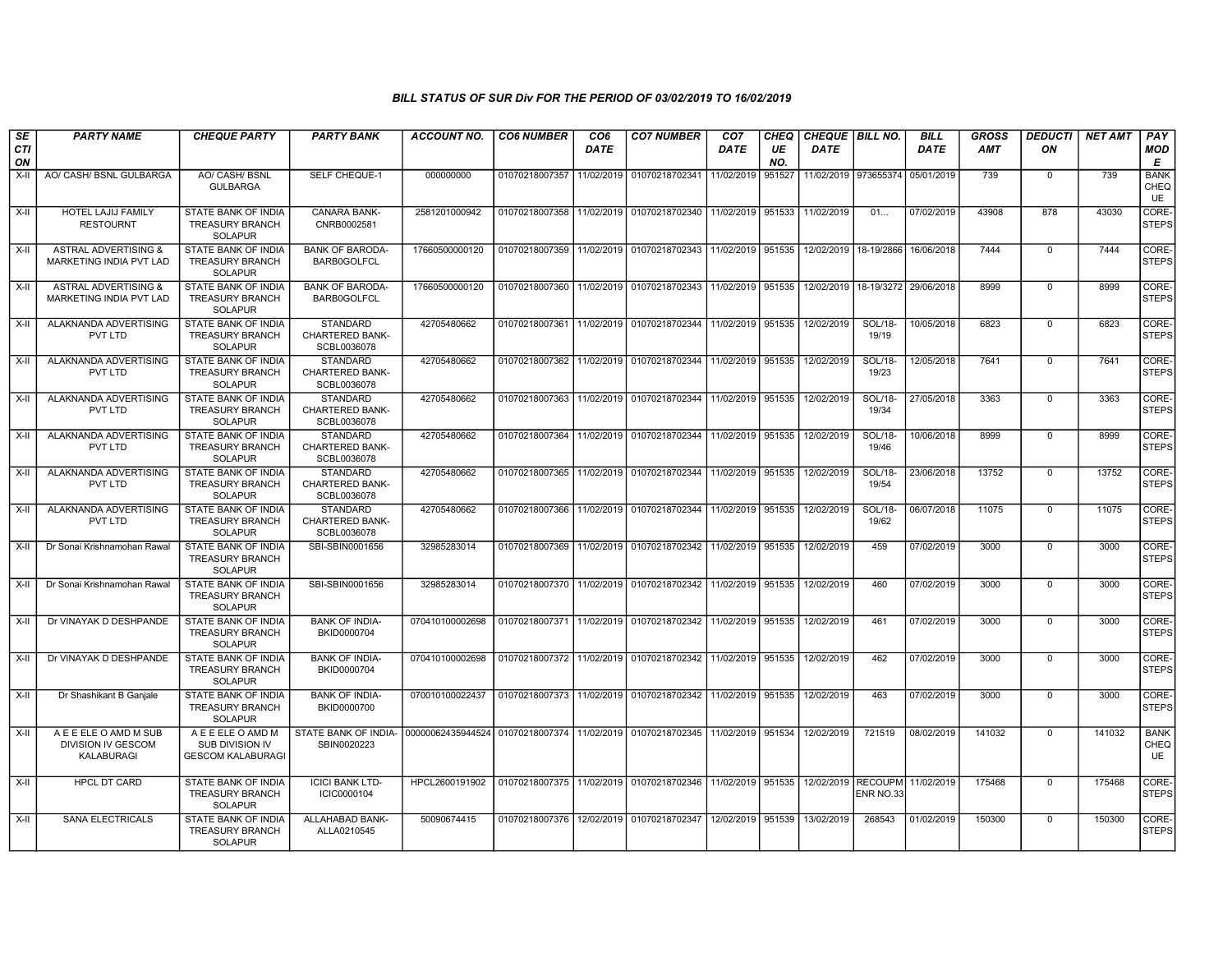### BILL STATUS OF SUR Div FOR THE PERIOD OF 03/02/2019 TO 16/02/2019

| SECTION | PARTY NAME | CHEQUE PARTY | PARTY BANK | ACCOUNT NO. | CO6 NUMBER | CO6 DATE | CO7 NUMBER | CO7 DATE | CHEQUE NO. | CHEQUE DATE | BILL NO. | BILL DATE | GROSS AMT | DEDUCTION | NET AMT | PAY MODE |
|---|---|---|---|---|---|---|---|---|---|---|---|---|---|---|---|---|
| X-II | AO/ CASH/ BSNL GULBARGA | AO/ CASH/ BSNL GULBARGA | SELF CHEQUE-1 | 000000000 | 01070218007357 | 11/02/2019 | 01070218702341 | 11/02/2019 | 951527 | 11/02/2019 | 973655374 | 05/01/2019 | 739 | 0 | 739 | BANK CHEQUE |
| X-II | HOTEL LAJIJ FAMILY RESTOURNT | STATE BANK OF INDIA TREASURY BRANCH SOLAPUR | CANARA BANK-CNRB0002581 | 2581201000942 | 01070218007358 | 11/02/2019 | 01070218702340 | 11/02/2019 | 951533 | 11/02/2019 | 01... | 07/02/2019 | 43908 | 878 | 43030 | CORE-STEPS |
| X-II | ASTRAL ADVERTISING & MARKETING INDIA PVT LAD | STATE BANK OF INDIA TREASURY BRANCH SOLAPUR | BANK OF BARODA-BARB0GOLFCL | 17660500000120 | 01070218007359 | 11/02/2019 | 01070218702343 | 11/02/2019 | 951535 | 12/02/2019 | 18-19/2866 | 16/06/2018 | 7444 | 0 | 7444 | CORE-STEPS |
| X-II | ASTRAL ADVERTISING & MARKETING INDIA PVT LAD | STATE BANK OF INDIA TREASURY BRANCH SOLAPUR | BANK OF BARODA-BARB0GOLFCL | 17660500000120 | 01070218007360 | 11/02/2019 | 01070218702343 | 11/02/2019 | 951535 | 12/02/2019 | 18-19/3272 | 29/06/2018 | 8999 | 0 | 8999 | CORE-STEPS |
| X-II | ALAKNANDA ADVERTISING PVT LTD | STATE BANK OF INDIA TREASURY BRANCH SOLAPUR | STANDARD CHARTERED BANK-SCBL0036078 | 42705480662 | 01070218007361 | 11/02/2019 | 01070218702344 | 11/02/2019 | 951535 | 12/02/2019 | SOL/18-19/19 | 10/05/2018 | 6823 | 0 | 6823 | CORE-STEPS |
| X-II | ALAKNANDA ADVERTISING PVT LTD | STATE BANK OF INDIA TREASURY BRANCH SOLAPUR | STANDARD CHARTERED BANK-SCBL0036078 | 42705480662 | 01070218007362 | 11/02/2019 | 01070218702344 | 11/02/2019 | 951535 | 12/02/2019 | SOL/18-19/23 | 12/05/2018 | 7641 | 0 | 7641 | CORE-STEPS |
| X-II | ALAKNANDA ADVERTISING PVT LTD | STATE BANK OF INDIA TREASURY BRANCH SOLAPUR | STANDARD CHARTERED BANK-SCBL0036078 | 42705480662 | 01070218007363 | 11/02/2019 | 01070218702344 | 11/02/2019 | 951535 | 12/02/2019 | SOL/18-19/34 | 27/05/2018 | 3363 | 0 | 3363 | CORE-STEPS |
| X-II | ALAKNANDA ADVERTISING PVT LTD | STATE BANK OF INDIA TREASURY BRANCH SOLAPUR | STANDARD CHARTERED BANK-SCBL0036078 | 42705480662 | 01070218007364 | 11/02/2019 | 01070218702344 | 11/02/2019 | 951535 | 12/02/2019 | SOL/18-19/46 | 10/06/2018 | 8999 | 0 | 8999 | CORE-STEPS |
| X-II | ALAKNANDA ADVERTISING PVT LTD | STATE BANK OF INDIA TREASURY BRANCH SOLAPUR | STANDARD CHARTERED BANK-SCBL0036078 | 42705480662 | 01070218007365 | 11/02/2019 | 01070218702344 | 11/02/2019 | 951535 | 12/02/2019 | SOL/18-19/54 | 23/06/2018 | 13752 | 0 | 13752 | CORE-STEPS |
| X-II | ALAKNANDA ADVERTISING PVT LTD | STATE BANK OF INDIA TREASURY BRANCH SOLAPUR | STANDARD CHARTERED BANK-SCBL0036078 | 42705480662 | 01070218007366 | 11/02/2019 | 01070218702344 | 11/02/2019 | 951535 | 12/02/2019 | SOL/18-19/62 | 06/07/2018 | 11075 | 0 | 11075 | CORE-STEPS |
| X-II | Dr Sonai Krishnamohan Rawal | STATE BANK OF INDIA TREASURY BRANCH SOLAPUR | SBI-SBIN0001656 | 32985283014 | 01070218007369 | 11/02/2019 | 01070218702342 | 11/02/2019 | 951535 | 12/02/2019 | 459 | 07/02/2019 | 3000 | 0 | 3000 | CORE-STEPS |
| X-II | Dr Sonai Krishnamohan Rawal | STATE BANK OF INDIA TREASURY BRANCH SOLAPUR | SBI-SBIN0001656 | 32985283014 | 01070218007370 | 11/02/2019 | 01070218702342 | 11/02/2019 | 951535 | 12/02/2019 | 460 | 07/02/2019 | 3000 | 0 | 3000 | CORE-STEPS |
| X-II | Dr VINAYAK D DESHPANDE | STATE BANK OF INDIA TREASURY BRANCH SOLAPUR | BANK OF INDIA-BKID0000704 | 070410100002698 | 01070218007371 | 11/02/2019 | 01070218702342 | 11/02/2019 | 951535 | 12/02/2019 | 461 | 07/02/2019 | 3000 | 0 | 3000 | CORE-STEPS |
| X-II | Dr VINAYAK D DESHPANDE | STATE BANK OF INDIA TREASURY BRANCH SOLAPUR | BANK OF INDIA-BKID0000704 | 070410100002698 | 01070218007372 | 11/02/2019 | 01070218702342 | 11/02/2019 | 951535 | 12/02/2019 | 462 | 07/02/2019 | 3000 | 0 | 3000 | CORE-STEPS |
| X-II | Dr Shashikant B Ganjale | STATE BANK OF INDIA TREASURY BRANCH SOLAPUR | BANK OF INDIA-BKID0000700 | 070010100022437 | 01070218007373 | 11/02/2019 | 01070218702342 | 11/02/2019 | 951535 | 12/02/2019 | 463 | 07/02/2019 | 3000 | 0 | 3000 | CORE-STEPS |
| X-II | A E E ELE O AMD M SUB DIVISION IV GESCOM KALABURAGI | A E E ELE O AMD M SUB DIVISION IV GESCOM KALABURAGI | STATE BANK OF INDIA-SBIN0020223 | 00000062435944524 | 01070218007374 | 11/02/2019 | 01070218702345 | 11/02/2019 | 951534 | 12/02/2019 | 721519 | 08/02/2019 | 141032 | 0 | 141032 | BANK CHEQUE |
| X-II | HPCL DT CARD | STATE BANK OF INDIA TREASURY BRANCH SOLAPUR | ICICI BANK LTD-ICIC0000104 | HPCL2600191902 | 01070218007375 | 11/02/2019 | 01070218702346 | 11/02/2019 | 951535 | 12/02/2019 | RECOUPMENR NO.33 | 11/02/2019 | 175468 | 0 | 175468 | CORE-STEPS |
| X-II | SANA ELECTRICALS | STATE BANK OF INDIA TREASURY BRANCH SOLAPUR | ALLAHABAD BANK-ALLA0210545 | 50090674415 | 01070218007376 | 12/02/2019 | 01070218702347 | 12/02/2019 | 951539 | 13/02/2019 | 268543 | 01/02/2019 | 150300 | 0 | 150300 | CORE-STEPS |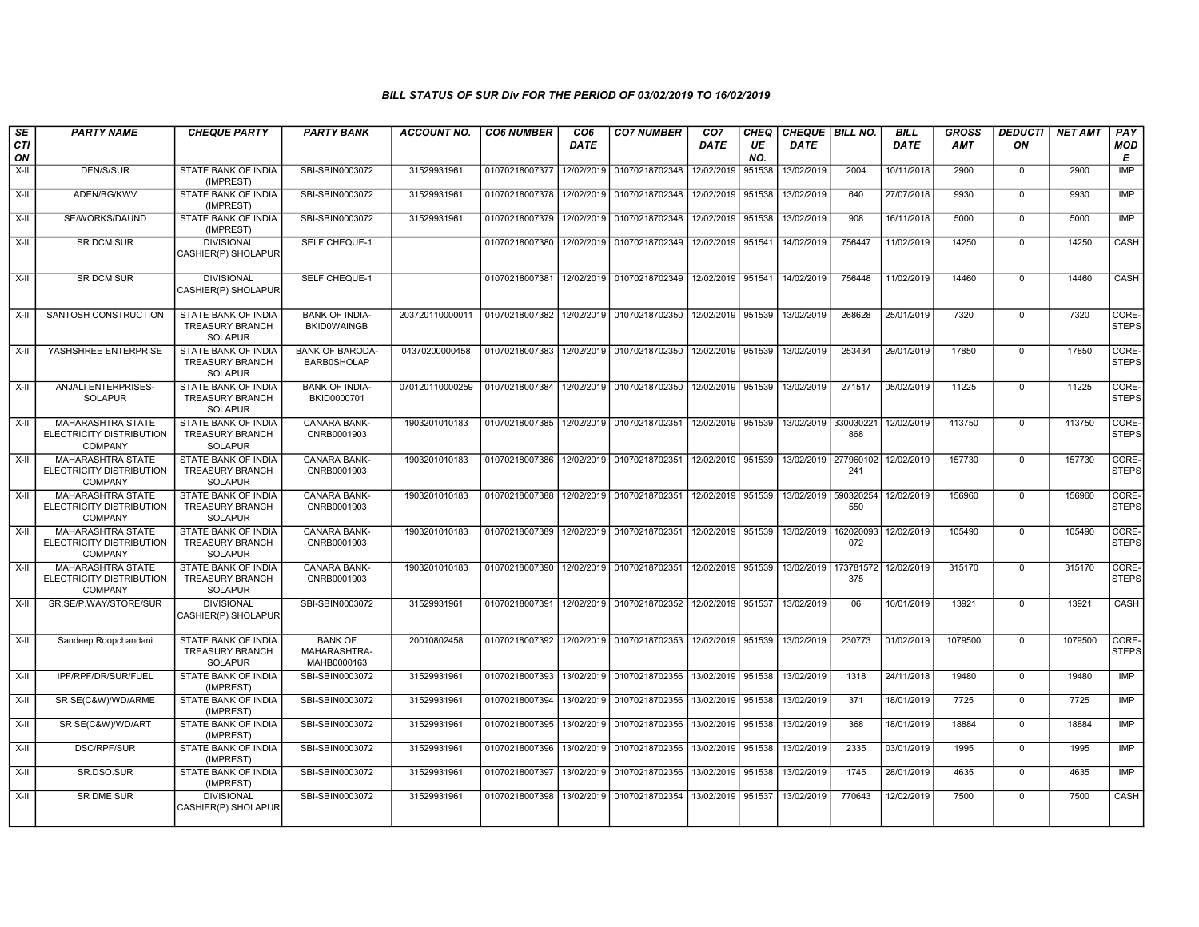## BILL STATUS OF SUR Div FOR THE PERIOD OF 03/02/2019 TO 16/02/2019

| SECTION | PARTY NAME | CHEQUE PARTY | PARTY BANK | ACCOUNT NO. | CO6 NUMBER | CO6 DATE | CO7 NUMBER | CO7 DATE | CHEQUE NO. | CHEQUE DATE | BILL NO. | BILL DATE | GROSS AMT | DEDUCTION | NET AMT | PAY MODE |
|---|---|---|---|---|---|---|---|---|---|---|---|---|---|---|---|---|
| X-II | DEN/S/SUR | STATE BANK OF INDIA (IMPREST) | SBI-SBIN0003072 | 31529931961 | 01070218007377 | 12/02/2019 | 01070218702348 | 12/02/2019 | 951538 | 13/02/2019 | 2004 | 10/11/2018 | 2900 | 0 | 2900 | IMP |
| X-II | ADEN/BG/KWV | STATE BANK OF INDIA (IMPREST) | SBI-SBIN0003072 | 31529931961 | 01070218007378 | 12/02/2019 | 01070218702348 | 12/02/2019 | 951538 | 13/02/2019 | 640 | 27/07/2018 | 9930 | 0 | 9930 | IMP |
| X-II | SE/WORKS/DAUND | STATE BANK OF INDIA (IMPREST) | SBI-SBIN0003072 | 31529931961 | 01070218007379 | 12/02/2019 | 01070218702348 | 12/02/2019 | 951538 | 13/02/2019 | 908 | 16/11/2018 | 5000 | 0 | 5000 | IMP |
| X-II | SR DCM SUR | DIVISIONAL CASHIER(P) SHOLAPUR | SELF CHEQUE-1 | | 01070218007380 | 12/02/2019 | 01070218702349 | 12/02/2019 | 951541 | 14/02/2019 | 756447 | 11/02/2019 | 14250 | 0 | 14250 | CASH |
| X-II | SR DCM SUR | DIVISIONAL CASHIER(P) SHOLAPUR | SELF CHEQUE-1 | | 01070218007381 | 12/02/2019 | 01070218702349 | 12/02/2019 | 951541 | 14/02/2019 | 756448 | 11/02/2019 | 14460 | 0 | 14460 | CASH |
| X-II | SANTOSH CONSTRUCTION | STATE BANK OF INDIA TREASURY BRANCH SOLAPUR | BANK OF INDIA-BKID0WAINGB | 203720110000011 | 01070218007382 | 12/02/2019 | 01070218702350 | 12/02/2019 | 951539 | 13/02/2019 | 268628 | 25/01/2019 | 7320 | 0 | 7320 | CORE-STEPS |
| X-II | YASHSHREE ENTERPRISE | STATE BANK OF INDIA TREASURY BRANCH SOLAPUR | BANK OF BARODA-BARB0SHOLAP | 04370200000458 | 01070218007383 | 12/02/2019 | 01070218702350 | 12/02/2019 | 951539 | 13/02/2019 | 253434 | 29/01/2019 | 17850 | 0 | 17850 | CORE-STEPS |
| X-II | ANJALI ENTERPRISES-SOLAPUR | STATE BANK OF INDIA TREASURY BRANCH SOLAPUR | BANK OF INDIA-BKID0000701 | 070120110000259 | 01070218007384 | 12/02/2019 | 01070218702350 | 12/02/2019 | 951539 | 13/02/2019 | 271517 | 05/02/2019 | 11225 | 0 | 11225 | CORE-STEPS |
| X-II | MAHARASHTRA STATE ELECTRICITY DISTRIBUTION COMPANY | STATE BANK OF INDIA TREASURY BRANCH SOLAPUR | CANARA BANK-CNRB0001903 | 1903201010183 | 01070218007385 | 12/02/2019 | 01070218702351 | 12/02/2019 | 951539 | 13/02/2019 | 330030221868 | 12/02/2019 | 413750 | 0 | 413750 | CORE-STEPS |
| X-II | MAHARASHTRA STATE ELECTRICITY DISTRIBUTION COMPANY | STATE BANK OF INDIA TREASURY BRANCH SOLAPUR | CANARA BANK-CNRB0001903 | 1903201010183 | 01070218007386 | 12/02/2019 | 01070218702351 | 12/02/2019 | 951539 | 13/02/2019 | 277960102241 | 12/02/2019 | 157730 | 0 | 157730 | CORE-STEPS |
| X-II | MAHARASHTRA STATE ELECTRICITY DISTRIBUTION COMPANY | STATE BANK OF INDIA TREASURY BRANCH SOLAPUR | CANARA BANK-CNRB0001903 | 1903201010183 | 01070218007388 | 12/02/2019 | 01070218702351 | 12/02/2019 | 951539 | 13/02/2019 | 590320254550 | 12/02/2019 | 156960 | 0 | 156960 | CORE-STEPS |
| X-II | MAHARASHTRA STATE ELECTRICITY DISTRIBUTION COMPANY | STATE BANK OF INDIA TREASURY BRANCH SOLAPUR | CANARA BANK-CNRB0001903 | 1903201010183 | 01070218007389 | 12/02/2019 | 01070218702351 | 12/02/2019 | 951539 | 13/02/2019 | 162020093072 | 12/02/2019 | 105490 | 0 | 105490 | CORE-STEPS |
| X-II | MAHARASHTRA STATE ELECTRICITY DISTRIBUTION COMPANY | STATE BANK OF INDIA TREASURY BRANCH SOLAPUR | CANARA BANK-CNRB0001903 | 1903201010183 | 01070218007390 | 12/02/2019 | 01070218702351 | 12/02/2019 | 951539 | 13/02/2019 | 173781572375 | 12/02/2019 | 315170 | 0 | 315170 | CORE-STEPS |
| X-II | SR.SE/P.WAY/STORE/SUR | DIVISIONAL CASHIER(P) SHOLAPUR | SBI-SBIN0003072 | 31529931961 | 01070218007391 | 12/02/2019 | 01070218702352 | 12/02/2019 | 951537 | 13/02/2019 | 06 | 10/01/2019 | 13921 | 0 | 13921 | CASH |
| X-II | Sandeep Roopchandani | STATE BANK OF INDIA TREASURY BRANCH SOLAPUR | BANK OF MAHARASHTRA-MAHB0000163 | 20010802458 | 01070218007392 | 12/02/2019 | 01070218702353 | 12/02/2019 | 951539 | 13/02/2019 | 230773 | 01/02/2019 | 1079500 | 0 | 1079500 | CORE-STEPS |
| X-II | IPF/RPF/DR/SUR/FUEL | STATE BANK OF INDIA (IMPREST) | SBI-SBIN0003072 | 31529931961 | 01070218007393 | 13/02/2019 | 01070218702356 | 13/02/2019 | 951538 | 13/02/2019 | 1318 | 24/11/2018 | 19480 | 0 | 19480 | IMP |
| X-II | SR SE(C&W)/WD/ARME | STATE BANK OF INDIA (IMPREST) | SBI-SBIN0003072 | 31529931961 | 01070218007394 | 13/02/2019 | 01070218702356 | 13/02/2019 | 951538 | 13/02/2019 | 371 | 18/01/2019 | 7725 | 0 | 7725 | IMP |
| X-II | SR SE(C&W)/WD/ART | STATE BANK OF INDIA (IMPREST) | SBI-SBIN0003072 | 31529931961 | 01070218007395 | 13/02/2019 | 01070218702356 | 13/02/2019 | 951538 | 13/02/2019 | 368 | 18/01/2019 | 18884 | 0 | 18884 | IMP |
| X-II | DSC/RPF/SUR | STATE BANK OF INDIA (IMPREST) | SBI-SBIN0003072 | 31529931961 | 01070218007396 | 13/02/2019 | 01070218702356 | 13/02/2019 | 951538 | 13/02/2019 | 2335 | 03/01/2019 | 1995 | 0 | 1995 | IMP |
| X-II | SR.DSO.SUR | STATE BANK OF INDIA (IMPREST) | SBI-SBIN0003072 | 31529931961 | 01070218007397 | 13/02/2019 | 01070218702356 | 13/02/2019 | 951538 | 13/02/2019 | 1745 | 28/01/2019 | 4635 | 0 | 4635 | IMP |
| X-II | SR DME SUR | DIVISIONAL CASHIER(P) SHOLAPUR | SBI-SBIN0003072 | 31529931961 | 01070218007398 | 13/02/2019 | 01070218702354 | 13/02/2019 | 951537 | 13/02/2019 | 770643 | 12/02/2019 | 7500 | 0 | 7500 | CASH |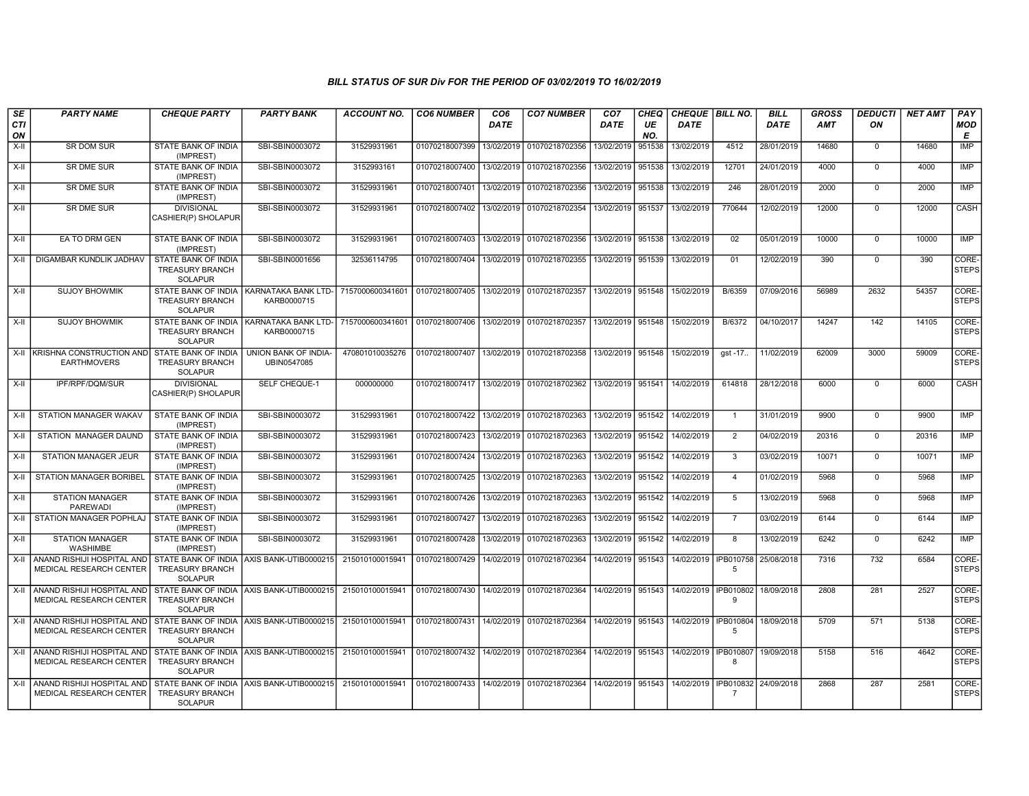### BILL STATUS OF SUR Div FOR THE PERIOD OF 03/02/2019 TO 16/02/2019

| SECTION | PARTY NAME | CHEQUE PARTY | PARTY BANK | ACCOUNT NO. | CO6 NUMBER | CO6 DATE | CO7 NUMBER | CO7 DATE | CHEQUE NO. | CHEQUE DATE | BILL NO. | BILL DATE | GROSS AMT | DEDUCTION | NET AMT | PAY MODE |
|---|---|---|---|---|---|---|---|---|---|---|---|---|---|---|---|---|
| X-II | SR DOM SUR | STATE BANK OF INDIA (IMPREST) | SBI-SBIN0003072 | 31529931961 | 01070218007399 | 13/02/2019 | 01070218702356 | 13/02/2019 | 951538 | 13/02/2019 | 4512 | 28/01/2019 | 14680 | 0 | 14680 | IMP |
| X-II | SR DME SUR | STATE BANK OF INDIA (IMPREST) | SBI-SBIN0003072 | 3152993161 | 01070218007400 | 13/02/2019 | 01070218702356 | 13/02/2019 | 951538 | 13/02/2019 | 12701 | 24/01/2019 | 4000 | 0 | 4000 | IMP |
| X-II | SR DME SUR | STATE BANK OF INDIA (IMPREST) | SBI-SBIN0003072 | 31529931961 | 01070218007401 | 13/02/2019 | 01070218702356 | 13/02/2019 | 951538 | 13/02/2019 | 246 | 28/01/2019 | 2000 | 0 | 2000 | IMP |
| X-II | SR DME SUR | DIVISIONAL CASHIER(P) SHOLAPUR | SBI-SBIN0003072 | 31529931961 | 01070218007402 | 13/02/2019 | 01070218702354 | 13/02/2019 | 951537 | 13/02/2019 | 770644 | 12/02/2019 | 12000 | 0 | 12000 | CASH |
| X-II | EA TO DRM GEN | STATE BANK OF INDIA (IMPREST) | SBI-SBIN0003072 | 31529931961 | 01070218007403 | 13/02/2019 | 01070218702356 | 13/02/2019 | 951538 | 13/02/2019 | 02 | 05/01/2019 | 10000 | 0 | 10000 | IMP |
| X-II | DIGAMBAR KUNDLIK JADHAV | STATE BANK OF INDIA TREASURY BRANCH SOLAPUR | SBI-SBIN0001656 | 32536114795 | 01070218007404 | 13/02/2019 | 01070218702355 | 13/02/2019 | 951539 | 13/02/2019 | 01 | 12/02/2019 | 390 | 0 | 390 | CORE-STEPS |
| X-II | SUJOY BHOWMIK | STATE BANK OF INDIA TREASURY BRANCH SOLAPUR | KARNATAKA BANK LTD-KARB0000715 | 7157000600341601 | 01070218007405 | 13/02/2019 | 01070218702357 | 13/02/2019 | 951548 | 15/02/2019 | B/6359 | 07/09/2016 | 56989 | 2632 | 54357 | CORE-STEPS |
| X-II | SUJOY BHOWMIK | STATE BANK OF INDIA TREASURY BRANCH SOLAPUR | KARNATAKA BANK LTD-KARB0000715 | 7157000600341601 | 01070218007406 | 13/02/2019 | 01070218702357 | 13/02/2019 | 951548 | 15/02/2019 | B/6372 | 04/10/2017 | 14247 | 142 | 14105 | CORE-STEPS |
| X-II | KRISHNA CONSTRUCTION AND EARTHMOVERS | STATE BANK OF INDIA TREASURY BRANCH SOLAPUR | UNION BANK OF INDIA-UBIN0547085 | 470801010035276 | 01070218007407 | 13/02/2019 | 01070218702358 | 13/02/2019 | 951548 | 15/02/2019 | gst -17.. | 11/02/2019 | 62009 | 3000 | 59009 | CORE-STEPS |
| X-II | IPF/RPF/DQM/SUR | DIVISIONAL CASHIER(P) SHOLAPUR | SELF CHEQUE-1 | 000000000 | 01070218007417 | 13/02/2019 | 01070218702362 | 13/02/2019 | 951541 | 14/02/2019 | 614818 | 28/12/2018 | 6000 | 0 | 6000 | CASH |
| X-II | STATION MANAGER WAKAV | STATE BANK OF INDIA (IMPREST) | SBI-SBIN0003072 | 31529931961 | 01070218007422 | 13/02/2019 | 01070218702363 | 13/02/2019 | 951542 | 14/02/2019 | 1 | 31/01/2019 | 9900 | 0 | 9900 | IMP |
| X-II | STATION MANAGER DAUND | STATE BANK OF INDIA (IMPREST) | SBI-SBIN0003072 | 31529931961 | 01070218007423 | 13/02/2019 | 01070218702363 | 13/02/2019 | 951542 | 14/02/2019 | 2 | 04/02/2019 | 20316 | 0 | 20316 | IMP |
| X-II | STATION MANAGER JEUR | STATE BANK OF INDIA (IMPREST) | SBI-SBIN0003072 | 31529931961 | 01070218007424 | 13/02/2019 | 01070218702363 | 13/02/2019 | 951542 | 14/02/2019 | 3 | 03/02/2019 | 10071 | 0 | 10071 | IMP |
| X-II | STATION MANAGER BORIBEL | STATE BANK OF INDIA (IMPREST) | SBI-SBIN0003072 | 31529931961 | 01070218007425 | 13/02/2019 | 01070218702363 | 13/02/2019 | 951542 | 14/02/2019 | 4 | 01/02/2019 | 5968 | 0 | 5968 | IMP |
| X-II | STATION MANAGER PAREWADI | STATE BANK OF INDIA (IMPREST) | SBI-SBIN0003072 | 31529931961 | 01070218007426 | 13/02/2019 | 01070218702363 | 13/02/2019 | 951542 | 14/02/2019 | 5 | 13/02/2019 | 5968 | 0 | 5968 | IMP |
| X-II | STATION MANAGER POPHLAJ | STATE BANK OF INDIA (IMPREST) | SBI-SBIN0003072 | 31529931961 | 01070218007427 | 13/02/2019 | 01070218702363 | 13/02/2019 | 951542 | 14/02/2019 | 7 | 03/02/2019 | 6144 | 0 | 6144 | IMP |
| X-II | STATION MANAGER WASHIMBE | STATE BANK OF INDIA (IMPREST) | SBI-SBIN0003072 | 31529931961 | 01070218007428 | 13/02/2019 | 01070218702363 | 13/02/2019 | 951542 | 14/02/2019 | 8 | 13/02/2019 | 6242 | 0 | 6242 | IMP |
| X-II | ANAND RISHIJI HOSPITAL AND MEDICAL RESEARCH CENTER | STATE BANK OF INDIA TREASURY BRANCH SOLAPUR | AXIS BANK-UTIB0000215 | 215010100015941 | 01070218007429 | 14/02/2019 | 01070218702364 | 14/02/2019 | 951543 | 14/02/2019 | IPB0107585 | 25/08/2018 | 7316 | 732 | 6584 | CORE-STEPS |
| X-II | ANAND RISHIJI HOSPITAL AND MEDICAL RESEARCH CENTER | STATE BANK OF INDIA TREASURY BRANCH SOLAPUR | AXIS BANK-UTIB0000215 | 215010100015941 | 01070218007430 | 14/02/2019 | 01070218702364 | 14/02/2019 | 951543 | 14/02/2019 | IPB0108029 | 18/09/2018 | 2808 | 281 | 2527 | CORE-STEPS |
| X-II | ANAND RISHIJI HOSPITAL AND MEDICAL RESEARCH CENTER | STATE BANK OF INDIA TREASURY BRANCH SOLAPUR | AXIS BANK-UTIB0000215 | 215010100015941 | 01070218007431 | 14/02/2019 | 01070218702364 | 14/02/2019 | 951543 | 14/02/2019 | IPB0108045 | 18/09/2018 | 5709 | 571 | 5138 | CORE-STEPS |
| X-II | ANAND RISHIJI HOSPITAL AND MEDICAL RESEARCH CENTER | STATE BANK OF INDIA TREASURY BRANCH SOLAPUR | AXIS BANK-UTIB0000215 | 215010100015941 | 01070218007432 | 14/02/2019 | 01070218702364 | 14/02/2019 | 951543 | 14/02/2019 | IPB0108078 | 19/09/2018 | 5158 | 516 | 4642 | CORE-STEPS |
| X-II | ANAND RISHIJI HOSPITAL AND MEDICAL RESEARCH CENTER | STATE BANK OF INDIA TREASURY BRANCH SOLAPUR | AXIS BANK-UTIB0000215 | 215010100015941 | 01070218007433 | 14/02/2019 | 01070218702364 | 14/02/2019 | 951543 | 14/02/2019 | IPB0108327 | 24/09/2018 | 2868 | 287 | 2581 | CORE-STEPS |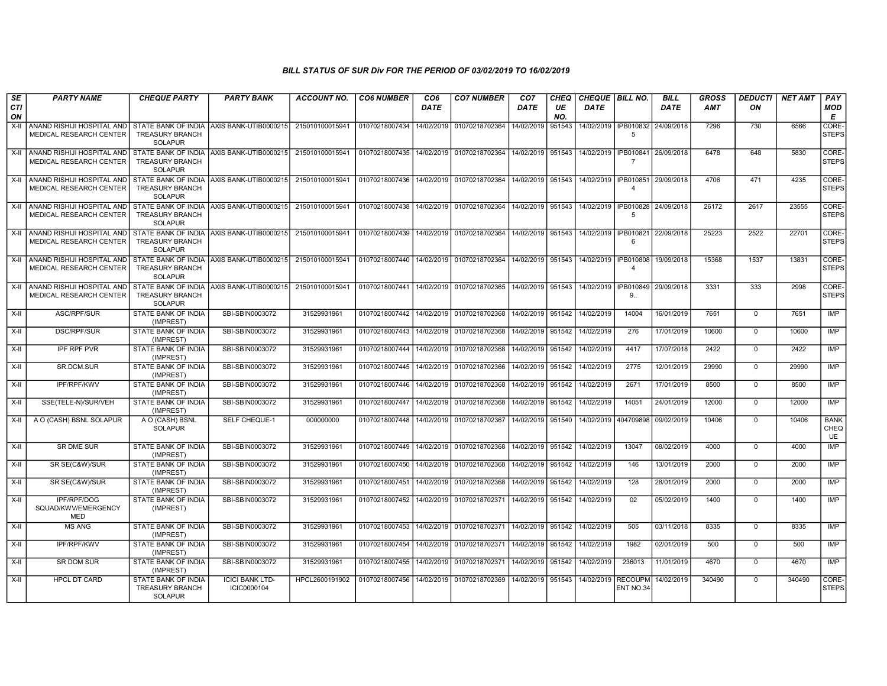*BILL STATUS OF SUR Div FOR THE PERIOD OF 03/02/2019 TO 16/02/2019*

| SECTION | PARTY NAME | CHEQUE PARTY | PARTY BANK | ACCOUNT NO. | CO6 NUMBER | CO6 DATE | CO7 NUMBER | CO7 DATE | CHEQUE NO. | CHEQUE DATE | BILL NO. | BILL DATE | GROSS AMT | DEDUCTION | NET AMT | PAY MODE |
|---|---|---|---|---|---|---|---|---|---|---|---|---|---|---|---|---|
| X-II | ANAND RISHIJI HOSPITAL AND MEDICAL RESEARCH CENTER | STATE BANK OF INDIA TREASURY BRANCH SOLAPUR | AXIS BANK-UTIB0000215 | 215010100015941 | 01070218007434 | 14/02/2019 | 01070218702364 | 14/02/2019 | 951543 | 14/02/2019 | IPB0108325 | 24/09/2018 | 7296 | 730 | 6566 | CORE-STEPS |
| X-II | ANAND RISHIJI HOSPITAL AND MEDICAL RESEARCH CENTER | STATE BANK OF INDIA TREASURY BRANCH SOLAPUR | AXIS BANK-UTIB0000215 | 215010100015941 | 01070218007435 | 14/02/2019 | 01070218702364 | 14/02/2019 | 951543 | 14/02/2019 | IPB0108417 | 26/09/2018 | 6478 | 648 | 5830 | CORE-STEPS |
| X-II | ANAND RISHIJI HOSPITAL AND MEDICAL RESEARCH CENTER | STATE BANK OF INDIA TREASURY BRANCH SOLAPUR | AXIS BANK-UTIB0000215 | 215010100015941 | 01070218007436 | 14/02/2019 | 01070218702364 | 14/02/2019 | 951543 | 14/02/2019 | IPB0108514 | 29/09/2018 | 4706 | 471 | 4235 | CORE-STEPS |
| X-II | ANAND RISHIJI HOSPITAL AND MEDICAL RESEARCH CENTER | STATE BANK OF INDIA TREASURY BRANCH SOLAPUR | AXIS BANK-UTIB0000215 | 215010100015941 | 01070218007438 | 14/02/2019 | 01070218702364 | 14/02/2019 | 951543 | 14/02/2019 | IPB0108285 | 24/09/2018 | 26172 | 2617 | 23555 | CORE-STEPS |
| X-II | ANAND RISHIJI HOSPITAL AND MEDICAL RESEARCH CENTER | STATE BANK OF INDIA TREASURY BRANCH SOLAPUR | AXIS BANK-UTIB0000215 | 215010100015941 | 01070218007439 | 14/02/2019 | 01070218702364 | 14/02/2019 | 951543 | 14/02/2019 | IPB0108216 | 22/09/2018 | 25223 | 2522 | 22701 | CORE-STEPS |
| X-II | ANAND RISHIJI HOSPITAL AND MEDICAL RESEARCH CENTER | STATE BANK OF INDIA TREASURY BRANCH SOLAPUR | AXIS BANK-UTIB0000215 | 215010100015941 | 01070218007440 | 14/02/2019 | 01070218702364 | 14/02/2019 | 951543 | 14/02/2019 | IPB0108084 | 19/09/2018 | 15368 | 1537 | 13831 | CORE-STEPS |
| X-II | ANAND RISHIJI HOSPITAL AND MEDICAL RESEARCH CENTER | STATE BANK OF INDIA TREASURY BRANCH SOLAPUR | AXIS BANK-UTIB0000215 | 215010100015941 | 01070218007441 | 14/02/2019 | 01070218702365 | 14/02/2019 | 951543 | 14/02/2019 | IPB0108499.. | 29/09/2018 | 3331 | 333 | 2998 | CORE-STEPS |
| X-II | ASC/RPF/SUR | STATE BANK OF INDIA (IMPREST) | SBI-SBIN0003072 | 31529931961 | 01070218007442 | 14/02/2019 | 01070218702368 | 14/02/2019 | 951542 | 14/02/2019 | 14004 | 16/01/2019 | 7651 | 0 | 7651 | IMP |
| X-II | DSC/RPF/SUR | STATE BANK OF INDIA (IMPREST) | SBI-SBIN0003072 | 31529931961 | 01070218007443 | 14/02/2019 | 01070218702368 | 14/02/2019 | 951542 | 14/02/2019 | 276 | 17/01/2019 | 10600 | 0 | 10600 | IMP |
| X-II | IPF RPF PVR | STATE BANK OF INDIA (IMPREST) | SBI-SBIN0003072 | 31529931961 | 01070218007444 | 14/02/2019 | 01070218702368 | 14/02/2019 | 951542 | 14/02/2019 | 4417 | 17/07/2018 | 2422 | 0 | 2422 | IMP |
| X-II | SR.DCM.SUR | STATE BANK OF INDIA (IMPREST) | SBI-SBIN0003072 | 31529931961 | 01070218007445 | 14/02/2019 | 01070218702366 | 14/02/2019 | 951542 | 14/02/2019 | 2775 | 12/01/2019 | 29990 | 0 | 29990 | IMP |
| X-II | IPF/RPF/KWV | STATE BANK OF INDIA (IMPREST) | SBI-SBIN0003072 | 31529931961 | 01070218007446 | 14/02/2019 | 01070218702368 | 14/02/2019 | 951542 | 14/02/2019 | 2671 | 17/01/2019 | 8500 | 0 | 8500 | IMP |
| X-II | SSE(TELE-N)/SUR/VEH | STATE BANK OF INDIA (IMPREST) | SBI-SBIN0003072 | 31529931961 | 01070218007447 | 14/02/2019 | 01070218702368 | 14/02/2019 | 951542 | 14/02/2019 | 14051 | 24/01/2019 | 12000 | 0 | 12000 | IMP |
| X-II | A O (CASH) BSNL SOLAPUR | A O (CASH) BSNL SOLAPUR | SELF CHEQUE-1 | 000000000 | 01070218007448 | 14/02/2019 | 01070218702367 | 14/02/2019 | 951540 | 14/02/2019 | 404709898 | 09/02/2019 | 10406 | 0 | 10406 | BANK CHEQUE |
| X-II | SR DME SUR | STATE BANK OF INDIA (IMPREST) | SBI-SBIN0003072 | 31529931961 | 01070218007449 | 14/02/2019 | 01070218702368 | 14/02/2019 | 951542 | 14/02/2019 | 13047 | 08/02/2019 | 4000 | 0 | 4000 | IMP |
| X-II | SR SE(C&W)/SUR | STATE BANK OF INDIA (IMPREST) | SBI-SBIN0003072 | 31529931961 | 01070218007450 | 14/02/2019 | 01070218702368 | 14/02/2019 | 951542 | 14/02/2019 | 146 | 13/01/2019 | 2000 | 0 | 2000 | IMP |
| X-II | SR SE(C&W)/SUR | STATE BANK OF INDIA (IMPREST) | SBI-SBIN0003072 | 31529931961 | 01070218007451 | 14/02/2019 | 01070218702368 | 14/02/2019 | 951542 | 14/02/2019 | 128 | 28/01/2019 | 2000 | 0 | 2000 | IMP |
| X-II | IPF/RPF/DOG SQUAD/KWV/EMERGENCY MED | STATE BANK OF INDIA (IMPREST) | SBI-SBIN0003072 | 31529931961 | 01070218007452 | 14/02/2019 | 01070218702371 | 14/02/2019 | 951542 | 14/02/2019 | 02 | 05/02/2019 | 1400 | 0 | 1400 | IMP |
| X-II | MS ANG | STATE BANK OF INDIA (IMPREST) | SBI-SBIN0003072 | 31529931961 | 01070218007453 | 14/02/2019 | 01070218702371 | 14/02/2019 | 951542 | 14/02/2019 | 505 | 03/11/2018 | 8335 | 0 | 8335 | IMP |
| X-II | IPF/RPF/KWV | STATE BANK OF INDIA (IMPREST) | SBI-SBIN0003072 | 31529931961 | 01070218007454 | 14/02/2019 | 01070218702371 | 14/02/2019 | 951542 | 14/02/2019 | 1982 | 02/01/2019 | 500 | 0 | 500 | IMP |
| X-II | SR DOM SUR | STATE BANK OF INDIA (IMPREST) | SBI-SBIN0003072 | 31529931961 | 01070218007455 | 14/02/2019 | 01070218702371 | 14/02/2019 | 951542 | 14/02/2019 | 236013 | 11/01/2019 | 4670 | 0 | 4670 | IMP |
| X-II | HPCL DT CARD | STATE BANK OF INDIA TREASURY BRANCH SOLAPUR | ICICI BANK LTD-ICIC0000104 | HPCL2600191902 | 01070218007456 | 14/02/2019 | 01070218702369 | 14/02/2019 | 951543 | 14/02/2019 | RECOUPMENT NO.34 | 14/02/2019 | 340490 | 0 | 340490 | CORE-STEPS |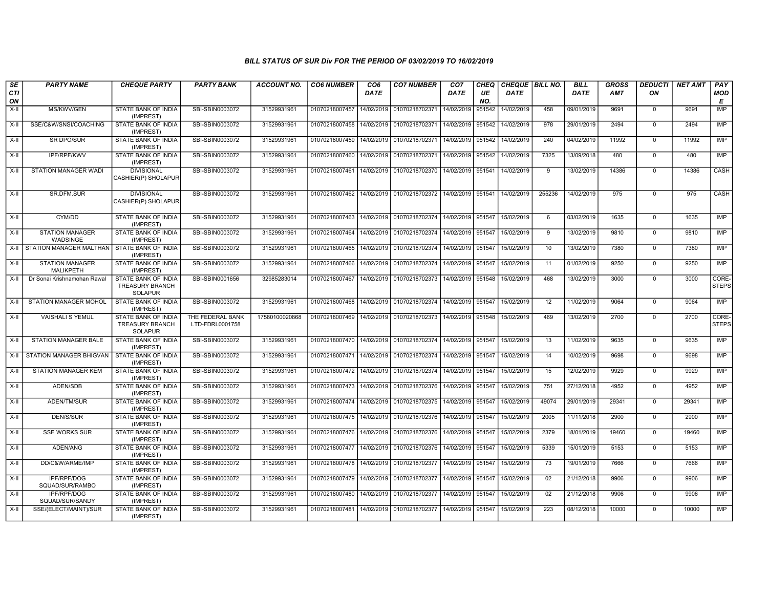### BILL STATUS OF SUR Div FOR THE PERIOD OF 03/02/2019 TO 16/02/2019

| SECTION | PARTY NAME | CHEQUE PARTY | PARTY BANK | ACCOUNT NO. | CO6 NUMBER | CO6 DATE | CO7 NUMBER | CO7 DATE | CHEQUE NO. | CHEQUE DATE | BILL NO. | BILL DATE | GROSS AMT | DEDUCTION | NET AMT | PAY MODE |
|---|---|---|---|---|---|---|---|---|---|---|---|---|---|---|---|---|
| X-II | MS/KWV/GEN | STATE BANK OF INDIA (IMPREST) | SBI-SBIN0003072 | 31529931961 | 01070218007457 | 14/02/2019 | 01070218702371 | 14/02/2019 | 951542 | 14/02/2019 | 458 | 09/01/2019 | 9691 | 0 | 9691 | IMP |
| X-II | SSE/C&W/SNSI/COACHING | STATE BANK OF INDIA (IMPREST) | SBI-SBIN0003072 | 31529931961 | 01070218007458 | 14/02/2019 | 01070218702371 | 14/02/2019 | 951542 | 14/02/2019 | 978 | 29/01/2019 | 2494 | 0 | 2494 | IMP |
| X-II | SR DPO/SUR | STATE BANK OF INDIA (IMPREST) | SBI-SBIN0003072 | 31529931961 | 01070218007459 | 14/02/2019 | 01070218702371 | 14/02/2019 | 951542 | 14/02/2019 | 240 | 04/02/2019 | 11992 | 0 | 11992 | IMP |
| X-II | IPF/RPF/KWV | STATE BANK OF INDIA (IMPREST) | SBI-SBIN0003072 | 31529931961 | 01070218007460 | 14/02/2019 | 01070218702371 | 14/02/2019 | 951542 | 14/02/2019 | 7325 | 13/09/2018 | 480 | 0 | 480 | IMP |
| X-II | STATION MANAGER WADI | DIVISIONAL CASHIER(P) SHOLAPUR | SBI-SBIN0003072 | 31529931961 | 01070218007461 | 14/02/2019 | 01070218702370 | 14/02/2019 | 951541 | 14/02/2019 | 9 | 13/02/2019 | 14386 | 0 | 14386 | CASH |
| X-II | SR.DFM.SUR | DIVISIONAL CASHIER(P) SHOLAPUR | SBI-SBIN0003072 | 31529931961 | 01070218007462 | 14/02/2019 | 01070218702372 | 14/02/2019 | 951541 | 14/02/2019 | 255236 | 14/02/2019 | 975 | 0 | 975 | CASH |
| X-II | CYM/DD | STATE BANK OF INDIA (IMPREST) | SBI-SBIN0003072 | 31529931961 | 01070218007463 | 14/02/2019 | 01070218702374 | 14/02/2019 | 951547 | 15/02/2019 | 6 | 03/02/2019 | 1635 | 0 | 1635 | IMP |
| X-II | STATION MANAGER WADSINGE | STATE BANK OF INDIA (IMPREST) | SBI-SBIN0003072 | 31529931961 | 01070218007464 | 14/02/2019 | 01070218702374 | 14/02/2019 | 951547 | 15/02/2019 | 9 | 13/02/2019 | 9810 | 0 | 9810 | IMP |
| X-II | STATION MANAGER MALTHAN | STATE BANK OF INDIA (IMPREST) | SBI-SBIN0003072 | 31529931961 | 01070218007465 | 14/02/2019 | 01070218702374 | 14/02/2019 | 951547 | 15/02/2019 | 10 | 13/02/2019 | 7380 | 0 | 7380 | IMP |
| X-II | STATION MANAGER MALIKPETH | STATE BANK OF INDIA (IMPREST) | SBI-SBIN0003072 | 31529931961 | 01070218007466 | 14/02/2019 | 01070218702374 | 14/02/2019 | 951547 | 15/02/2019 | 11 | 01/02/2019 | 9250 | 0 | 9250 | IMP |
| X-II | Dr Sonai Krishnamohan Rawal | STATE BANK OF INDIA TREASURY BRANCH SOLAPUR | SBI-SBIN0001656 | 32985283014 | 01070218007467 | 14/02/2019 | 01070218702373 | 14/02/2019 | 951548 | 15/02/2019 | 468 | 13/02/2019 | 3000 | 0 | 3000 | CORE-STEPS |
| X-II | STATION MANAGER MOHOL | STATE BANK OF INDIA (IMPREST) | SBI-SBIN0003072 | 31529931961 | 01070218007468 | 14/02/2019 | 01070218702374 | 14/02/2019 | 951547 | 15/02/2019 | 12 | 11/02/2019 | 9064 | 0 | 9064 | IMP |
| X-II | VAISHALI S YEMUL | STATE BANK OF INDIA TREASURY BRANCH SOLAPUR | THE FEDERAL BANK LTD-FDRL0001758 | 17580100020868 | 01070218007469 | 14/02/2019 | 01070218702373 | 14/02/2019 | 951548 | 15/02/2019 | 469 | 13/02/2019 | 2700 | 0 | 2700 | CORE-STEPS |
| X-II | STATION MANAGER BALE | STATE BANK OF INDIA (IMPREST) | SBI-SBIN0003072 | 31529931961 | 01070218007470 | 14/02/2019 | 01070218702374 | 14/02/2019 | 951547 | 15/02/2019 | 13 | 11/02/2019 | 9635 | 0 | 9635 | IMP |
| X-II | STATION MANAGER BHIGVAN | STATE BANK OF INDIA (IMPREST) | SBI-SBIN0003072 | 31529931961 | 01070218007471 | 14/02/2019 | 01070218702374 | 14/02/2019 | 951547 | 15/02/2019 | 14 | 10/02/2019 | 9698 | 0 | 9698 | IMP |
| X-II | STATION MANAGER KEM | STATE BANK OF INDIA (IMPREST) | SBI-SBIN0003072 | 31529931961 | 01070218007472 | 14/02/2019 | 01070218702374 | 14/02/2019 | 951547 | 15/02/2019 | 15 | 12/02/2019 | 9929 | 0 | 9929 | IMP |
| X-II | ADEN/SDB | STATE BANK OF INDIA (IMPREST) | SBI-SBIN0003072 | 31529931961 | 01070218007473 | 14/02/2019 | 01070218702376 | 14/02/2019 | 951547 | 15/02/2019 | 751 | 27/12/2018 | 4952 | 0 | 4952 | IMP |
| X-II | ADEN/TM/SUR | STATE BANK OF INDIA (IMPREST) | SBI-SBIN0003072 | 31529931961 | 01070218007474 | 14/02/2019 | 01070218702375 | 14/02/2019 | 951547 | 15/02/2019 | 49074 | 29/01/2019 | 29341 | 0 | 29341 | IMP |
| X-II | DEN/S/SUR | STATE BANK OF INDIA (IMPREST) | SBI-SBIN0003072 | 31529931961 | 01070218007475 | 14/02/2019 | 01070218702376 | 14/02/2019 | 951547 | 15/02/2019 | 2005 | 11/11/2018 | 2900 | 0 | 2900 | IMP |
| X-II | SSE WORKS SUR | STATE BANK OF INDIA (IMPREST) | SBI-SBIN0003072 | 31529931961 | 01070218007476 | 14/02/2019 | 01070218702376 | 14/02/2019 | 951547 | 15/02/2019 | 2379 | 18/01/2019 | 19460 | 0 | 19460 | IMP |
| X-II | ADEN/ANG | STATE BANK OF INDIA (IMPREST) | SBI-SBIN0003072 | 31529931961 | 01070218007477 | 14/02/2019 | 01070218702376 | 14/02/2019 | 951547 | 15/02/2019 | 5339 | 15/01/2019 | 5153 | 0 | 5153 | IMP |
| X-II | DD/C&W/ARME/IMP | STATE BANK OF INDIA (IMPREST) | SBI-SBIN0003072 | 31529931961 | 01070218007478 | 14/02/2019 | 01070218702377 | 14/02/2019 | 951547 | 15/02/2019 | 73 | 19/01/2019 | 7666 | 0 | 7666 | IMP |
| X-II | IPF/RPF/DOG SQUAD/SUR/RAMBO | STATE BANK OF INDIA (IMPREST) | SBI-SBIN0003072 | 31529931961 | 01070218007479 | 14/02/2019 | 01070218702377 | 14/02/2019 | 951547 | 15/02/2019 | 02 | 21/12/2018 | 9906 | 0 | 9906 | IMP |
| X-II | IPF/RPF/DOG SQUAD/SUR/SANDY | STATE BANK OF INDIA (IMPREST) | SBI-SBIN0003072 | 31529931961 | 01070218007480 | 14/02/2019 | 01070218702377 | 14/02/2019 | 951547 | 15/02/2019 | 02 | 21/12/2018 | 9906 | 0 | 9906 | IMP |
| X-II | SSE/(ELECT/MAINT)/SUR | STATE BANK OF INDIA (IMPREST) | SBI-SBIN0003072 | 31529931961 | 01070218007481 | 14/02/2019 | 01070218702377 | 14/02/2019 | 951547 | 15/02/2019 | 223 | 08/12/2018 | 10000 | 0 | 10000 | IMP |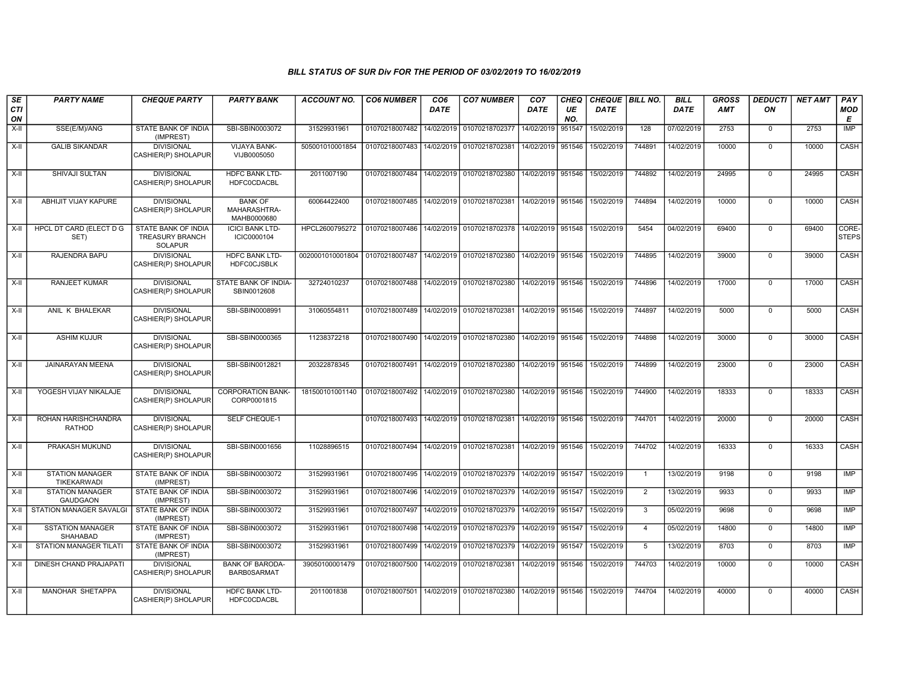### BILL STATUS OF SUR Div FOR THE PERIOD OF 03/02/2019 TO 16/02/2019

| SECTION | PARTY NAME | CHEQUE PARTY | PARTY BANK | ACCOUNT NO. | CO6 NUMBER | CO6 DATE | CO7 NUMBER | CO7 DATE | CHEQUE NO. | CHEQUE DATE | BILL NO. | BILL DATE | GROSS AMT | DEDUCTION | NET AMT | PAY MODE |
|---|---|---|---|---|---|---|---|---|---|---|---|---|---|---|---|---|
| X-II | SSE(E/M)/ANG | STATE BANK OF INDIA (IMPREST) | SBI-SBIN0003072 | 31529931961 | 01070218007482 | 14/02/2019 | 01070218702377 | 14/02/2019 | 951547 | 15/02/2019 | 128 | 07/02/2019 | 2753 | 0 | 2753 | IMP |
| X-II | GALIB SIKANDAR | DIVISIONAL CASHIER(P) SHOLAPUR | VIJAYA BANK-VIJB0005050 | 505001010001854 | 01070218007483 | 14/02/2019 | 01070218702381 | 14/02/2019 | 951546 | 15/02/2019 | 744891 | 14/02/2019 | 10000 | 0 | 10000 | CASH |
| X-II | SHIVAJI SULTAN | DIVISIONAL CASHIER(P) SHOLAPUR | HDFC BANK LTD-HDFC0CDACBL | 2011007190 | 01070218007484 | 14/02/2019 | 01070218702380 | 14/02/2019 | 951546 | 15/02/2019 | 744892 | 14/02/2019 | 24995 | 0 | 24995 | CASH |
| X-II | ABHIJIT VIJAY KAPURE | DIVISIONAL CASHIER(P) SHOLAPUR | BANK OF MAHARASHTRA-MAHB0000680 | 60064422400 | 01070218007485 | 14/02/2019 | 01070218702381 | 14/02/2019 | 951546 | 15/02/2019 | 744894 | 14/02/2019 | 10000 | 0 | 10000 | CASH |
| X-II | HPCL DT CARD (ELECT D G SET) | STATE BANK OF INDIA TREASURY BRANCH SOLAPUR | ICICI BANK LTD-ICIC0000104 | HPCL2600795272 | 01070218007486 | 14/02/2019 | 01070218702378 | 14/02/2019 | 951548 | 15/02/2019 | 5454 | 04/02/2019 | 69400 | 0 | 69400 | CORE-STEPS |
| X-II | RAJENDRA BAPU | DIVISIONAL CASHIER(P) SHOLAPUR | HDFC BANK LTD-HDFC0CJSBLK | 0020001010001804 | 01070218007487 | 14/02/2019 | 01070218702380 | 14/02/2019 | 951546 | 15/02/2019 | 744895 | 14/02/2019 | 39000 | 0 | 39000 | CASH |
| X-II | RANJEET KUMAR | DIVISIONAL CASHIER(P) SHOLAPUR | STATE BANK OF INDIA-SBIN0012608 | 32724010237 | 01070218007488 | 14/02/2019 | 01070218702380 | 14/02/2019 | 951546 | 15/02/2019 | 744896 | 14/02/2019 | 17000 | 0 | 17000 | CASH |
| X-II | ANIL K BHALEKAR | DIVISIONAL CASHIER(P) SHOLAPUR | SBI-SBIN0008991 | 31060554811 | 01070218007489 | 14/02/2019 | 01070218702381 | 14/02/2019 | 951546 | 15/02/2019 | 744897 | 14/02/2019 | 5000 | 0 | 5000 | CASH |
| X-II | ASHIM KUJUR | DIVISIONAL CASHIER(P) SHOLAPUR | SBI-SBIN0000365 | 11238372218 | 01070218007490 | 14/02/2019 | 01070218702380 | 14/02/2019 | 951546 | 15/02/2019 | 744898 | 14/02/2019 | 30000 | 0 | 30000 | CASH |
| X-II | JAINARAYAN MEENA | DIVISIONAL CASHIER(P) SHOLAPUR | SBI-SBIN0012821 | 20322878345 | 01070218007491 | 14/02/2019 | 01070218702380 | 14/02/2019 | 951546 | 15/02/2019 | 744899 | 14/02/2019 | 23000 | 0 | 23000 | CASH |
| X-II | YOGESH VIJAY NIKALAJE | DIVISIONAL CASHIER(P) SHOLAPUR | CORPORATION BANK-CORP0001815 | 181500101001140 | 01070218007492 | 14/02/2019 | 01070218702380 | 14/02/2019 | 951546 | 15/02/2019 | 744900 | 14/02/2019 | 18333 | 0 | 18333 | CASH |
| X-II | ROHAN HARISHCHANDRA RATHOD | DIVISIONAL CASHIER(P) SHOLAPUR | SELF CHEQUE-1 | | 01070218007493 | 14/02/2019 | 01070218702381 | 14/02/2019 | 951546 | 15/02/2019 | 744701 | 14/02/2019 | 20000 | 0 | 20000 | CASH |
| X-II | PRAKASH MUKUND | DIVISIONAL CASHIER(P) SHOLAPUR | SBI-SBIN0001656 | 11028896515 | 01070218007494 | 14/02/2019 | 01070218702381 | 14/02/2019 | 951546 | 15/02/2019 | 744702 | 14/02/2019 | 16333 | 0 | 16333 | CASH |
| X-II | STATION MANAGER TIKEKARWADI | STATE BANK OF INDIA (IMPREST) | SBI-SBIN0003072 | 31529931961 | 01070218007495 | 14/02/2019 | 01070218702379 | 14/02/2019 | 951547 | 15/02/2019 | 1 | 13/02/2019 | 9198 | 0 | 9198 | IMP |
| X-II | STATION MANAGER GAUDGAON | STATE BANK OF INDIA (IMPREST) | SBI-SBIN0003072 | 31529931961 | 01070218007496 | 14/02/2019 | 01070218702379 | 14/02/2019 | 951547 | 15/02/2019 | 2 | 13/02/2019 | 9933 | 0 | 9933 | IMP |
| X-II | STATION MANAGER SAVALGI | STATE BANK OF INDIA (IMPREST) | SBI-SBIN0003072 | 31529931961 | 01070218007497 | 14/02/2019 | 01070218702379 | 14/02/2019 | 951547 | 15/02/2019 | 3 | 05/02/2019 | 9698 | 0 | 9698 | IMP |
| X-II | SSTATION MANAGER SHAHABAD | STATE BANK OF INDIA (IMPREST) | SBI-SBIN0003072 | 31529931961 | 01070218007498 | 14/02/2019 | 01070218702379 | 14/02/2019 | 951547 | 15/02/2019 | 4 | 05/02/2019 | 14800 | 0 | 14800 | IMP |
| X-II | STATION MANAGER TILATI | STATE BANK OF INDIA (IMPREST) | SBI-SBIN0003072 | 31529931961 | 01070218007499 | 14/02/2019 | 01070218702379 | 14/02/2019 | 951547 | 15/02/2019 | 5 | 13/02/2019 | 8703 | 0 | 8703 | IMP |
| X-II | DINESH CHAND PRAJAPATI | DIVISIONAL CASHIER(P) SHOLAPUR | BANK OF BARODA-BARB0SARMAT | 39050100001479 | 01070218007500 | 14/02/2019 | 01070218702381 | 14/02/2019 | 951546 | 15/02/2019 | 744703 | 14/02/2019 | 10000 | 0 | 10000 | CASH |
| X-II | MANOHAR SHETAPPA | DIVISIONAL CASHIER(P) SHOLAPUR | HDFC BANK LTD-HDFC0CDACBL | 2011001838 | 01070218007501 | 14/02/2019 | 01070218702380 | 14/02/2019 | 951546 | 15/02/2019 | 744704 | 14/02/2019 | 40000 | 0 | 40000 | CASH |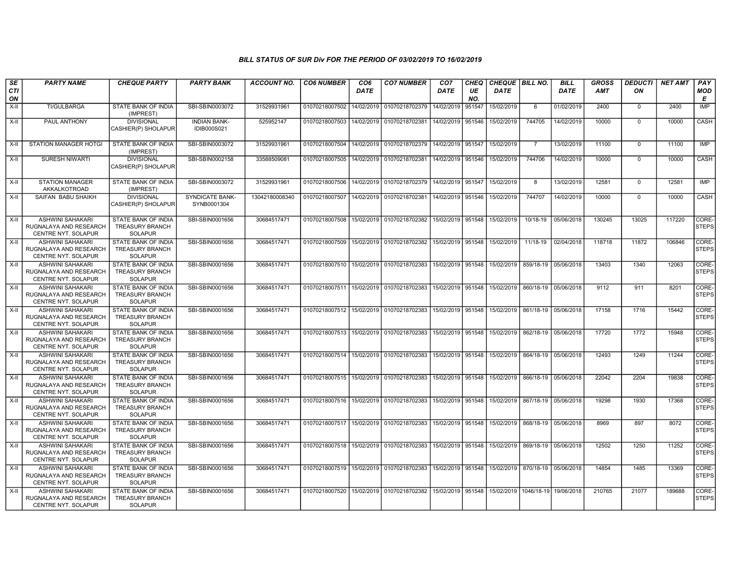## BILL STATUS OF SUR Div FOR THE PERIOD OF 03/02/2019 TO 16/02/2019

| SECTION | PARTY NAME | CHEQUE PARTY | PARTY BANK | ACCOUNT NO. | CO6 NUMBER | CO6 DATE | CO7 NUMBER | CO7 DATE | CHEQUE NO. | CHEQUE DATE | BILL NO. | BILL DATE | GROSS AMT | DEDUCTION | NET AMT | PAY MODE |
|---|---|---|---|---|---|---|---|---|---|---|---|---|---|---|---|---|
| X-II | TI/GULBARGA | STATE BANK OF INDIA (IMPREST) | SBI-SBIN0003072 | 31529931961 | 01070218007502 | 14/02/2019 | 01070218702379 | 14/02/2019 | 951547 | 15/02/2019 | 6 | 01/02/2019 | 2400 | 0 | 2400 | IMP |
| X-II | PAUL ANTHONY | DIVISIONAL CASHIER(P) SHOLAPUR | INDIAN BANK-IDIB000S021 | 525952147 | 01070218007503 | 14/02/2019 | 01070218702381 | 14/02/2019 | 951546 | 15/02/2019 | 744705 | 14/02/2019 | 10000 | 0 | 10000 | CASH |
| X-II | STATION MANAGER HOTGI | STATE BANK OF INDIA (IMPREST) | SBI-SBIN0003072 | 31529931961 | 01070218007504 | 14/02/2019 | 01070218702379 | 14/02/2019 | 951547 | 15/02/2019 | 7 | 13/02/2019 | 11100 | 0 | 11100 | IMP |
| X-II | SURESH NIWARTI | DIVISIONAL CASHIER(P) SHOLAPUR | SBI-SBIN0002158 | 33588509081 | 01070218007505 | 14/02/2019 | 01070218702381 | 14/02/2019 | 951546 | 15/02/2019 | 744706 | 14/02/2019 | 10000 | 0 | 10000 | CASH |
| X-II | STATION MANAGER AKKALKOTROAD | STATE BANK OF INDIA (IMPREST) | SBI-SBIN0003072 | 31529931961 | 01070218007506 | 14/02/2019 | 01070218702379 | 14/02/2019 | 951547 | 15/02/2019 | 8 | 13/02/2019 | 12581 | 0 | 12581 | IMP |
| X-II | SAIFAN BABU SHAIKH | DIVISIONAL CASHIER(P) SHOLAPUR | SYNDICATE BANK-SYNB0001304 | 13042180008340 | 01070218007507 | 14/02/2019 | 01070218702381 | 14/02/2019 | 951546 | 15/02/2019 | 744707 | 14/02/2019 | 10000 | 0 | 10000 | CASH |
| X-II | ASHWINI SAHAKARI RUGNALAYA AND RESEARCH CENTRE NYT. SOLAPUR | STATE BANK OF INDIA TREASURY BRANCH SOLAPUR | SBI-SBIN0001656 | 30684517471 | 01070218007508 | 15/02/2019 | 01070218702382 | 15/02/2019 | 951548 | 15/02/2019 | 10/18-19 | 05/06/2018 | 130245 | 13025 | 117220 | CORE-STEPS |
| X-II | ASHWINI SAHAKARI RUGNALAYA AND RESEARCH CENTRE NYT. SOLAPUR | STATE BANK OF INDIA TREASURY BRANCH SOLAPUR | SBI-SBIN0001656 | 30684517471 | 01070218007509 | 15/02/2019 | 01070218702382 | 15/02/2019 | 951548 | 15/02/2019 | 11/18-19 | 02/04/2018 | 118718 | 11872 | 106846 | CORE-STEPS |
| X-II | ASHWINI SAHAKARI RUGNALAYA AND RESEARCH CENTRE NYT. SOLAPUR | STATE BANK OF INDIA TREASURY BRANCH SOLAPUR | SBI-SBIN0001656 | 30684517471 | 01070218007510 | 15/02/2019 | 01070218702383 | 15/02/2019 | 951548 | 15/02/2019 | 859/18-19 | 05/06/2018 | 13403 | 1340 | 12063 | CORE-STEPS |
| X-II | ASHWINI SAHAKARI RUGNALAYA AND RESEARCH CENTRE NYT. SOLAPUR | STATE BANK OF INDIA TREASURY BRANCH SOLAPUR | SBI-SBIN0001656 | 30684517471 | 01070218007511 | 15/02/2019 | 01070218702383 | 15/02/2019 | 951548 | 15/02/2019 | 860/18-19 | 05/06/2018 | 9112 | 911 | 8201 | CORE-STEPS |
| X-II | ASHWINI SAHAKARI RUGNALAYA AND RESEARCH CENTRE NYT. SOLAPUR | STATE BANK OF INDIA TREASURY BRANCH SOLAPUR | SBI-SBIN0001656 | 30684517471 | 01070218007512 | 15/02/2019 | 01070218702383 | 15/02/2019 | 951548 | 15/02/2019 | 861/18-19 | 05/06/2018 | 17158 | 1716 | 15442 | CORE-STEPS |
| X-II | ASHWINI SAHAKARI RUGNALAYA AND RESEARCH CENTRE NYT. SOLAPUR | STATE BANK OF INDIA TREASURY BRANCH SOLAPUR | SBI-SBIN0001656 | 30684517471 | 01070218007513 | 15/02/2019 | 01070218702383 | 15/02/2019 | 951548 | 15/02/2019 | 862/18-19 | 05/06/2018 | 17720 | 1772 | 15948 | CORE-STEPS |
| X-II | ASHWINI SAHAKARI RUGNALAYA AND RESEARCH CENTRE NYT. SOLAPUR | STATE BANK OF INDIA TREASURY BRANCH SOLAPUR | SBI-SBIN0001656 | 30684517471 | 01070218007514 | 15/02/2019 | 01070218702383 | 15/02/2019 | 951548 | 15/02/2019 | 864/18-19 | 05/06/2018 | 12493 | 1249 | 11244 | CORE-STEPS |
| X-II | ASHWINI SAHAKARI RUGNALAYA AND RESEARCH CENTRE NYT. SOLAPUR | STATE BANK OF INDIA TREASURY BRANCH SOLAPUR | SBI-SBIN0001656 | 30684517471 | 01070218007515 | 15/02/2019 | 01070218702383 | 15/02/2019 | 951548 | 15/02/2019 | 866/18-19 | 05/06/2018 | 22042 | 2204 | 19838 | CORE-STEPS |
| X-II | ASHWINI SAHAKARI RUGNALAYA AND RESEARCH CENTRE NYT. SOLAPUR | STATE BANK OF INDIA TREASURY BRANCH SOLAPUR | SBI-SBIN0001656 | 30684517471 | 01070218007516 | 15/02/2019 | 01070218702383 | 15/02/2019 | 951548 | 15/02/2019 | 867/18-19 | 05/06/2018 | 19298 | 1930 | 17368 | CORE-STEPS |
| X-II | ASHWINI SAHAKARI RUGNALAYA AND RESEARCH CENTRE NYT. SOLAPUR | STATE BANK OF INDIA TREASURY BRANCH SOLAPUR | SBI-SBIN0001656 | 30684517471 | 01070218007517 | 15/02/2019 | 01070218702383 | 15/02/2019 | 951548 | 15/02/2019 | 868/18-19 | 05/06/2018 | 8969 | 897 | 8072 | CORE-STEPS |
| X-II | ASHWINI SAHAKARI RUGNALAYA AND RESEARCH CENTRE NYT. SOLAPUR | STATE BANK OF INDIA TREASURY BRANCH SOLAPUR | SBI-SBIN0001656 | 30684517471 | 01070218007518 | 15/02/2019 | 01070218702383 | 15/02/2019 | 951548 | 15/02/2019 | 869/18-19 | 05/06/2018 | 12502 | 1250 | 11252 | CORE-STEPS |
| X-II | ASHWINI SAHAKARI RUGNALAYA AND RESEARCH CENTRE NYT. SOLAPUR | STATE BANK OF INDIA TREASURY BRANCH SOLAPUR | SBI-SBIN0001656 | 30684517471 | 01070218007519 | 15/02/2019 | 01070218702383 | 15/02/2019 | 951548 | 15/02/2019 | 870/18-19 | 05/06/2018 | 14854 | 1485 | 13369 | CORE-STEPS |
| X-II | ASHWINI SAHAKARI RUGNALAYA AND RESEARCH CENTRE NYT. SOLAPUR | STATE BANK OF INDIA TREASURY BRANCH SOLAPUR | SBI-SBIN0001656 | 30684517471 | 01070218007520 | 15/02/2019 | 01070218702382 | 15/02/2019 | 951548 | 15/02/2019 | 1046/18-19 | 19/06/2018 | 210765 | 21077 | 189688 | CORE-STEPS |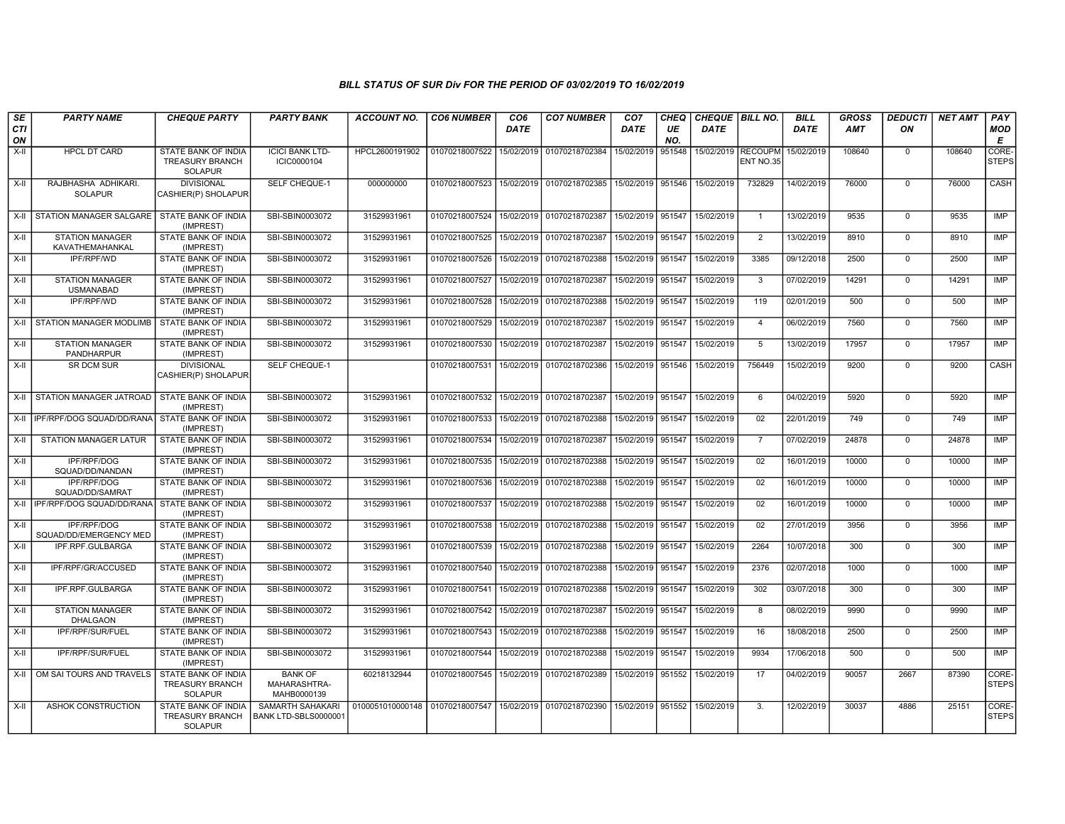# BILL STATUS OF SUR Div FOR THE PERIOD OF 03/02/2019 TO 16/02/2019

| SECTION | PARTY NAME | CHEQUE PARTY | PARTY BANK | ACCOUNT NO. | CO6 NUMBER | CO6 DATE | CO7 NUMBER | CO7 DATE | CHEQUE NO. | CHEQUE DATE | BILL NO. | BILL DATE | GROSS AMT | DEDUCTION | NET AMT | PAY MODE |
|---|---|---|---|---|---|---|---|---|---|---|---|---|---|---|---|---|
| X-II | HPCL DT CARD | STATE BANK OF INDIA TREASURY BRANCH SOLAPUR | ICICI BANK LTD-ICIC0000104 | HPCL2600191902 | 01070218007522 | 15/02/2019 | 01070218702384 | 15/02/2019 | 951548 | 15/02/2019 | RECOUPMENT NO.35 | 15/02/2019 | 108640 | 0 | 108640 | CORE-STEPS |
| X-II | RAJBHASHA ADHIKARI. SOLAPUR | DIVISIONAL CASHIER(P) SHOLAPUR | SELF CHEQUE-1 | 000000000 | 01070218007523 | 15/02/2019 | 01070218702385 | 15/02/2019 | 951546 | 15/02/2019 | 732829 | 14/02/2019 | 76000 | 0 | 76000 | CASH |
| X-II | STATION MANAGER SALGARE | STATE BANK OF INDIA (IMPREST) | SBI-SBIN0003072 | 31529931961 | 01070218007524 | 15/02/2019 | 01070218702387 | 15/02/2019 | 951547 | 15/02/2019 | 1 | 13/02/2019 | 9535 | 0 | 9535 | IMP |
| X-II | STATION MANAGER KAVATHEMAHANKAL | STATE BANK OF INDIA (IMPREST) | SBI-SBIN0003072 | 31529931961 | 01070218007525 | 15/02/2019 | 01070218702387 | 15/02/2019 | 951547 | 15/02/2019 | 2 | 13/02/2019 | 8910 | 0 | 8910 | IMP |
| X-II | IPF/RPF/WD | STATE BANK OF INDIA (IMPREST) | SBI-SBIN0003072 | 31529931961 | 01070218007526 | 15/02/2019 | 01070218702388 | 15/02/2019 | 951547 | 15/02/2019 | 3385 | 09/12/2018 | 2500 | 0 | 2500 | IMP |
| X-II | STATION MANAGER USMANABAD | STATE BANK OF INDIA (IMPREST) | SBI-SBIN0003072 | 31529931961 | 01070218007527 | 15/02/2019 | 01070218702387 | 15/02/2019 | 951547 | 15/02/2019 | 3 | 07/02/2019 | 14291 | 0 | 14291 | IMP |
| X-II | IPF/RPF/WD | STATE BANK OF INDIA (IMPREST) | SBI-SBIN0003072 | 31529931961 | 01070218007528 | 15/02/2019 | 01070218702388 | 15/02/2019 | 951547 | 15/02/2019 | 119 | 02/01/2019 | 500 | 0 | 500 | IMP |
| X-II | STATION MANAGER MODLIMB | STATE BANK OF INDIA (IMPREST) | SBI-SBIN0003072 | 31529931961 | 01070218007529 | 15/02/2019 | 01070218702387 | 15/02/2019 | 951547 | 15/02/2019 | 4 | 06/02/2019 | 7560 | 0 | 7560 | IMP |
| X-II | STATION MANAGER PANDHARPUR | STATE BANK OF INDIA (IMPREST) | SBI-SBIN0003072 | 31529931961 | 01070218007530 | 15/02/2019 | 01070218702387 | 15/02/2019 | 951547 | 15/02/2019 | 5 | 13/02/2019 | 17957 | 0 | 17957 | IMP |
| X-II | SR DCM SUR | DIVISIONAL CASHIER(P) SHOLAPUR | SELF CHEQUE-1 | | 01070218007531 | 15/02/2019 | 01070218702386 | 15/02/2019 | 951546 | 15/02/2019 | 756449 | 15/02/2019 | 9200 | 0 | 9200 | CASH |
| X-II | STATION MANAGER JATROAD | STATE BANK OF INDIA (IMPREST) | SBI-SBIN0003072 | 31529931961 | 01070218007532 | 15/02/2019 | 01070218702387 | 15/02/2019 | 951547 | 15/02/2019 | 6 | 04/02/2019 | 5920 | 0 | 5920 | IMP |
| X-II | IPF/RPF/DOG SQUAD/DD/RANA | STATE BANK OF INDIA (IMPREST) | SBI-SBIN0003072 | 31529931961 | 01070218007533 | 15/02/2019 | 01070218702388 | 15/02/2019 | 951547 | 15/02/2019 | 02 | 22/01/2019 | 749 | 0 | 749 | IMP |
| X-II | STATION MANAGER LATUR | STATE BANK OF INDIA (IMPREST) | SBI-SBIN0003072 | 31529931961 | 01070218007534 | 15/02/2019 | 01070218702387 | 15/02/2019 | 951547 | 15/02/2019 | 7 | 07/02/2019 | 24878 | 0 | 24878 | IMP |
| X-II | IPF/RPF/DOG SQUAD/DD/NANDAN | STATE BANK OF INDIA (IMPREST) | SBI-SBIN0003072 | 31529931961 | 01070218007535 | 15/02/2019 | 01070218702388 | 15/02/2019 | 951547 | 15/02/2019 | 02 | 16/01/2019 | 10000 | 0 | 10000 | IMP |
| X-II | IPF/RPF/DOG SQUAD/DD/SAMRAT | STATE BANK OF INDIA (IMPREST) | SBI-SBIN0003072 | 31529931961 | 01070218007536 | 15/02/2019 | 01070218702388 | 15/02/2019 | 951547 | 15/02/2019 | 02 | 16/01/2019 | 10000 | 0 | 10000 | IMP |
| X-II | IPF/RPF/DOG SQUAD/DD/RANA | STATE BANK OF INDIA (IMPREST) | SBI-SBIN0003072 | 31529931961 | 01070218007537 | 15/02/2019 | 01070218702388 | 15/02/2019 | 951547 | 15/02/2019 | 02 | 16/01/2019 | 10000 | 0 | 10000 | IMP |
| X-II | IPF/RPF/DOG SQUAD/DD/EMERGENCY MED | STATE BANK OF INDIA (IMPREST) | SBI-SBIN0003072 | 31529931961 | 01070218007538 | 15/02/2019 | 01070218702388 | 15/02/2019 | 951547 | 15/02/2019 | 02 | 27/01/2019 | 3956 | 0 | 3956 | IMP |
| X-II | IPF.RPF.GULBARGA | STATE BANK OF INDIA (IMPREST) | SBI-SBIN0003072 | 31529931961 | 01070218007539 | 15/02/2019 | 01070218702388 | 15/02/2019 | 951547 | 15/02/2019 | 2264 | 10/07/2018 | 300 | 0 | 300 | IMP |
| X-II | IPF/RPF/GR/ACCUSED | STATE BANK OF INDIA (IMPREST) | SBI-SBIN0003072 | 31529931961 | 01070218007540 | 15/02/2019 | 01070218702388 | 15/02/2019 | 951547 | 15/02/2019 | 2376 | 02/07/2018 | 1000 | 0 | 1000 | IMP |
| X-II | IPF.RPF.GULBARGA | STATE BANK OF INDIA (IMPREST) | SBI-SBIN0003072 | 31529931961 | 01070218007541 | 15/02/2019 | 01070218702388 | 15/02/2019 | 951547 | 15/02/2019 | 302 | 03/07/2018 | 300 | 0 | 300 | IMP |
| X-II | STATION MANAGER DHALGAON | STATE BANK OF INDIA (IMPREST) | SBI-SBIN0003072 | 31529931961 | 01070218007542 | 15/02/2019 | 01070218702387 | 15/02/2019 | 951547 | 15/02/2019 | 8 | 08/02/2019 | 9990 | 0 | 9990 | IMP |
| X-II | IPF/RPF/SUR/FUEL | STATE BANK OF INDIA (IMPREST) | SBI-SBIN0003072 | 31529931961 | 01070218007543 | 15/02/2019 | 01070218702388 | 15/02/2019 | 951547 | 15/02/2019 | 16 | 18/08/2018 | 2500 | 0 | 2500 | IMP |
| X-II | IPF/RPF/SUR/FUEL | STATE BANK OF INDIA (IMPREST) | SBI-SBIN0003072 | 31529931961 | 01070218007544 | 15/02/2019 | 01070218702388 | 15/02/2019 | 951547 | 15/02/2019 | 9934 | 17/06/2018 | 500 | 0 | 500 | IMP |
| X-II | OM SAI TOURS AND TRAVELS | STATE BANK OF INDIA TREASURY BRANCH SOLAPUR | BANK OF MAHARASHTRA-MAHB0000139 | 60218132944 | 01070218007545 | 15/02/2019 | 01070218702389 | 15/02/2019 | 951552 | 15/02/2019 | 17 | 04/02/2019 | 90057 | 2667 | 87390 | CORE-STEPS |
| X-II | ASHOK CONSTRUCTION | STATE BANK OF INDIA TREASURY BRANCH SOLAPUR | SAMARTH SAHAKARI BANK LTD-SBLS0000001 | 0100051010000148 | 01070218007547 | 15/02/2019 | 01070218702390 | 15/02/2019 | 951552 | 15/02/2019 | 3. | 12/02/2019 | 30037 | 4886 | 25151 | CORE-STEPS |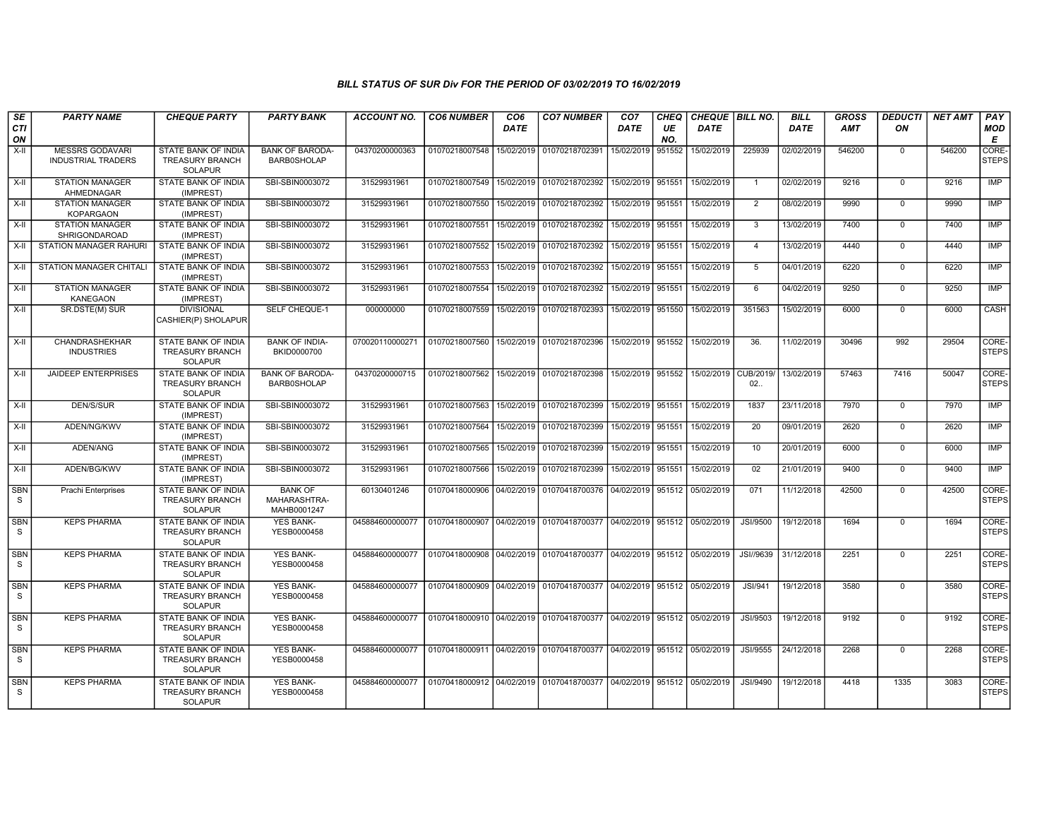# BILL STATUS OF SUR Div FOR THE PERIOD OF 03/02/2019 TO 16/02/2019

| SECTION | PARTY NAME | CHEQUE PARTY | PARTY BANK | ACCOUNT NO. | CO6 NUMBER | CO6 DATE | CO7 NUMBER | CO7 DATE | CHEQUE NO. | CHEQUE DATE | BILL NO. | BILL DATE | GROSS AMT | DEDUCTION | NET AMT | PAY MODE |
|---|---|---|---|---|---|---|---|---|---|---|---|---|---|---|---|---|
| X-II | MESSRS GODAVARI INDUSTRIAL TRADERS | STATE BANK OF INDIA TREASURY BRANCH SOLAPUR | BANK OF BARODA-BARB0SHOLAP | 04370200000363 | 01070218007548 | 15/02/2019 | 01070218702391 | 15/02/2019 | 951552 | 15/02/2019 | 225939 | 02/02/2019 | 546200 | 0 | 546200 | CORE-STEPS |
| X-II | STATION MANAGER AHMEDNAGAR | STATE BANK OF INDIA (IMPREST) | SBI-SBIN0003072 | 31529931961 | 01070218007549 | 15/02/2019 | 01070218702392 | 15/02/2019 | 951551 | 15/02/2019 | 1 | 02/02/2019 | 9216 | 0 | 9216 | IMP |
| X-II | STATION MANAGER KOPARGAON | STATE BANK OF INDIA (IMPREST) | SBI-SBIN0003072 | 31529931961 | 01070218007550 | 15/02/2019 | 01070218702392 | 15/02/2019 | 951551 | 15/02/2019 | 2 | 08/02/2019 | 9990 | 0 | 9990 | IMP |
| X-II | STATION MANAGER SHRIGONDAROAD | STATE BANK OF INDIA (IMPREST) | SBI-SBIN0003072 | 31529931961 | 01070218007551 | 15/02/2019 | 01070218702392 | 15/02/2019 | 951551 | 15/02/2019 | 3 | 13/02/2019 | 7400 | 0 | 7400 | IMP |
| X-II | STATION MANAGER RAHURI | STATE BANK OF INDIA (IMPREST) | SBI-SBIN0003072 | 31529931961 | 01070218007552 | 15/02/2019 | 01070218702392 | 15/02/2019 | 951551 | 15/02/2019 | 4 | 13/02/2019 | 4440 | 0 | 4440 | IMP |
| X-II | STATION MANAGER CHITALI | STATE BANK OF INDIA (IMPREST) | SBI-SBIN0003072 | 31529931961 | 01070218007553 | 15/02/2019 | 01070218702392 | 15/02/2019 | 951551 | 15/02/2019 | 5 | 04/01/2019 | 6220 | 0 | 6220 | IMP |
| X-II | STATION MANAGER KANEGAON | STATE BANK OF INDIA (IMPREST) | SBI-SBIN0003072 | 31529931961 | 01070218007554 | 15/02/2019 | 01070218702392 | 15/02/2019 | 951551 | 15/02/2019 | 6 | 04/02/2019 | 9250 | 0 | 9250 | IMP |
| X-II | SR.DSTE(M) SUR | DIVISIONAL CASHIER(P) SHOLAPUR | SELF CHEQUE-1 | 000000000 | 01070218007559 | 15/02/2019 | 01070218702393 | 15/02/2019 | 951550 | 15/02/2019 | 351563 | 15/02/2019 | 6000 | 0 | 6000 | CASH |
| X-II | CHANDRASHEKHAR INDUSTRIES | STATE BANK OF INDIA TREASURY BRANCH SOLAPUR | BANK OF INDIA-BKID0000700 | 070020110000271 | 01070218007560 | 15/02/2019 | 01070218702396 | 15/02/2019 | 951552 | 15/02/2019 | 36. | 11/02/2019 | 30496 | 992 | 29504 | CORE-STEPS |
| X-II | JAIDEEP ENTERPRISES | STATE BANK OF INDIA TREASURY BRANCH SOLAPUR | BANK OF BARODA-BARB0SHOLAP | 04370200000715 | 01070218007562 | 15/02/2019 | 01070218702398 | 15/02/2019 | 951552 | 15/02/2019 | CUB/2019/02.. | 13/02/2019 | 57463 | 7416 | 50047 | CORE-STEPS |
| X-II | DEN/S/SUR | STATE BANK OF INDIA (IMPREST) | SBI-SBIN0003072 | 31529931961 | 01070218007563 | 15/02/2019 | 01070218702399 | 15/02/2019 | 951551 | 15/02/2019 | 1837 | 23/11/2018 | 7970 | 0 | 7970 | IMP |
| X-II | ADEN/NG/KWV | STATE BANK OF INDIA (IMPREST) | SBI-SBIN0003072 | 31529931961 | 01070218007564 | 15/02/2019 | 01070218702399 | 15/02/2019 | 951551 | 15/02/2019 | 20 | 09/01/2019 | 2620 | 0 | 2620 | IMP |
| X-II | ADEN/ANG | STATE BANK OF INDIA (IMPREST) | SBI-SBIN0003072 | 31529931961 | 01070218007565 | 15/02/2019 | 01070218702399 | 15/02/2019 | 951551 | 15/02/2019 | 10 | 20/01/2019 | 6000 | 0 | 6000 | IMP |
| X-II | ADEN/BG/KWV | STATE BANK OF INDIA (IMPREST) | SBI-SBIN0003072 | 31529931961 | 01070218007566 | 15/02/2019 | 01070218702399 | 15/02/2019 | 951551 | 15/02/2019 | 02 | 21/01/2019 | 9400 | 0 | 9400 | IMP |
| SBNS | Prachi Enterprises | STATE BANK OF INDIA TREASURY BRANCH SOLAPUR | BANK OF MAHARASHTRA-MAHB0001247 | 60130401246 | 01070418000906 | 04/02/2019 | 01070418700376 | 04/02/2019 | 951512 | 05/02/2019 | 071 | 11/12/2018 | 42500 | 0 | 42500 | CORE-STEPS |
| SBNS | KEPS PHARMA | STATE BANK OF INDIA TREASURY BRANCH SOLAPUR | YES BANK-YESB0000458 | 045884600000077 | 01070418000907 | 04/02/2019 | 01070418700377 | 04/02/2019 | 951512 | 05/02/2019 | JSI/9500 | 19/12/2018 | 1694 | 0 | 1694 | CORE-STEPS |
| SBNS | KEPS PHARMA | STATE BANK OF INDIA TREASURY BRANCH SOLAPUR | YES BANK-YESB0000458 | 045884600000077 | 01070418000908 | 04/02/2019 | 01070418700377 | 04/02/2019 | 951512 | 05/02/2019 | JSI//9639 | 31/12/2018 | 2251 | 0 | 2251 | CORE-STEPS |
| SBNS | KEPS PHARMA | STATE BANK OF INDIA TREASURY BRANCH SOLAPUR | YES BANK-YESB0000458 | 045884600000077 | 01070418000909 | 04/02/2019 | 01070418700377 | 04/02/2019 | 951512 | 05/02/2019 | JSI/941 | 19/12/2018 | 3580 | 0 | 3580 | CORE-STEPS |
| SBNS | KEPS PHARMA | STATE BANK OF INDIA TREASURY BRANCH SOLAPUR | YES BANK-YESB0000458 | 045884600000077 | 01070418000910 | 04/02/2019 | 01070418700377 | 04/02/2019 | 951512 | 05/02/2019 | JSI/9503 | 19/12/2018 | 9192 | 0 | 9192 | CORE-STEPS |
| SBNS | KEPS PHARMA | STATE BANK OF INDIA TREASURY BRANCH SOLAPUR | YES BANK-YESB0000458 | 045884600000077 | 01070418000911 | 04/02/2019 | 01070418700377 | 04/02/2019 | 951512 | 05/02/2019 | JSI/9555 | 24/12/2018 | 2268 | 0 | 2268 | CORE-STEPS |
| SBNS | KEPS PHARMA | STATE BANK OF INDIA TREASURY BRANCH SOLAPUR | YES BANK-YESB0000458 | 045884600000077 | 01070418000912 | 04/02/2019 | 01070418700377 | 04/02/2019 | 951512 | 05/02/2019 | JSI/9490 | 19/12/2018 | 4418 | 1335 | 3083 | CORE-STEPS |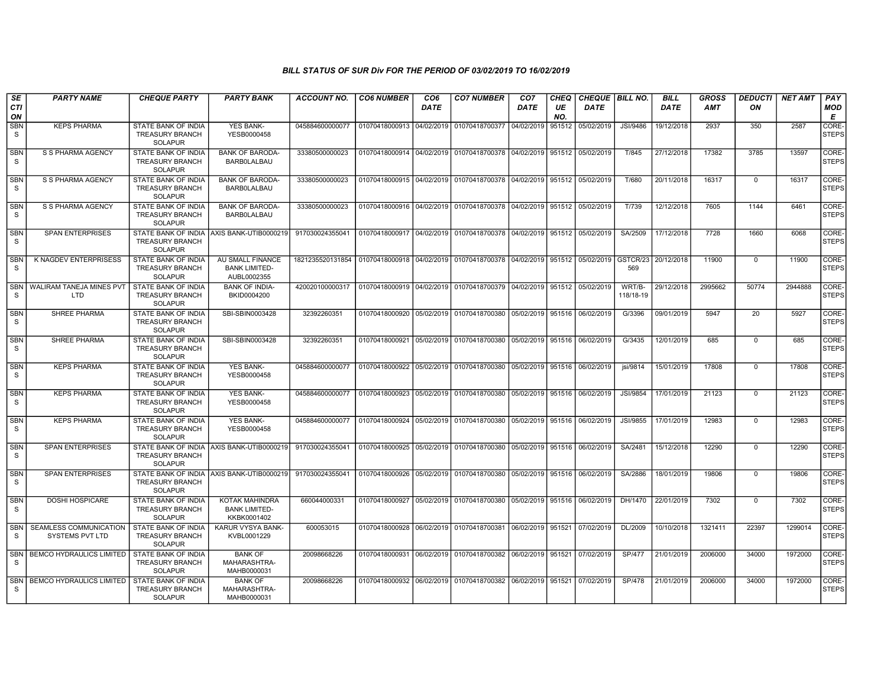*BILL STATUS OF SUR Div FOR THE PERIOD OF 03/02/2019 TO 16/02/2019*

| SECTION | PARTY NAME | CHEQUE PARTY | PARTY BANK | ACCOUNT NO. | CO6 NUMBER | CO6 DATE | CO7 NUMBER | CO7 DATE | CHEQUE NO. | CHEQUE DATE | BILL NO. | BILL DATE | GROSS AMT | DEDUCTION | NET AMT | PAY MODE |
|---|---|---|---|---|---|---|---|---|---|---|---|---|---|---|---|---|
| SBNS | KEPS PHARMA | STATE BANK OF INDIA TREASURY BRANCH SOLAPUR | YES BANK-YESB0000458 | 045884600000077 | 01070418000913 | 04/02/2019 | 01070418700377 | 04/02/2019 | 951512 | 05/02/2019 | JSI/9486 | 19/12/2018 | 2937 | 350 | 2587 | CORE-STEPS |
| SBNS | S S PHARMA AGENCY | STATE BANK OF INDIA TREASURY BRANCH SOLAPUR | BANK OF BARODA-BARB0LALBAU | 33380500000023 | 01070418000914 | 04/02/2019 | 01070418700378 | 04/02/2019 | 951512 | 05/02/2019 | T/845 | 27/12/2018 | 17382 | 3785 | 13597 | CORE-STEPS |
| SBNS | S S PHARMA AGENCY | STATE BANK OF INDIA TREASURY BRANCH SOLAPUR | BANK OF BARODA-BARB0LALBAU | 33380500000023 | 01070418000915 | 04/02/2019 | 01070418700378 | 04/02/2019 | 951512 | 05/02/2019 | T/680 | 20/11/2018 | 16317 | 0 | 16317 | CORE-STEPS |
| SBNS | S S PHARMA AGENCY | STATE BANK OF INDIA TREASURY BRANCH SOLAPUR | BANK OF BARODA-BARB0LALBAU | 33380500000023 | 01070418000916 | 04/02/2019 | 01070418700378 | 04/02/2019 | 951512 | 05/02/2019 | T/739 | 12/12/2018 | 7605 | 1144 | 6461 | CORE-STEPS |
| SBNS | SPAN ENTERPRISES | STATE BANK OF INDIA TREASURY BRANCH SOLAPUR | AXIS BANK-UTIB0000219 | 917030024355041 | 01070418000917 | 04/02/2019 | 01070418700378 | 04/02/2019 | 951512 | 05/02/2019 | SA/2509 | 17/12/2018 | 7728 | 1660 | 6068 | CORE-STEPS |
| SBNS | K NAGDEV ENTERPRISESS | STATE BANK OF INDIA TREASURY BRANCH SOLAPUR | AU SMALL FINANCE BANK LIMITED-AUBL0002355 | 1821235520131854 | 01070418000918 | 04/02/2019 | 01070418700378 | 04/02/2019 | 951512 | 05/02/2019 | GSTCR/23 569 | 20/12/2018 | 11900 | 0 | 11900 | CORE-STEPS |
| SBNS | WALIRAM TANEJA MINES PVT LTD | STATE BANK OF INDIA TREASURY BRANCH SOLAPUR | BANK OF INDIA-BKID0004200 | 420020100000317 | 01070418000919 | 04/02/2019 | 01070418700379 | 04/02/2019 | 951512 | 05/02/2019 | WRT/B-118/18-19 | 29/12/2018 | 2995662 | 50774 | 2944888 | CORE-STEPS |
| SBNS | SHREE PHARMA | STATE BANK OF INDIA TREASURY BRANCH SOLAPUR | SBI-SBIN0003428 | 32392260351 | 01070418000920 | 05/02/2019 | 01070418700380 | 05/02/2019 | 951516 | 06/02/2019 | G/3396 | 09/01/2019 | 5947 | 20 | 5927 | CORE-STEPS |
| SBNS | SHREE PHARMA | STATE BANK OF INDIA TREASURY BRANCH SOLAPUR | SBI-SBIN0003428 | 32392260351 | 01070418000921 | 05/02/2019 | 01070418700380 | 05/02/2019 | 951516 | 06/02/2019 | G/3435 | 12/01/2019 | 685 | 0 | 685 | CORE-STEPS |
| SBNS | KEPS PHARMA | STATE BANK OF INDIA TREASURY BRANCH SOLAPUR | YES BANK-YESB0000458 | 045884600000077 | 01070418000922 | 05/02/2019 | 01070418700380 | 05/02/2019 | 951516 | 06/02/2019 | jsi/9814 | 15/01/2019 | 17808 | 0 | 17808 | CORE-STEPS |
| SBNS | KEPS PHARMA | STATE BANK OF INDIA TREASURY BRANCH SOLAPUR | YES BANK-YESB0000458 | 045884600000077 | 01070418000923 | 05/02/2019 | 01070418700380 | 05/02/2019 | 951516 | 06/02/2019 | JSI/9854 | 17/01/2019 | 21123 | 0 | 21123 | CORE-STEPS |
| SBNS | KEPS PHARMA | STATE BANK OF INDIA TREASURY BRANCH SOLAPUR | YES BANK-YESB0000458 | 045884600000077 | 01070418000924 | 05/02/2019 | 01070418700380 | 05/02/2019 | 951516 | 06/02/2019 | JSI/9855 | 17/01/2019 | 12983 | 0 | 12983 | CORE-STEPS |
| SBNS | SPAN ENTERPRISES | STATE BANK OF INDIA TREASURY BRANCH SOLAPUR | AXIS BANK-UTIB0000219 | 917030024355041 | 01070418000925 | 05/02/2019 | 01070418700380 | 05/02/2019 | 951516 | 06/02/2019 | SA/2481 | 15/12/2018 | 12290 | 0 | 12290 | CORE-STEPS |
| SBNS | SPAN ENTERPRISES | STATE BANK OF INDIA TREASURY BRANCH SOLAPUR | AXIS BANK-UTIB0000219 | 917030024355041 | 01070418000926 | 05/02/2019 | 01070418700380 | 05/02/2019 | 951516 | 06/02/2019 | SA/2886 | 18/01/2019 | 19806 | 0 | 19806 | CORE-STEPS |
| SBNS | DOSHI HOSPICARE | STATE BANK OF INDIA TREASURY BRANCH SOLAPUR | KOTAK MAHINDRA BANK LIMITED-KKBK0001402 | 660044000331 | 01070418000927 | 05/02/2019 | 01070418700380 | 05/02/2019 | 951516 | 06/02/2019 | DH/1470 | 22/01/2019 | 7302 | 0 | 7302 | CORE-STEPS |
| SBNS | SEAMLESS COMMUNICATION SYSTEMS PVT LTD | STATE BANK OF INDIA TREASURY BRANCH SOLAPUR | KARUR VYSYA BANK-KVBL0001229 | 600053015 | 01070418000928 | 06/02/2019 | 01070418700381 | 06/02/2019 | 951521 | 07/02/2019 | DL/2009 | 10/10/2018 | 1321411 | 22397 | 1299014 | CORE-STEPS |
| SBNS | BEMCO HYDRAULICS LIMITED | STATE BANK OF INDIA TREASURY BRANCH SOLAPUR | BANK OF MAHARASHTRA-MAHB0000031 | 20098668226 | 01070418000931 | 06/02/2019 | 01070418700382 | 06/02/2019 | 951521 | 07/02/2019 | SP/477 | 21/01/2019 | 2006000 | 34000 | 1972000 | CORE-STEPS |
| SBNS | BEMCO HYDRAULICS LIMITED | STATE BANK OF INDIA TREASURY BRANCH SOLAPUR | BANK OF MAHARASHTRA-MAHB0000031 | 20098668226 | 01070418000932 | 06/02/2019 | 01070418700382 | 06/02/2019 | 951521 | 07/02/2019 | SP/478 | 21/01/2019 | 2006000 | 34000 | 1972000 | CORE-STEPS |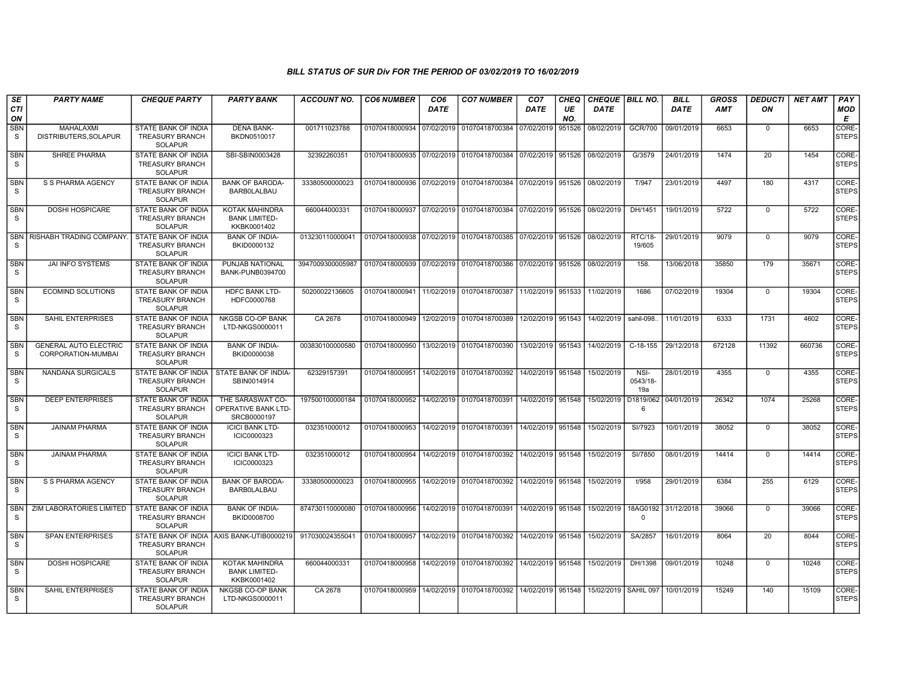*BILL STATUS OF SUR Div FOR THE PERIOD OF 03/02/2019 TO 16/02/2019*

| SECTION | PARTY NAME | CHEQUE PARTY | PARTY BANK | ACCOUNT NO. | CO6 NUMBER | CO6 DATE | CO7 NUMBER | CO7 DATE | CHEQUE NO. | CHEQUE DATE | BILL NO. | BILL DATE | GROSS AMT | DEDUCTION | NET AMT | PAY MODE |
|---|---|---|---|---|---|---|---|---|---|---|---|---|---|---|---|---|
| SBNS | MAHALAXMI DISTRIBUTERS,SOLAPUR | STATE BANK OF INDIA TREASURY BRANCH SOLAPUR | DENA BANK-BKDN0510017 | 001711023788 | 01070418000934 | 07/02/2019 | 01070418700384 | 07/02/2019 | 951526 | 08/02/2019 | GCR/700 | 09/01/2019 | 6653 | 0 | 6653 | CORE-STEPS |
| SBNS | SHREE PHARMA | STATE BANK OF INDIA TREASURY BRANCH SOLAPUR | SBI-SBIN0003428 | 32392260351 | 01070418000935 | 07/02/2019 | 01070418700384 | 07/02/2019 | 951526 | 08/02/2019 | G/3579 | 24/01/2019 | 1474 | 20 | 1454 | CORE-STEPS |
| SBNS | S S PHARMA AGENCY | STATE BANK OF INDIA TREASURY BRANCH SOLAPUR | BANK OF BARODA-BARB0LALBAU | 33380500000023 | 01070418000936 | 07/02/2019 | 01070418700384 | 07/02/2019 | 951526 | 08/02/2019 | T/947 | 23/01/2019 | 4497 | 180 | 4317 | CORE-STEPS |
| SBNS | DOSHI HOSPICARE | STATE BANK OF INDIA TREASURY BRANCH SOLAPUR | KOTAK MAHINDRA BANK LIMITED-KKBK0001402 | 660044000331 | 01070418000937 | 07/02/2019 | 01070418700384 | 07/02/2019 | 951526 | 08/02/2019 | DH/1451 | 19/01/2019 | 5722 | 0 | 5722 | CORE-STEPS |
| SBNS | RISHABH TRADING COMPANY. | STATE BANK OF INDIA TREASURY BRANCH SOLAPUR | BANK OF INDIA-BKID0000132 | 013230110000041 | 01070418000938 | 07/02/2019 | 01070418700385 | 07/02/2019 | 951526 | 08/02/2019 | RTC/18-19/605 | 29/01/2019 | 9079 | 0 | 9079 | CORE-STEPS |
| SBNS | JAI INFO SYSTEMS | STATE BANK OF INDIA TREASURY BRANCH SOLAPUR | PUNJAB NATIONAL BANK-PUNB0394700 | 3947009300005987 | 01070418000939 | 07/02/2019 | 01070418700386 | 07/02/2019 | 951526 | 08/02/2019 | 158. | 13/06/2018 | 35850 | 179 | 35671 | CORE-STEPS |
| SBNS | ECOMIND SOLUTIONS | STATE BANK OF INDIA TREASURY BRANCH SOLAPUR | HDFC BANK LTD-HDFC0000768 | 50200022136605 | 01070418000941 | 11/02/2019 | 01070418700387 | 11/02/2019 | 951533 | 11/02/2019 | 1686 | 07/02/2019 | 19304 | 0 | 19304 | CORE-STEPS |
| SBNS | SAHIL ENTERPRISES | STATE BANK OF INDIA TREASURY BRANCH SOLAPUR | NKGSB CO-OP BANK LTD-NKGS0000011 | CA 2678 | 01070418000949 | 12/02/2019 | 01070418700389 | 12/02/2019 | 951543 | 14/02/2019 | sahil-098.. | 11/01/2019 | 6333 | 1731 | 4602 | CORE-STEPS |
| SBNS | GENERAL AUTO ELECTRIC CORPORATION-MUMBAI | STATE BANK OF INDIA TREASURY BRANCH SOLAPUR | BANK OF INDIA-BKID0000038 | 003830100000580 | 01070418000950 | 13/02/2019 | 01070418700390 | 13/02/2019 | 951543 | 14/02/2019 | C-18-155 | 29/12/2018 | 672128 | 11392 | 660736 | CORE-STEPS |
| SBNS | NANDANA SURGICALS | STATE BANK OF INDIA TREASURY BRANCH SOLAPUR | STATE BANK OF INDIA-SBIN0014914 | 62329157391 | 01070418000951 | 14/02/2019 | 01070418700392 | 14/02/2019 | 951548 | 15/02/2019 | NSI-0543/18-19a | 28/01/2019 | 4355 | 0 | 4355 | CORE-STEPS |
| SBNS | DEEP ENTERPRISES | STATE BANK OF INDIA TREASURY BRANCH SOLAPUR | THE SARASWAT CO-OPERATIVE BANK LTD-SRCB0000197 | 197500100000184 | 01070418000952 | 14/02/2019 | 01070418700391 | 14/02/2019 | 951548 | 15/02/2019 | D1819/0626 | 04/01/2019 | 26342 | 1074 | 25268 | CORE-STEPS |
| SBNS | JAINAM PHARMA | STATE BANK OF INDIA TREASURY BRANCH SOLAPUR | ICICI BANK LTD-ICIC0000323 | 032351000012 | 01070418000953 | 14/02/2019 | 01070418700391 | 14/02/2019 | 951548 | 15/02/2019 | SI/7923 | 10/01/2019 | 38052 | 0 | 38052 | CORE-STEPS |
| SBNS | JAINAM PHARMA | STATE BANK OF INDIA TREASURY BRANCH SOLAPUR | ICICI BANK LTD-ICIC0000323 | 032351000012 | 01070418000954 | 14/02/2019 | 01070418700392 | 14/02/2019 | 951548 | 15/02/2019 | SI/7850 | 08/01/2019 | 14414 | 0 | 14414 | CORE-STEPS |
| SBNS | S S PHARMA AGENCY | STATE BANK OF INDIA TREASURY BRANCH SOLAPUR | BANK OF BARODA-BARB0LALBAU | 33380500000023 | 01070418000955 | 14/02/2019 | 01070418700392 | 14/02/2019 | 951548 | 15/02/2019 | t/958 | 29/01/2019 | 6384 | 255 | 6129 | CORE-STEPS |
| SBNS | ZIM LABORATORIES LIMITED | STATE BANK OF INDIA TREASURY BRANCH SOLAPUR | BANK OF INDIA-BKID0008700 | 874730110000080 | 01070418000956 | 14/02/2019 | 01070418700391 | 14/02/2019 | 951548 | 15/02/2019 | 18AG01920 | 31/12/2018 | 39066 | 0 | 39066 | CORE-STEPS |
| SBNS | SPAN ENTERPRISES | STATE BANK OF INDIA TREASURY BRANCH SOLAPUR | AXIS BANK-UTIB0000219 | 917030024355041 | 01070418000957 | 14/02/2019 | 01070418700392 | 14/02/2019 | 951548 | 15/02/2019 | SA/2857 | 16/01/2019 | 8064 | 20 | 8044 | CORE-STEPS |
| SBNS | DOSHI HOSPICARE | STATE BANK OF INDIA TREASURY BRANCH SOLAPUR | KOTAK MAHINDRA BANK LIMITED-KKBK0001402 | 660044000331 | 01070418000958 | 14/02/2019 | 01070418700392 | 14/02/2019 | 951548 | 15/02/2019 | DH/1398 | 09/01/2019 | 10248 | 0 | 10248 | CORE-STEPS |
| SBNS | SAHIL ENTERPRISES | STATE BANK OF INDIA TREASURY BRANCH SOLAPUR | NKGSB CO-OP BANK LTD-NKGS0000011 | CA 2678 | 01070418000959 | 14/02/2019 | 01070418700392 | 14/02/2019 | 951548 | 15/02/2019 | SAHIL 097 | 10/01/2019 | 15249 | 140 | 15109 | CORE-STEPS |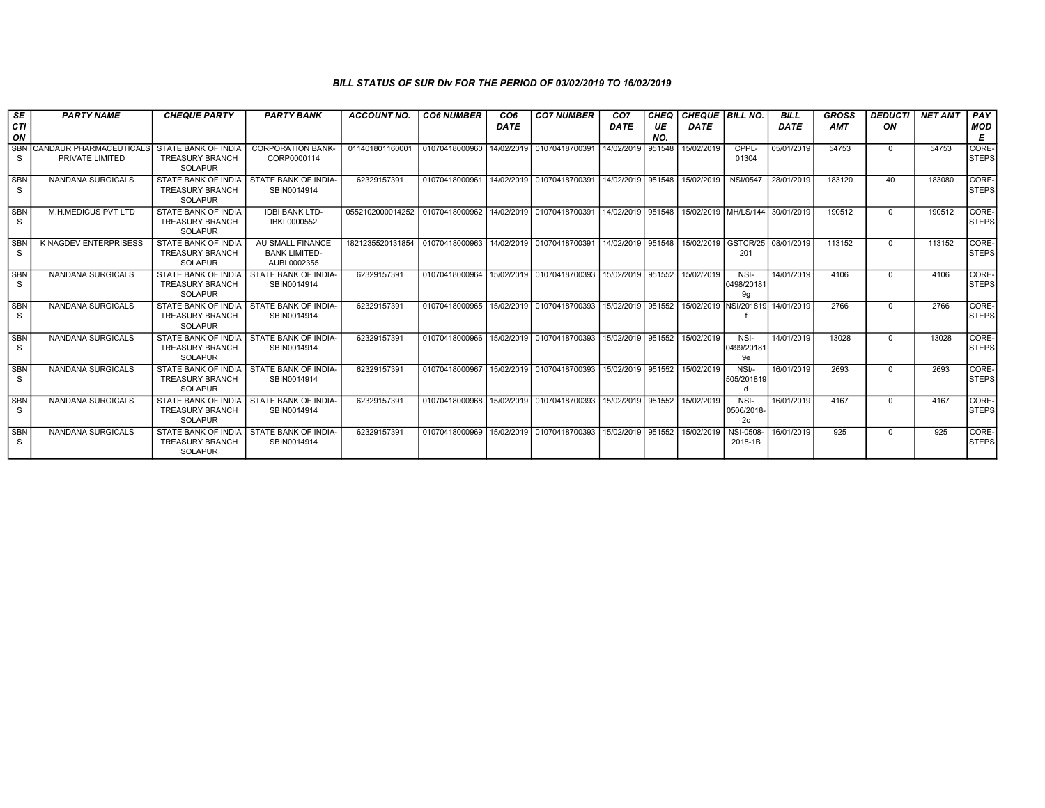*BILL STATUS OF SUR Div FOR THE PERIOD OF 03/02/2019 TO 16/02/2019*

| *SECTION* | *PARTY NAME* | *CHEQUE PARTY* | *PARTY BANK* | *ACCOUNT NO.* | *CO6 NUMBER* | *CO6 DATE* | *CO7 NUMBER* | *CO7 DATE* | *CHEQUE NO.* | *CHEQUE DATE* | *BILL NO.* | *BILL DATE* | *GROSS AMT* | *DEDUCTION* | *NET AMT* | *PAY MODE* |
|---|---|---|---|---|---|---|---|---|---|---|---|---|---|---|---|---|
| SBNS | CANDAUR PHARMACEUTICALS PRIVATE LIMITED | STATE BANK OF INDIA TREASURY BRANCH SOLAPUR | CORPORATION BANK-CORP0000114 | 011401801160001 | 01070418000960 | 14/02/2019 | 01070418700391 | 14/02/2019 | 951548 | 15/02/2019 | CPPL-01304 | 05/01/2019 | 54753 | 0 | 54753 | CORE-STEPS |
| SBNS | NANDANA SURGICALS | STATE BANK OF INDIA TREASURY BRANCH SOLAPUR | STATE BANK OF INDIA-SBIN0014914 | 62329157391 | 01070418000961 | 14/02/2019 | 01070418700391 | 14/02/2019 | 951548 | 15/02/2019 | NSI/0547 | 28/01/2019 | 183120 | 40 | 183080 | CORE-STEPS |
| SBNS | M.H.MEDICUS PVT LTD | STATE BANK OF INDIA TREASURY BRANCH SOLAPUR | IDBI BANK LTD-IBKL0000552 | 0552102000014252 | 01070418000962 | 14/02/2019 | 01070418700391 | 14/02/2019 | 951548 | 15/02/2019 | MH/LS/144 | 30/01/2019 | 190512 | 0 | 190512 | CORE-STEPS |
| SBNS | K NAGDEV ENTERPRISESS | STATE BANK OF INDIA TREASURY BRANCH SOLAPUR | AU SMALL FINANCE BANK LIMITED-AUBL0002355 | 1821235520131854 | 01070418000963 | 14/02/2019 | 01070418700391 | 14/02/2019 | 951548 | 15/02/2019 | GSTCR/25 201 | 08/01/2019 | 113152 | 0 | 113152 | CORE-STEPS |
| SBNS | NANDANA SURGICALS | STATE BANK OF INDIA TREASURY BRANCH SOLAPUR | STATE BANK OF INDIA-SBIN0014914 | 62329157391 | 01070418000964 | 15/02/2019 | 01070418700393 | 15/02/2019 | 951552 | 15/02/2019 | NSI-0498/20181 9g | 14/01/2019 | 4106 | 0 | 4106 | CORE-STEPS |
| SBNS | NANDANA SURGICALS | STATE BANK OF INDIA TREASURY BRANCH SOLAPUR | STATE BANK OF INDIA-SBIN0014914 | 62329157391 | 01070418000965 | 15/02/2019 | 01070418700393 | 15/02/2019 | 951552 | 15/02/2019 | NSI/201819 f | 14/01/2019 | 2766 | 0 | 2766 | CORE-STEPS |
| SBNS | NANDANA SURGICALS | STATE BANK OF INDIA TREASURY BRANCH SOLAPUR | STATE BANK OF INDIA-SBIN0014914 | 62329157391 | 01070418000966 | 15/02/2019 | 01070418700393 | 15/02/2019 | 951552 | 15/02/2019 | NSI-0499/20181 9e | 14/01/2019 | 13028 | 0 | 13028 | CORE-STEPS |
| SBNS | NANDANA SURGICALS | STATE BANK OF INDIA TREASURY BRANCH SOLAPUR | STATE BANK OF INDIA-SBIN0014914 | 62329157391 | 01070418000967 | 15/02/2019 | 01070418700393 | 15/02/2019 | 951552 | 15/02/2019 | NSI/-505/201819 d | 16/01/2019 | 2693 | 0 | 2693 | CORE-STEPS |
| SBNS | NANDANA SURGICALS | STATE BANK OF INDIA TREASURY BRANCH SOLAPUR | STATE BANK OF INDIA-SBIN0014914 | 62329157391 | 01070418000968 | 15/02/2019 | 01070418700393 | 15/02/2019 | 951552 | 15/02/2019 | NSI-0506/2018-2c | 16/01/2019 | 4167 | 0 | 4167 | CORE-STEPS |
| SBNS | NANDANA SURGICALS | STATE BANK OF INDIA TREASURY BRANCH SOLAPUR | STATE BANK OF INDIA-SBIN0014914 | 62329157391 | 01070418000969 | 15/02/2019 | 01070418700393 | 15/02/2019 | 951552 | 15/02/2019 | NSI-0508-2018-1B | 16/01/2019 | 925 | 0 | 925 | CORE-STEPS |